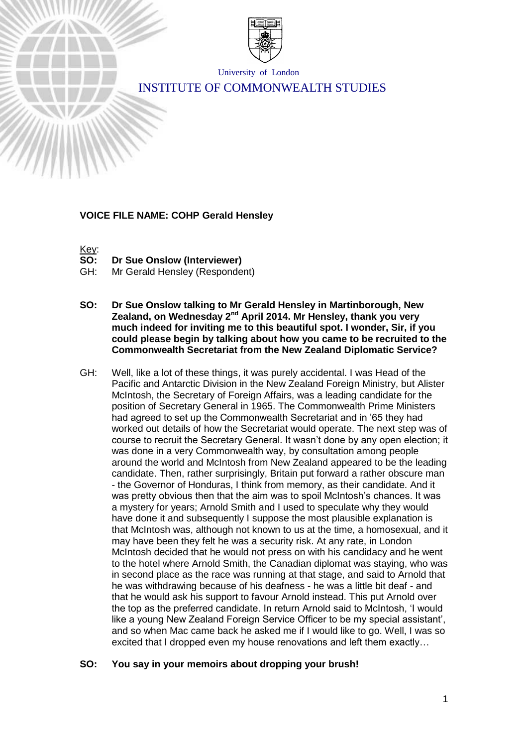University of London

INSTITUTE OF COMMONWEALTH STUDIES

**VOICE FILE NAME: COHP Gerald Hensley**

Key:

**SO: Dr Sue Onslow (Interviewer)**

GH: Mr Gerald Hensley (Respondent)

**SO: Dr Sue Onslow talking to Mr Gerald Hensley in Martinborough, New Zealand, on Wednesday 2nd April 2014. Mr Hensley, thank you very much indeed for inviting me to this beautiful spot. I wonder, Sir, if you could please begin by talking about how you came to be recruited to the Commonwealth Secretariat from the New Zealand Diplomatic Service?**

GH: Well, like a lot of these things, it was purely accidental. I was Head of the Pacific and Antarctic Division in the New Zealand Foreign Ministry, but Alister McIntosh, the Secretary of Foreign Affairs, was a leading candidate for the position of Secretary General in 1965. The Commonwealth Prime Ministers had agreed to set up the Commonwealth Secretariat and in '65 they had worked out details of how the Secretariat would operate. The next step was of course to recruit the Secretary General. It wasn't done by any open election; it was done in a very Commonwealth way, by consultation among people around the world and McIntosh from New Zealand appeared to be the leading candidate. Then, rather surprisingly, Britain put forward a rather obscure man - the Governor of Honduras, I think from memory, as their candidate. And it was pretty obvious then that the aim was to spoil McIntosh's chances. It was a mystery for years; Arnold Smith and I used to speculate why they would have done it and subsequently I suppose the most plausible explanation is that McIntosh was, although not known to us at the time, a homosexual, and it may have been they felt he was a security risk. At any rate, in London McIntosh decided that he would not press on with his candidacy and he went to the hotel where Arnold Smith, the Canadian diplomat was staying, who was in second place as the race was running at that stage, and said to Arnold that he was withdrawing because of his deafness - he was a little bit deaf - and that he would ask his support to favour Arnold instead. This put Arnold over the top as the preferred candidate. In return Arnold said to McIntosh, 'I would like a young New Zealand Foreign Service Officer to be my special assistant', and so when Mac came back he asked me if I would like to go. Well, I was so excited that I dropped even my house renovations and left them exactly…

**SO: You say in your memoirs about dropping your brush!**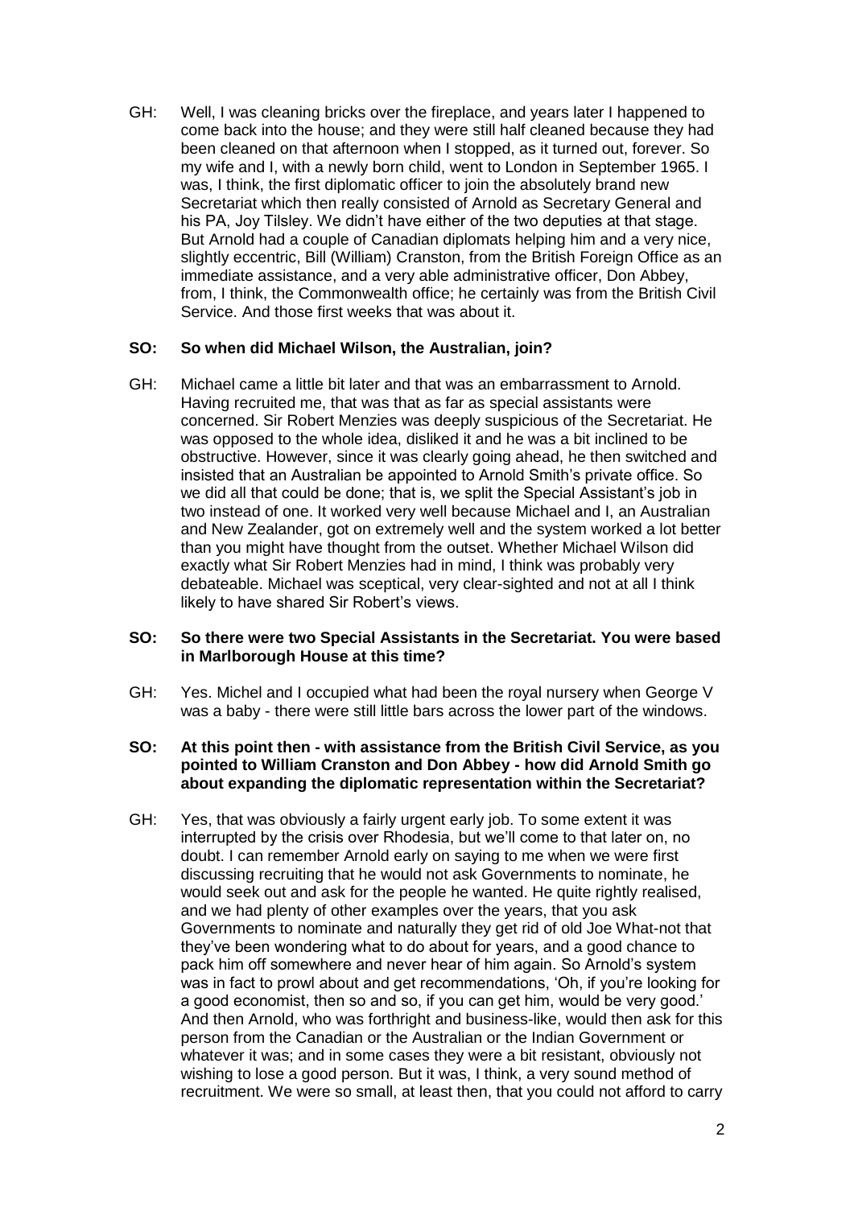GH: Well, I was cleaning bricks over the fireplace, and years later I happened to come back into the house; and they were still half cleaned because they had been cleaned on that afternoon when I stopped, as it turned out, forever. So my wife and I, with a newly born child, went to London in September 1965. I was, I think, the first diplomatic officer to join the absolutely brand new Secretariat which then really consisted of Arnold as Secretary General and his PA, Joy Tilsley. We didn't have either of the two deputies at that stage. But Arnold had a couple of Canadian diplomats helping him and a very nice, slightly eccentric, Bill (William) Cranston, from the British Foreign Office as an immediate assistance, and a very able administrative officer, Don Abbey, from, I think, the Commonwealth office; he certainly was from the British Civil Service. And those first weeks that was about it.

**SO: So when did Michael Wilson, the Australian, join?**

GH: Michael came a little bit later and that was an embarrassment to Arnold. Having recruited me, that was that as far as special assistants were concerned. Sir Robert Menzies was deeply suspicious of the Secretariat. He was opposed to the whole idea, disliked it and he was a bit inclined to be obstructive. However, since it was clearly going ahead, he then switched and insisted that an Australian be appointed to Arnold Smith's private office. So we did all that could be done; that is, we split the Special Assistant's job in two instead of one. It worked very well because Michael and I, an Australian and New Zealander, got on extremely well and the system worked a lot better than you might have thought from the outset. Whether Michael Wilson did exactly what Sir Robert Menzies had in mind, I think was probably very debateable. Michael was sceptical, very clear-sighted and not at all I think likely to have shared Sir Robert's views.

**SO: So there were two Special Assistants in the Secretariat. You were based in Marlborough House at this time?**

GH: Yes. Michel and I occupied what had been the royal nursery when George V was a baby - there were still little bars across the lower part of the windows.

**SO: At this point then - with assistance from the British Civil Service, as you pointed to William Cranston and Don Abbey - how did Arnold Smith go about expanding the diplomatic representation within the Secretariat?**

GH: Yes, that was obviously a fairly urgent early job. To some extent it was interrupted by the crisis over Rhodesia, but we'll come to that later on, no doubt. I can remember Arnold early on saying to me when we were first discussing recruiting that he would not ask Governments to nominate, he would seek out and ask for the people he wanted. He quite rightly realised, and we had plenty of other examples over the years, that you ask Governments to nominate and naturally they get rid of old Joe What-not that they've been wondering what to do about for years, and a good chance to pack him off somewhere and never hear of him again. So Arnold's system was in fact to prowl about and get recommendations, 'Oh, if you're looking for a good economist, then so and so, if you can get him, would be very good.' And then Arnold, who was forthright and business-like, would then ask for this person from the Canadian or the Australian or the Indian Government or whatever it was; and in some cases they were a bit resistant, obviously not wishing to lose a good person. But it was, I think, a very sound method of recruitment. We were so small, at least then, that you could not afford to carry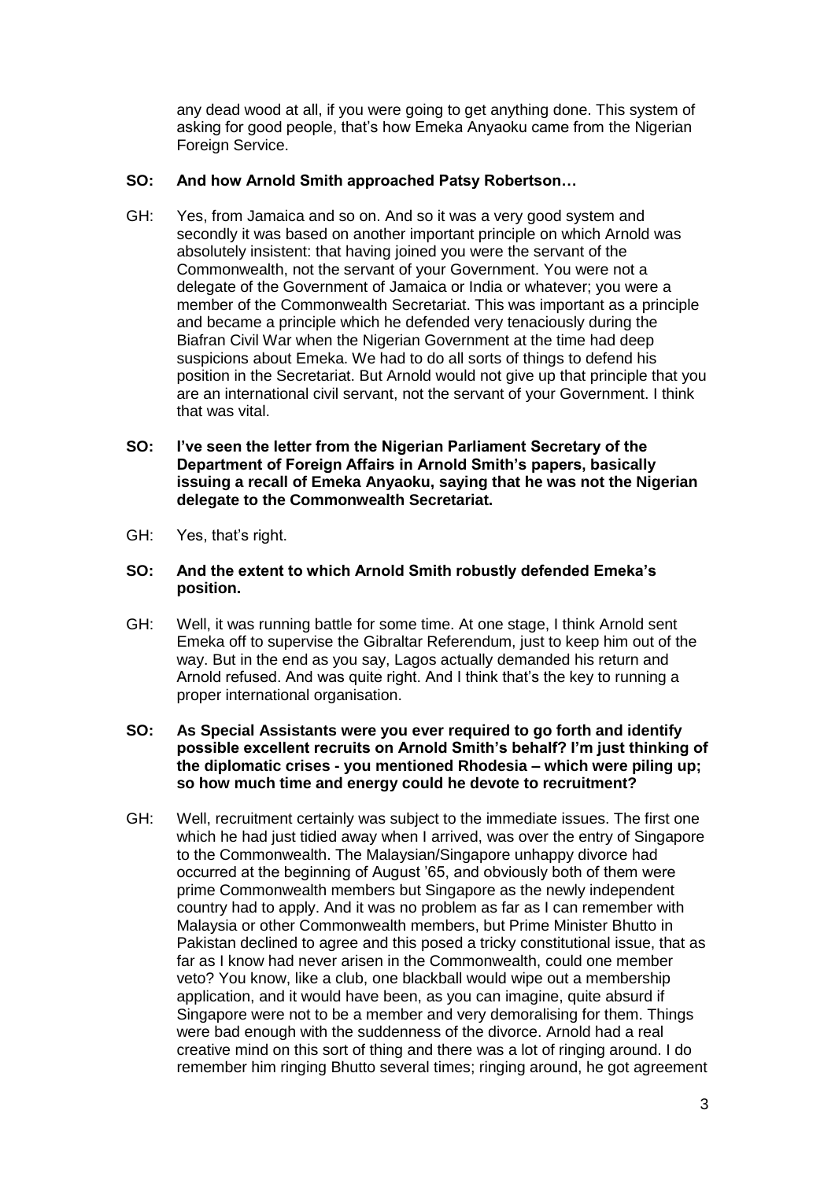any dead wood at all, if you were going to get anything done. This system of asking for good people, that's how Emeka Anyaoku came from the Nigerian Foreign Service.

**SO: And how Arnold Smith approached Patsy Robertson…**

GH: Yes, from Jamaica and so on. And so it was a very good system and secondly it was based on another important principle on which Arnold was absolutely insistent: that having joined you were the servant of the Commonwealth, not the servant of your Government. You were not a delegate of the Government of Jamaica or India or whatever; you were a member of the Commonwealth Secretariat. This was important as a principle and became a principle which he defended very tenaciously during the Biafran Civil War when the Nigerian Government at the time had deep suspicions about Emeka. We had to do all sorts of things to defend his position in the Secretariat. But Arnold would not give up that principle that you are an international civil servant, not the servant of your Government. I think that was vital.

**SO: I've seen the letter from the Nigerian Parliament Secretary of the Department of Foreign Affairs in Arnold Smith's papers, basically issuing a recall of Emeka Anyaoku, saying that he was not the Nigerian delegate to the Commonwealth Secretariat.**

GH: Yes, that's right.

**SO: And the extent to which Arnold Smith robustly defended Emeka's position.**

GH: Well, it was running battle for some time. At one stage, I think Arnold sent Emeka off to supervise the Gibraltar Referendum, just to keep him out of the way. But in the end as you say, Lagos actually demanded his return and Arnold refused. And was quite right. And I think that's the key to running a proper international organisation.

**SO: As Special Assistants were you ever required to go forth and identify possible excellent recruits on Arnold Smith's behalf? I'm just thinking of the diplomatic crises - you mentioned Rhodesia – which were piling up; so how much time and energy could he devote to recruitment?**

GH: Well, recruitment certainly was subject to the immediate issues. The first one which he had just tidied away when I arrived, was over the entry of Singapore to the Commonwealth. The Malaysian/Singapore unhappy divorce had occurred at the beginning of August '65, and obviously both of them were prime Commonwealth members but Singapore as the newly independent country had to apply. And it was no problem as far as I can remember with Malaysia or other Commonwealth members, but Prime Minister Bhutto in Pakistan declined to agree and this posed a tricky constitutional issue, that as far as I know had never arisen in the Commonwealth, could one member veto? You know, like a club, one blackball would wipe out a membership application, and it would have been, as you can imagine, quite absurd if Singapore were not to be a member and very demoralising for them. Things were bad enough with the suddenness of the divorce. Arnold had a real creative mind on this sort of thing and there was a lot of ringing around. I do remember him ringing Bhutto several times; ringing around, he got agreement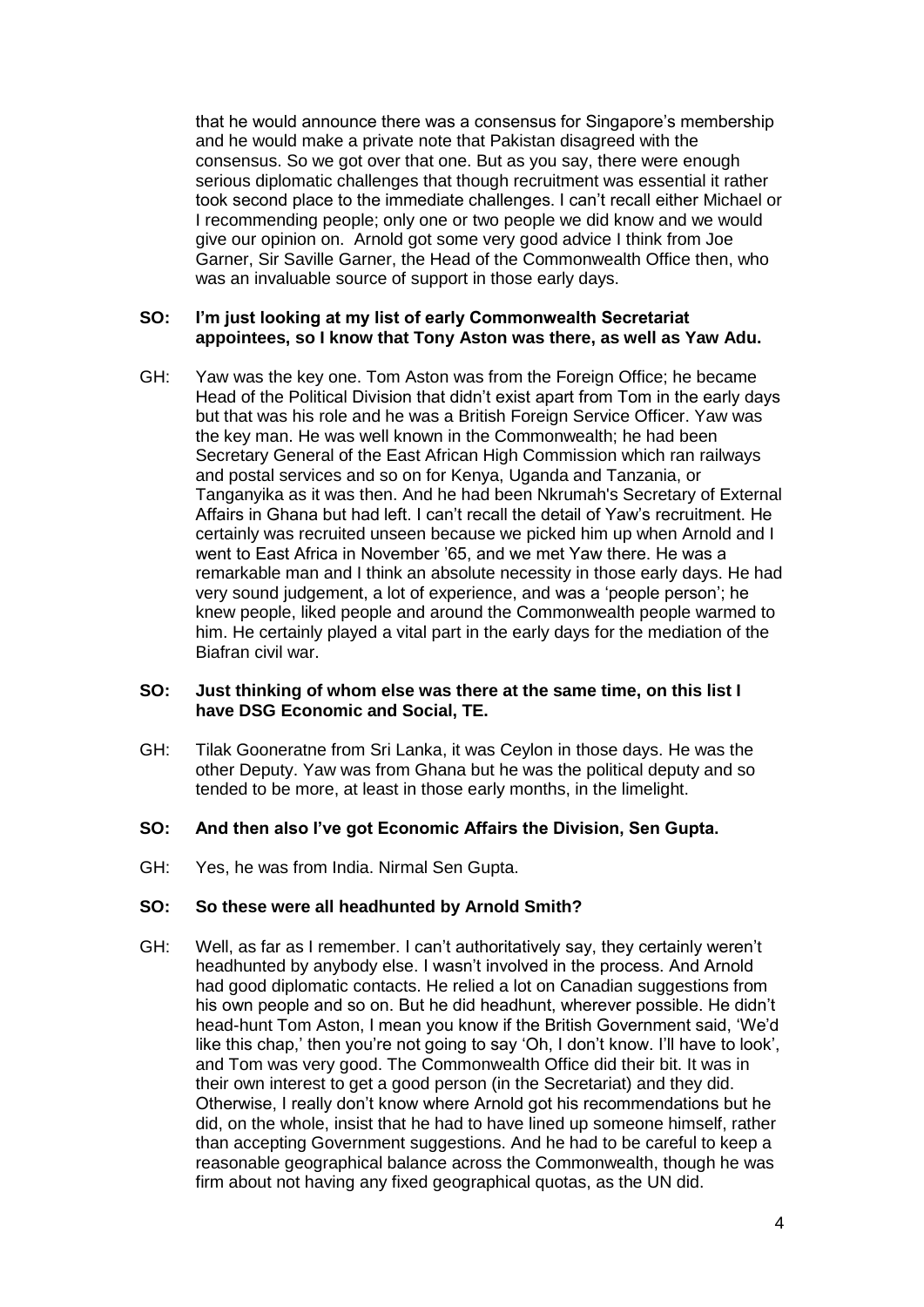that he would announce there was a consensus for Singapore's membership and he would make a private note that Pakistan disagreed with the consensus. So we got over that one. But as you say, there were enough serious diplomatic challenges that though recruitment was essential it rather took second place to the immediate challenges. I can't recall either Michael or I recommending people; only one or two people we did know and we would give our opinion on. Arnold got some very good advice I think from Joe Garner, Sir Saville Garner, the Head of the Commonwealth Office then, who was an invaluable source of support in those early days.

**SO: I'm just looking at my list of early Commonwealth Secretariat appointees, so I know that Tony Aston was there, as well as Yaw Adu.**

GH: Yaw was the key one. Tom Aston was from the Foreign Office; he became Head of the Political Division that didn't exist apart from Tom in the early days but that was his role and he was a British Foreign Service Officer. Yaw was the key man. He was well known in the Commonwealth; he had been Secretary General of the East African High Commission which ran railways and postal services and so on for Kenya, Uganda and Tanzania, or Tanganyika as it was then. And he had been Nkrumah's Secretary of External Affairs in Ghana but had left. I can't recall the detail of Yaw's recruitment. He certainly was recruited unseen because we picked him up when Arnold and I went to East Africa in November '65, and we met Yaw there. He was a remarkable man and I think an absolute necessity in those early days. He had very sound judgement, a lot of experience, and was a 'people person'; he knew people, liked people and around the Commonwealth people warmed to him. He certainly played a vital part in the early days for the mediation of the Biafran civil war.

**SO: Just thinking of whom else was there at the same time, on this list I have DSG Economic and Social, TE.**

GH: Tilak Gooneratne from Sri Lanka, it was Ceylon in those days. He was the other Deputy. Yaw was from Ghana but he was the political deputy and so tended to be more, at least in those early months, in the limelight.

**SO: And then also I've got Economic Affairs the Division, Sen Gupta.**

GH: Yes, he was from India. Nirmal Sen Gupta.

**SO: So these were all headhunted by Arnold Smith?**

GH: Well, as far as I remember. I can't authoritatively say, they certainly weren't headhunted by anybody else. I wasn't involved in the process. And Arnold had good diplomatic contacts. He relied a lot on Canadian suggestions from his own people and so on. But he did headhunt, wherever possible. He didn't head-hunt Tom Aston, I mean you know if the British Government said, 'We'd like this chap,' then you're not going to say 'Oh, I don't know. I'll have to look', and Tom was very good. The Commonwealth Office did their bit. It was in their own interest to get a good person (in the Secretariat) and they did. Otherwise, I really don't know where Arnold got his recommendations but he did, on the whole, insist that he had to have lined up someone himself, rather than accepting Government suggestions. And he had to be careful to keep a reasonable geographical balance across the Commonwealth, though he was firm about not having any fixed geographical quotas, as the UN did.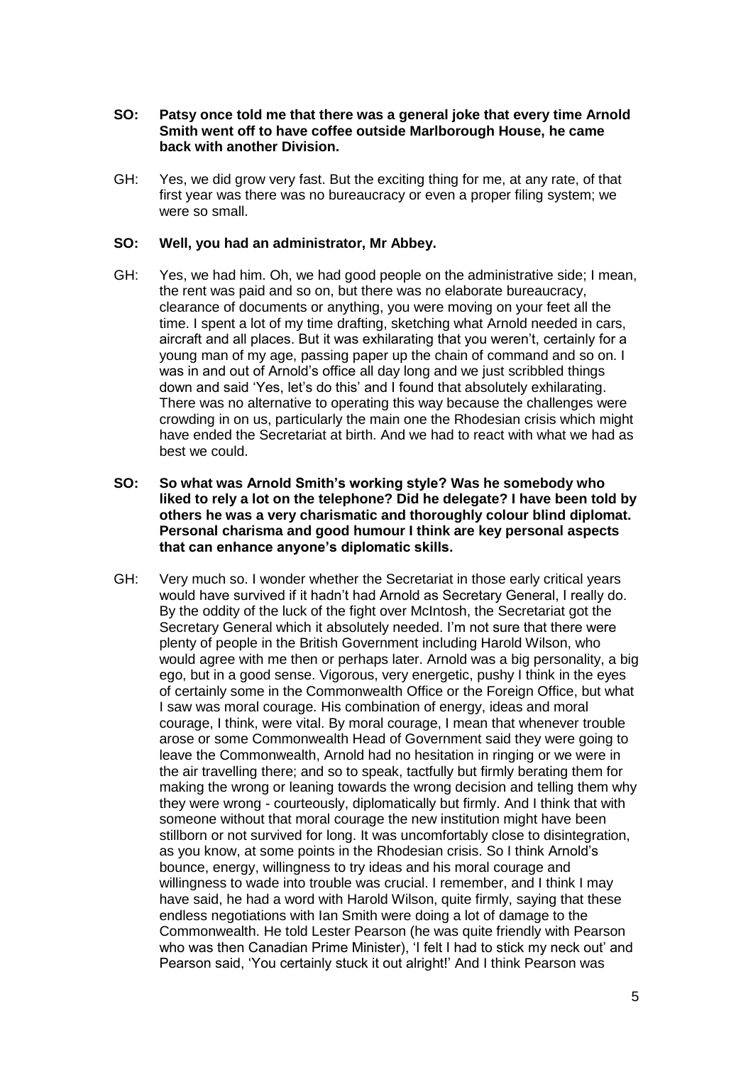**SO: Patsy once told me that there was a general joke that every time Arnold Smith went off to have coffee outside Marlborough House, he came back with another Division.**

GH: Yes, we did grow very fast. But the exciting thing for me, at any rate, of that first year was there was no bureaucracy or even a proper filing system; we were so small.

**SO: Well, you had an administrator, Mr Abbey.**

GH: Yes, we had him. Oh, we had good people on the administrative side; I mean, the rent was paid and so on, but there was no elaborate bureaucracy, clearance of documents or anything, you were moving on your feet all the time. I spent a lot of my time drafting, sketching what Arnold needed in cars, aircraft and all places. But it was exhilarating that you weren't, certainly for a young man of my age, passing paper up the chain of command and so on. I was in and out of Arnold's office all day long and we just scribbled things down and said 'Yes, let's do this' and I found that absolutely exhilarating. There was no alternative to operating this way because the challenges were crowding in on us, particularly the main one the Rhodesian crisis which might have ended the Secretariat at birth. And we had to react with what we had as best we could.

**SO: So what was Arnold Smith's working style? Was he somebody who liked to rely a lot on the telephone? Did he delegate? I have been told by others he was a very charismatic and thoroughly colour blind diplomat. Personal charisma and good humour I think are key personal aspects that can enhance anyone's diplomatic skills.**

GH: Very much so. I wonder whether the Secretariat in those early critical years would have survived if it hadn't had Arnold as Secretary General, I really do. By the oddity of the luck of the fight over McIntosh, the Secretariat got the Secretary General which it absolutely needed. I'm not sure that there were plenty of people in the British Government including Harold Wilson, who would agree with me then or perhaps later. Arnold was a big personality, a big ego, but in a good sense. Vigorous, very energetic, pushy I think in the eyes of certainly some in the Commonwealth Office or the Foreign Office, but what I saw was moral courage. His combination of energy, ideas and moral courage, I think, were vital. By moral courage, I mean that whenever trouble arose or some Commonwealth Head of Government said they were going to leave the Commonwealth, Arnold had no hesitation in ringing or we were in the air travelling there; and so to speak, tactfully but firmly berating them for making the wrong or leaning towards the wrong decision and telling them why they were wrong - courteously, diplomatically but firmly. And I think that with someone without that moral courage the new institution might have been stillborn or not survived for long. It was uncomfortably close to disintegration, as you know, at some points in the Rhodesian crisis. So I think Arnold's bounce, energy, willingness to try ideas and his moral courage and willingness to wade into trouble was crucial. I remember, and I think I may have said, he had a word with Harold Wilson, quite firmly, saying that these endless negotiations with Ian Smith were doing a lot of damage to the Commonwealth. He told Lester Pearson (he was quite friendly with Pearson who was then Canadian Prime Minister), 'I felt I had to stick my neck out' and Pearson said, 'You certainly stuck it out alright!' And I think Pearson was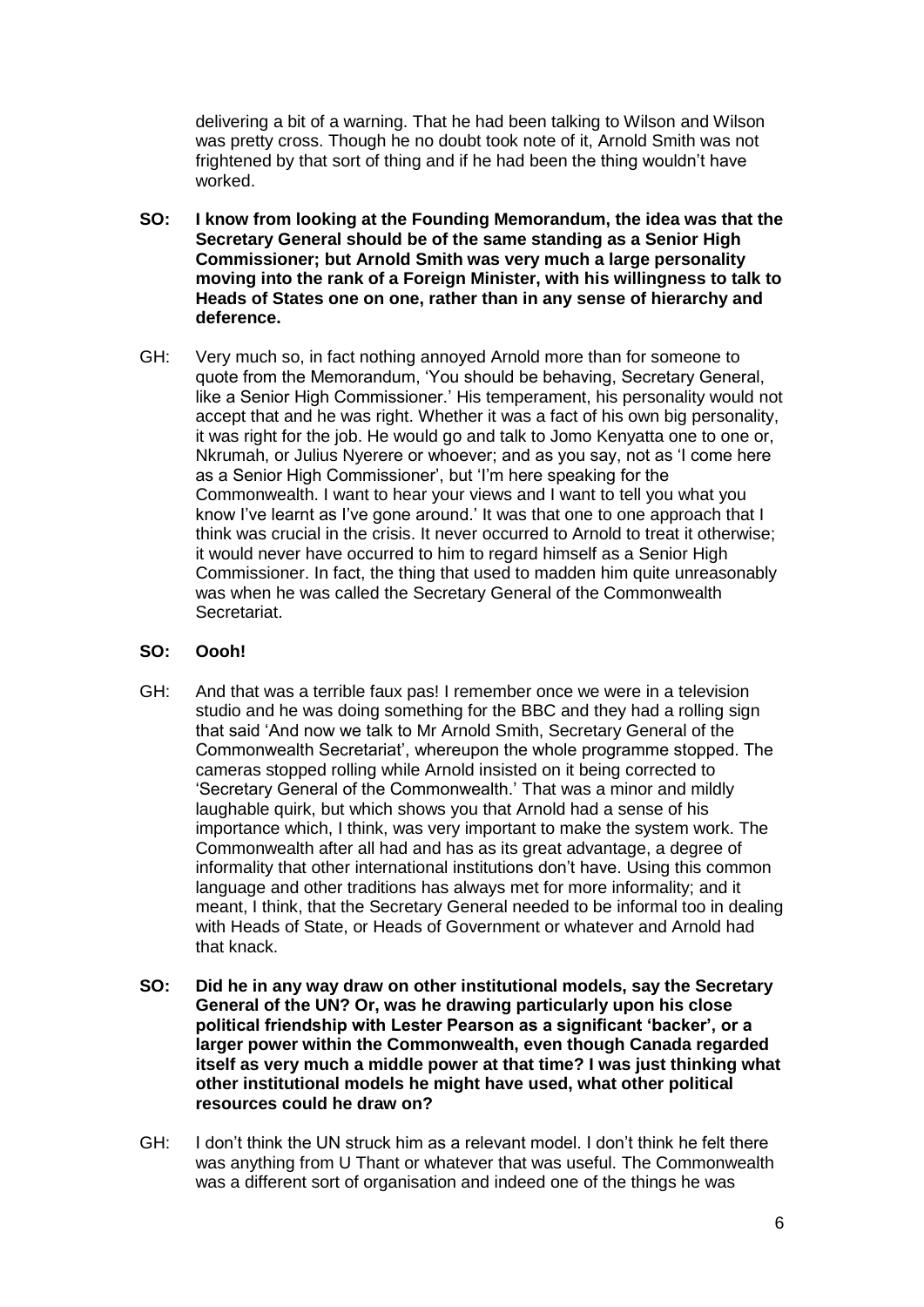delivering a bit of a warning. That he had been talking to Wilson and Wilson was pretty cross. Though he no doubt took note of it, Arnold Smith was not frightened by that sort of thing and if he had been the thing wouldn't have worked.

**SO: I know from looking at the Founding Memorandum, the idea was that the Secretary General should be of the same standing as a Senior High Commissioner; but Arnold Smith was very much a large personality moving into the rank of a Foreign Minister, with his willingness to talk to Heads of States one on one, rather than in any sense of hierarchy and deference.**

GH: Very much so, in fact nothing annoyed Arnold more than for someone to quote from the Memorandum, 'You should be behaving, Secretary General, like a Senior High Commissioner.' His temperament, his personality would not accept that and he was right. Whether it was a fact of his own big personality, it was right for the job. He would go and talk to Jomo Kenyatta one to one or, Nkrumah, or Julius Nyerere or whoever; and as you say, not as 'I come here as a Senior High Commissioner', but 'I'm here speaking for the Commonwealth. I want to hear your views and I want to tell you what you know I've learnt as I've gone around.' It was that one to one approach that I think was crucial in the crisis. It never occurred to Arnold to treat it otherwise; it would never have occurred to him to regard himself as a Senior High Commissioner. In fact, the thing that used to madden him quite unreasonably was when he was called the Secretary General of the Commonwealth Secretariat.

**SO: Oooh!**

GH: And that was a terrible faux pas! I remember once we were in a television studio and he was doing something for the BBC and they had a rolling sign that said 'And now we talk to Mr Arnold Smith, Secretary General of the Commonwealth Secretariat', whereupon the whole programme stopped. The cameras stopped rolling while Arnold insisted on it being corrected to 'Secretary General of the Commonwealth.' That was a minor and mildly laughable quirk, but which shows you that Arnold had a sense of his importance which, I think, was very important to make the system work. The Commonwealth after all had and has as its great advantage, a degree of informality that other international institutions don't have. Using this common language and other traditions has always met for more informality; and it meant, I think, that the Secretary General needed to be informal too in dealing with Heads of State, or Heads of Government or whatever and Arnold had that knack.

**SO: Did he in any way draw on other institutional models, say the Secretary General of the UN? Or, was he drawing particularly upon his close political friendship with Lester Pearson as a significant 'backer', or a larger power within the Commonwealth, even though Canada regarded itself as very much a middle power at that time? I was just thinking what other institutional models he might have used, what other political resources could he draw on?**

GH: I don't think the UN struck him as a relevant model. I don't think he felt there was anything from U Thant or whatever that was useful. The Commonwealth was a different sort of organisation and indeed one of the things he was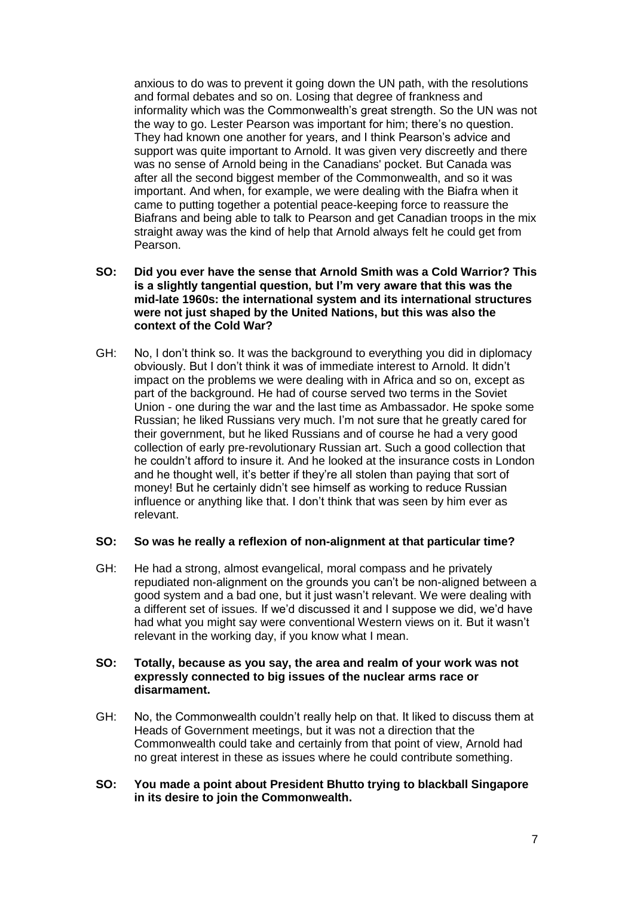anxious to do was to prevent it going down the UN path, with the resolutions and formal debates and so on. Losing that degree of frankness and informality which was the Commonwealth's great strength. So the UN was not the way to go. Lester Pearson was important for him; there's no question. They had known one another for years, and I think Pearson's advice and support was quite important to Arnold. It was given very discreetly and there was no sense of Arnold being in the Canadians' pocket. But Canada was after all the second biggest member of the Commonwealth, and so it was important. And when, for example, we were dealing with the Biafra when it came to putting together a potential peace-keeping force to reassure the Biafrans and being able to talk to Pearson and get Canadian troops in the mix straight away was the kind of help that Arnold always felt he could get from Pearson.

**SO: Did you ever have the sense that Arnold Smith was a Cold Warrior? This is a slightly tangential question, but I'm very aware that this was the mid-late 1960s: the international system and its international structures were not just shaped by the United Nations, but this was also the context of the Cold War?**

GH: No, I don't think so. It was the background to everything you did in diplomacy obviously. But I don't think it was of immediate interest to Arnold. It didn't impact on the problems we were dealing with in Africa and so on, except as part of the background. He had of course served two terms in the Soviet Union - one during the war and the last time as Ambassador. He spoke some Russian; he liked Russians very much. I'm not sure that he greatly cared for their government, but he liked Russians and of course he had a very good collection of early pre-revolutionary Russian art. Such a good collection that he couldn't afford to insure it. And he looked at the insurance costs in London and he thought well, it's better if they're all stolen than paying that sort of money! But he certainly didn't see himself as working to reduce Russian influence or anything like that. I don't think that was seen by him ever as relevant.

**SO: So was he really a reflexion of non-alignment at that particular time?**

GH: He had a strong, almost evangelical, moral compass and he privately repudiated non-alignment on the grounds you can't be non-aligned between a good system and a bad one, but it just wasn't relevant. We were dealing with a different set of issues. If we'd discussed it and I suppose we did, we'd have had what you might say were conventional Western views on it. But it wasn't relevant in the working day, if you know what I mean.

**SO: Totally, because as you say, the area and realm of your work was not expressly connected to big issues of the nuclear arms race or disarmament.**

GH: No, the Commonwealth couldn't really help on that. It liked to discuss them at Heads of Government meetings, but it was not a direction that the Commonwealth could take and certainly from that point of view, Arnold had no great interest in these as issues where he could contribute something.

**SO: You made a point about President Bhutto trying to blackball Singapore in its desire to join the Commonwealth.**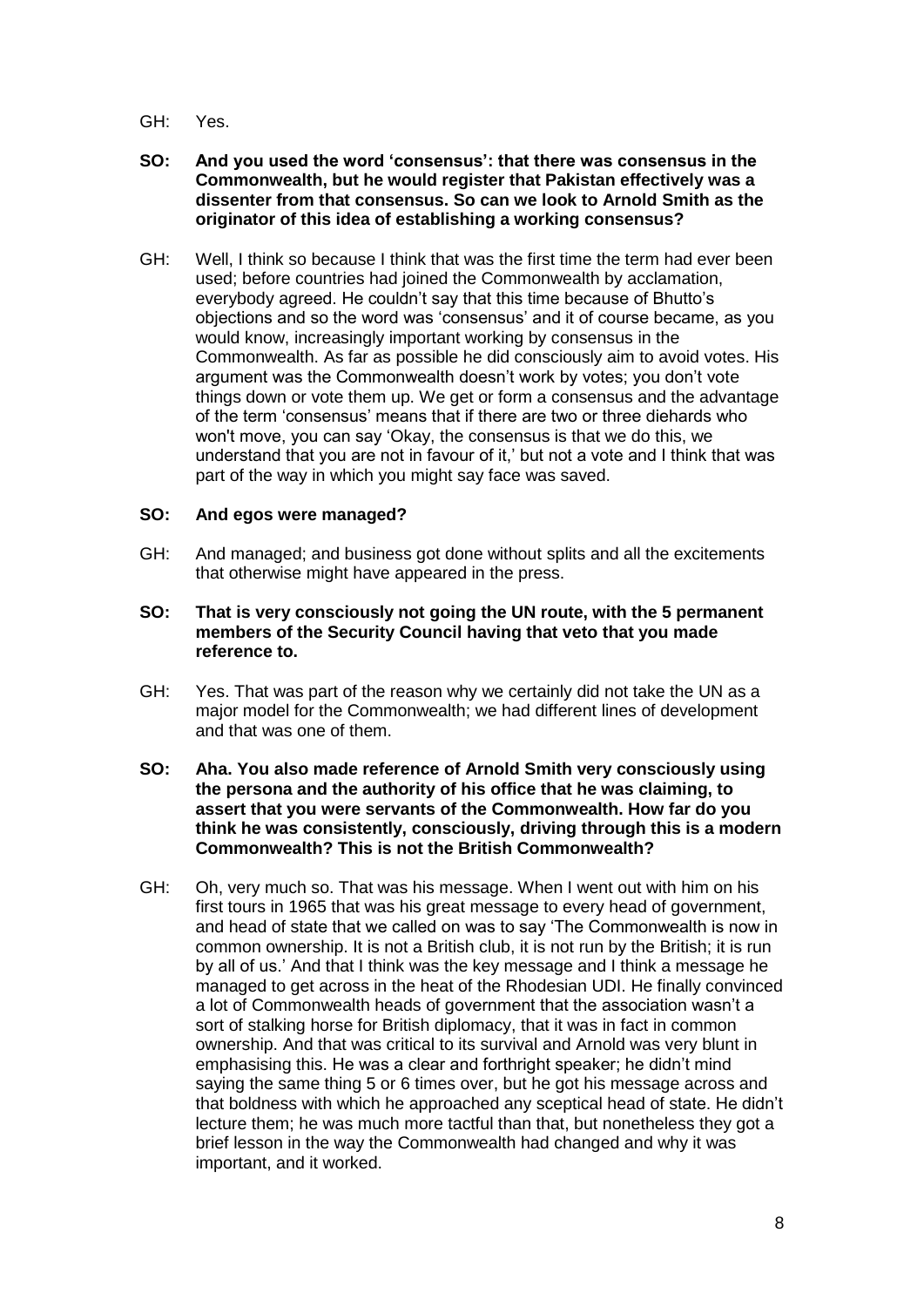GH: Yes.

**SO: And you used the word 'consensus': that there was consensus in the Commonwealth, but he would register that Pakistan effectively was a dissenter from that consensus. So can we look to Arnold Smith as the originator of this idea of establishing a working consensus?**

GH: Well, I think so because I think that was the first time the term had ever been used; before countries had joined the Commonwealth by acclamation, everybody agreed. He couldn't say that this time because of Bhutto's objections and so the word was 'consensus' and it of course became, as you would know, increasingly important working by consensus in the Commonwealth. As far as possible he did consciously aim to avoid votes. His argument was the Commonwealth doesn't work by votes; you don't vote things down or vote them up. We get or form a consensus and the advantage of the term 'consensus' means that if there are two or three diehards who won't move, you can say 'Okay, the consensus is that we do this, we understand that you are not in favour of it,' but not a vote and I think that was part of the way in which you might say face was saved.

**SO: And egos were managed?**

GH: And managed; and business got done without splits and all the excitements that otherwise might have appeared in the press.

**SO: That is very consciously not going the UN route, with the 5 permanent members of the Security Council having that veto that you made reference to.**

GH: Yes. That was part of the reason why we certainly did not take the UN as a major model for the Commonwealth; we had different lines of development and that was one of them.

**SO: Aha. You also made reference of Arnold Smith very consciously using the persona and the authority of his office that he was claiming, to assert that you were servants of the Commonwealth. How far do you think he was consistently, consciously, driving through this is a modern Commonwealth? This is not the British Commonwealth?**

GH: Oh, very much so. That was his message. When I went out with him on his first tours in 1965 that was his great message to every head of government, and head of state that we called on was to say 'The Commonwealth is now in common ownership. It is not a British club, it is not run by the British; it is run by all of us.' And that I think was the key message and I think a message he managed to get across in the heat of the Rhodesian UDI. He finally convinced a lot of Commonwealth heads of government that the association wasn't a sort of stalking horse for British diplomacy, that it was in fact in common ownership. And that was critical to its survival and Arnold was very blunt in emphasising this. He was a clear and forthright speaker; he didn't mind saying the same thing 5 or 6 times over, but he got his message across and that boldness with which he approached any sceptical head of state. He didn't lecture them; he was much more tactful than that, but nonetheless they got a brief lesson in the way the Commonwealth had changed and why it was important, and it worked.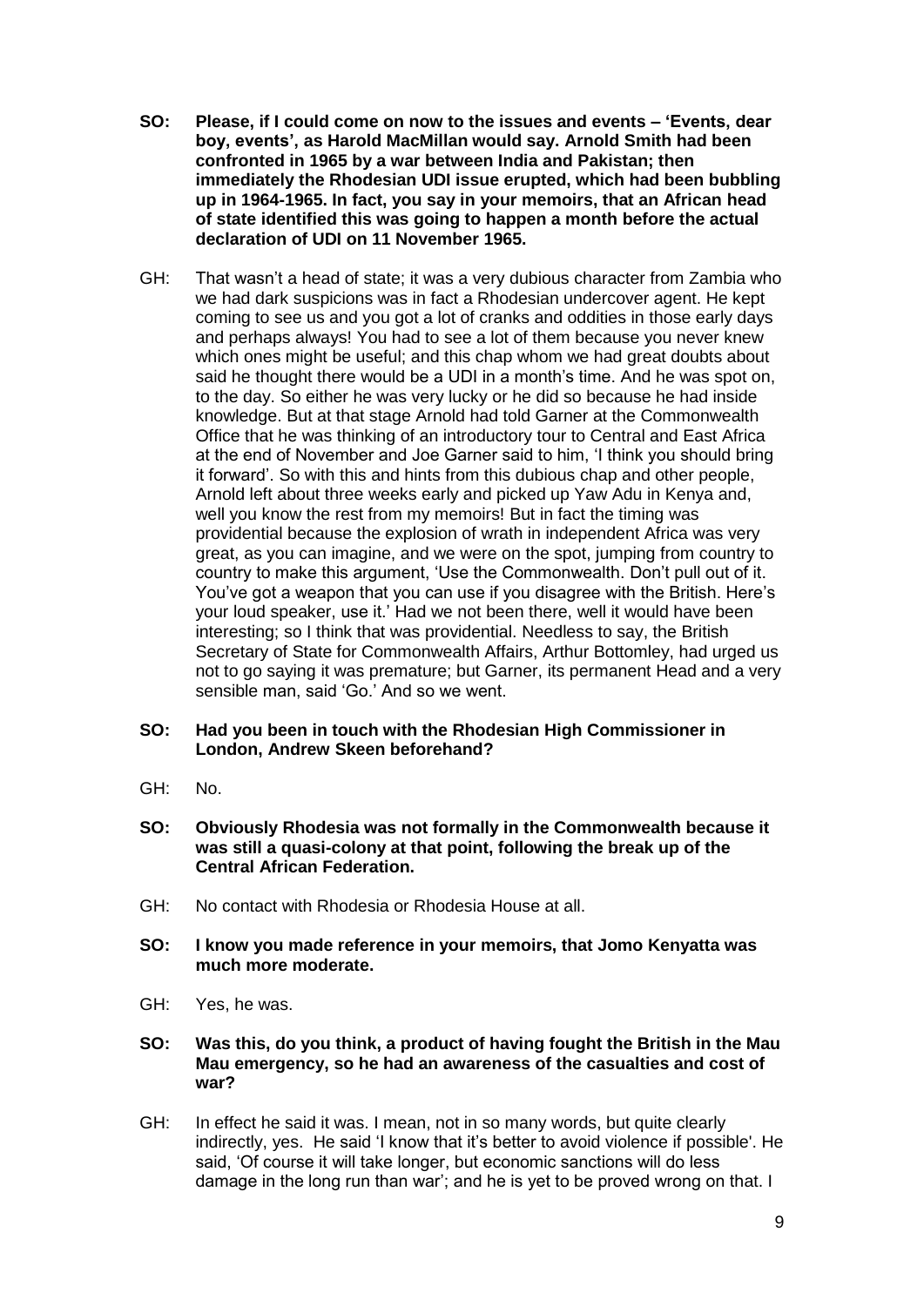**SO: Please, if I could come on now to the issues and events – 'Events, dear boy, events', as Harold MacMillan would say. Arnold Smith had been confronted in 1965 by a war between India and Pakistan; then immediately the Rhodesian UDI issue erupted, which had been bubbling up in 1964-1965. In fact, you say in your memoirs, that an African head of state identified this was going to happen a month before the actual declaration of UDI on 11 November 1965.**

GH: That wasn't a head of state; it was a very dubious character from Zambia who we had dark suspicions was in fact a Rhodesian undercover agent. He kept coming to see us and you got a lot of cranks and oddities in those early days and perhaps always! You had to see a lot of them because you never knew which ones might be useful; and this chap whom we had great doubts about said he thought there would be a UDI in a month's time. And he was spot on, to the day. So either he was very lucky or he did so because he had inside knowledge. But at that stage Arnold had told Garner at the Commonwealth Office that he was thinking of an introductory tour to Central and East Africa at the end of November and Joe Garner said to him, 'I think you should bring it forward'. So with this and hints from this dubious chap and other people, Arnold left about three weeks early and picked up Yaw Adu in Kenya and, well you know the rest from my memoirs! But in fact the timing was providential because the explosion of wrath in independent Africa was very great, as you can imagine, and we were on the spot, jumping from country to country to make this argument, 'Use the Commonwealth. Don't pull out of it. You've got a weapon that you can use if you disagree with the British. Here's your loud speaker, use it.' Had we not been there, well it would have been interesting; so I think that was providential. Needless to say, the British Secretary of State for Commonwealth Affairs, Arthur Bottomley, had urged us not to go saying it was premature; but Garner, its permanent Head and a very sensible man, said 'Go.' And so we went.

**SO: Had you been in touch with the Rhodesian High Commissioner in London, Andrew Skeen beforehand?**

GH: No.

**SO: Obviously Rhodesia was not formally in the Commonwealth because it was still a quasi-colony at that point, following the break up of the Central African Federation.**

GH: No contact with Rhodesia or Rhodesia House at all.

**SO: I know you made reference in your memoirs, that Jomo Kenyatta was much more moderate.**

GH: Yes, he was.

**SO: Was this, do you think, a product of having fought the British in the Mau Mau emergency, so he had an awareness of the casualties and cost of war?**

GH: In effect he said it was. I mean, not in so many words, but quite clearly indirectly, yes. He said 'I know that it's better to avoid violence if possible'. He said, 'Of course it will take longer, but economic sanctions will do less damage in the long run than war'; and he is yet to be proved wrong on that. I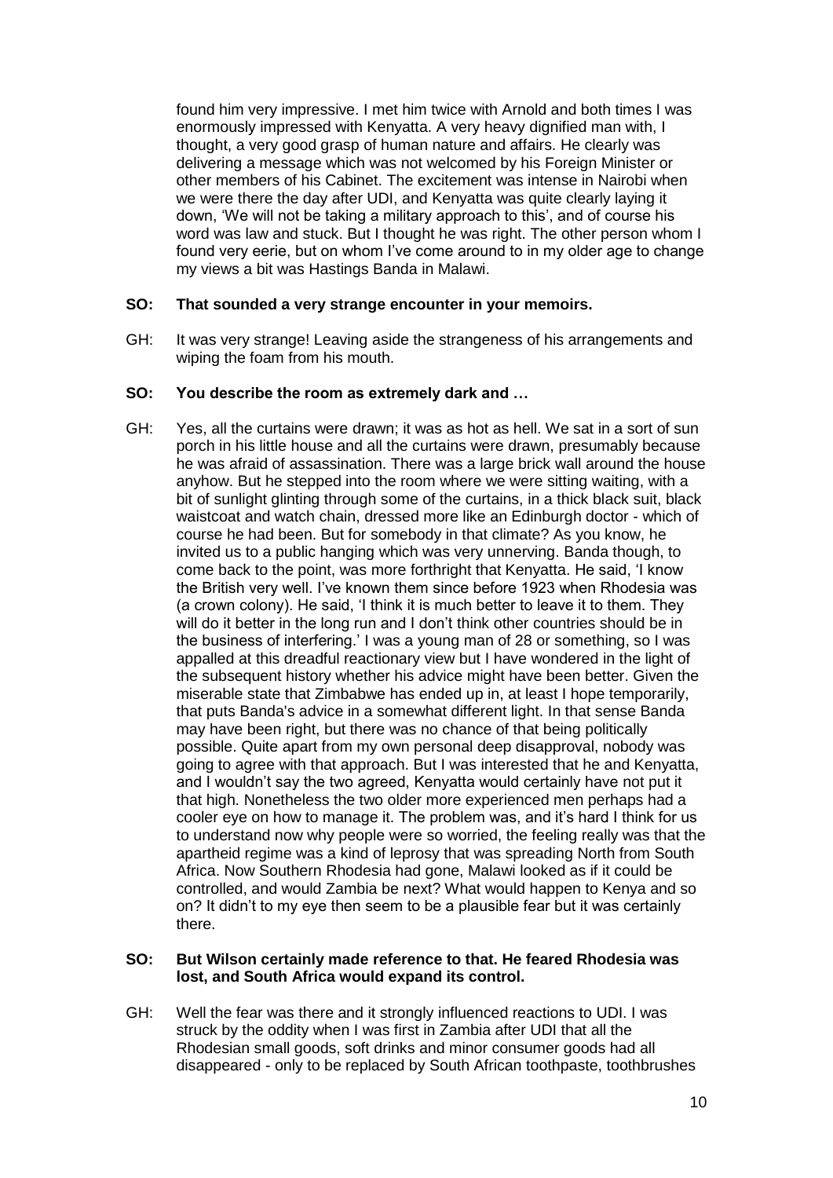found him very impressive. I met him twice with Arnold and both times I was enormously impressed with Kenyatta. A very heavy dignified man with, I thought, a very good grasp of human nature and affairs. He clearly was delivering a message which was not welcomed by his Foreign Minister or other members of his Cabinet. The excitement was intense in Nairobi when we were there the day after UDI, and Kenyatta was quite clearly laying it down, 'We will not be taking a military approach to this', and of course his word was law and stuck. But I thought he was right. The other person whom I found very eerie, but on whom I've come around to in my older age to change my views a bit was Hastings Banda in Malawi.

**SO: That sounded a very strange encounter in your memoirs.**

GH: It was very strange! Leaving aside the strangeness of his arrangements and wiping the foam from his mouth.

**SO: You describe the room as extremely dark and …**

GH: Yes, all the curtains were drawn; it was as hot as hell. We sat in a sort of sun porch in his little house and all the curtains were drawn, presumably because he was afraid of assassination. There was a large brick wall around the house anyhow. But he stepped into the room where we were sitting waiting, with a bit of sunlight glinting through some of the curtains, in a thick black suit, black waistcoat and watch chain, dressed more like an Edinburgh doctor - which of course he had been. But for somebody in that climate? As you know, he invited us to a public hanging which was very unnerving. Banda though, to come back to the point, was more forthright that Kenyatta. He said, 'I know the British very well. I've known them since before 1923 when Rhodesia was (a crown colony). He said, 'I think it is much better to leave it to them. They will do it better in the long run and I don't think other countries should be in the business of interfering.' I was a young man of 28 or something, so I was appalled at this dreadful reactionary view but I have wondered in the light of the subsequent history whether his advice might have been better. Given the miserable state that Zimbabwe has ended up in, at least I hope temporarily, that puts Banda's advice in a somewhat different light. In that sense Banda may have been right, but there was no chance of that being politically possible. Quite apart from my own personal deep disapproval, nobody was going to agree with that approach. But I was interested that he and Kenyatta, and I wouldn't say the two agreed, Kenyatta would certainly have not put it that high. Nonetheless the two older more experienced men perhaps had a cooler eye on how to manage it. The problem was, and it's hard I think for us to understand now why people were so worried, the feeling really was that the apartheid regime was a kind of leprosy that was spreading North from South Africa. Now Southern Rhodesia had gone, Malawi looked as if it could be controlled, and would Zambia be next? What would happen to Kenya and so on? It didn't to my eye then seem to be a plausible fear but it was certainly there.

**SO: But Wilson certainly made reference to that. He feared Rhodesia was lost, and South Africa would expand its control.**

GH: Well the fear was there and it strongly influenced reactions to UDI. I was struck by the oddity when I was first in Zambia after UDI that all the Rhodesian small goods, soft drinks and minor consumer goods had all disappeared - only to be replaced by South African toothpaste, toothbrushes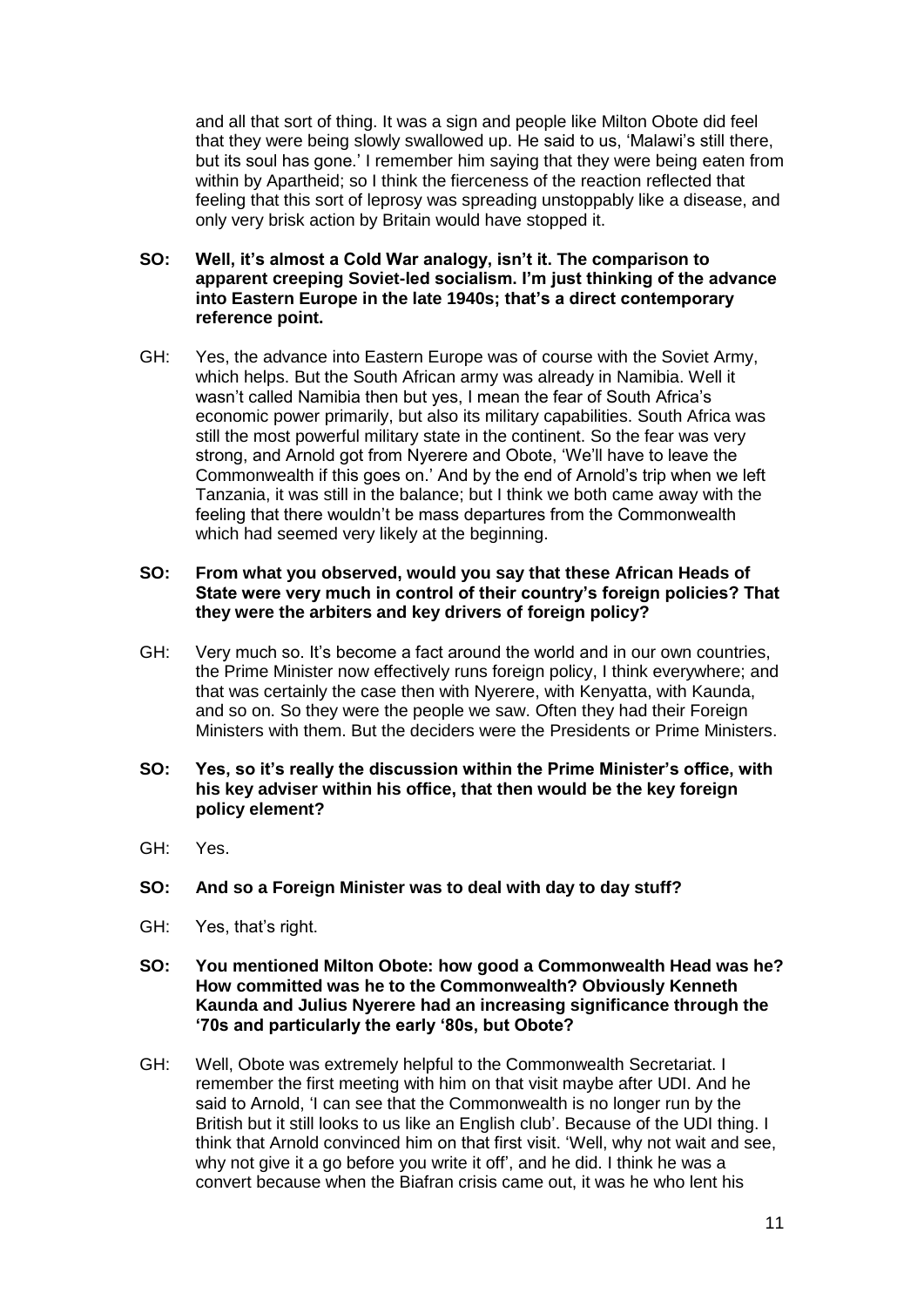and all that sort of thing. It was a sign and people like Milton Obote did feel that they were being slowly swallowed up. He said to us, 'Malawi's still there, but its soul has gone.' I remember him saying that they were being eaten from within by Apartheid; so I think the fierceness of the reaction reflected that feeling that this sort of leprosy was spreading unstoppably like a disease, and only very brisk action by Britain would have stopped it.

**SO: Well, it's almost a Cold War analogy, isn't it. The comparison to apparent creeping Soviet-led socialism. I'm just thinking of the advance into Eastern Europe in the late 1940s; that's a direct contemporary reference point.**

GH: Yes, the advance into Eastern Europe was of course with the Soviet Army, which helps. But the South African army was already in Namibia. Well it wasn't called Namibia then but yes, I mean the fear of South Africa's economic power primarily, but also its military capabilities. South Africa was still the most powerful military state in the continent. So the fear was very strong, and Arnold got from Nyerere and Obote, 'We'll have to leave the Commonwealth if this goes on.' And by the end of Arnold's trip when we left Tanzania, it was still in the balance; but I think we both came away with the feeling that there wouldn't be mass departures from the Commonwealth which had seemed very likely at the beginning.

**SO: From what you observed, would you say that these African Heads of State were very much in control of their country's foreign policies? That they were the arbiters and key drivers of foreign policy?**

GH: Very much so. It's become a fact around the world and in our own countries, the Prime Minister now effectively runs foreign policy, I think everywhere; and that was certainly the case then with Nyerere, with Kenyatta, with Kaunda, and so on. So they were the people we saw. Often they had their Foreign Ministers with them. But the deciders were the Presidents or Prime Ministers.

**SO: Yes, so it's really the discussion within the Prime Minister's office, with his key adviser within his office, that then would be the key foreign policy element?**

GH: Yes.

**SO: And so a Foreign Minister was to deal with day to day stuff?**

GH: Yes, that's right.

**SO: You mentioned Milton Obote: how good a Commonwealth Head was he? How committed was he to the Commonwealth? Obviously Kenneth Kaunda and Julius Nyerere had an increasing significance through the '70s and particularly the early '80s, but Obote?**

GH: Well, Obote was extremely helpful to the Commonwealth Secretariat. I remember the first meeting with him on that visit maybe after UDI. And he said to Arnold, 'I can see that the Commonwealth is no longer run by the British but it still looks to us like an English club'. Because of the UDI thing. I think that Arnold convinced him on that first visit. 'Well, why not wait and see, why not give it a go before you write it off', and he did. I think he was a convert because when the Biafran crisis came out, it was he who lent his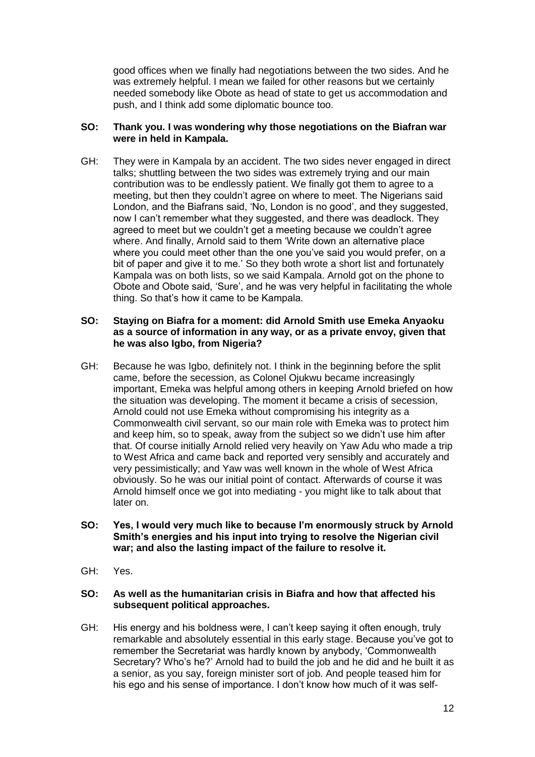good offices when we finally had negotiations between the two sides. And he was extremely helpful. I mean we failed for other reasons but we certainly needed somebody like Obote as head of state to get us accommodation and push, and I think add some diplomatic bounce too.

**SO: Thank you. I was wondering why those negotiations on the Biafran war were in held in Kampala.**

GH: They were in Kampala by an accident. The two sides never engaged in direct talks; shuttling between the two sides was extremely trying and our main contribution was to be endlessly patient. We finally got them to agree to a meeting, but then they couldn't agree on where to meet. The Nigerians said London, and the Biafrans said, 'No, London is no good', and they suggested, now I can't remember what they suggested, and there was deadlock. They agreed to meet but we couldn't get a meeting because we couldn't agree where. And finally, Arnold said to them 'Write down an alternative place where you could meet other than the one you've said you would prefer, on a bit of paper and give it to me.' So they both wrote a short list and fortunately Kampala was on both lists, so we said Kampala. Arnold got on the phone to Obote and Obote said, 'Sure', and he was very helpful in facilitating the whole thing. So that's how it came to be Kampala.

**SO: Staying on Biafra for a moment: did Arnold Smith use Emeka Anyaoku as a source of information in any way, or as a private envoy, given that he was also Igbo, from Nigeria?**

GH: Because he was Igbo, definitely not. I think in the beginning before the split came, before the secession, as Colonel Ojukwu became increasingly important, Emeka was helpful among others in keeping Arnold briefed on how the situation was developing. The moment it became a crisis of secession, Arnold could not use Emeka without compromising his integrity as a Commonwealth civil servant, so our main role with Emeka was to protect him and keep him, so to speak, away from the subject so we didn't use him after that. Of course initially Arnold relied very heavily on Yaw Adu who made a trip to West Africa and came back and reported very sensibly and accurately and very pessimistically; and Yaw was well known in the whole of West Africa obviously. So he was our initial point of contact. Afterwards of course it was Arnold himself once we got into mediating - you might like to talk about that later on.

**SO: Yes, I would very much like to because I'm enormously struck by Arnold Smith's energies and his input into trying to resolve the Nigerian civil war; and also the lasting impact of the failure to resolve it.**

GH: Yes.

**SO: As well as the humanitarian crisis in Biafra and how that affected his subsequent political approaches.**

GH: His energy and his boldness were, I can't keep saying it often enough, truly remarkable and absolutely essential in this early stage. Because you've got to remember the Secretariat was hardly known by anybody, 'Commonwealth Secretary? Who's he?' Arnold had to build the job and he did and he built it as a senior, as you say, foreign minister sort of job. And people teased him for his ego and his sense of importance. I don't know how much of it was self-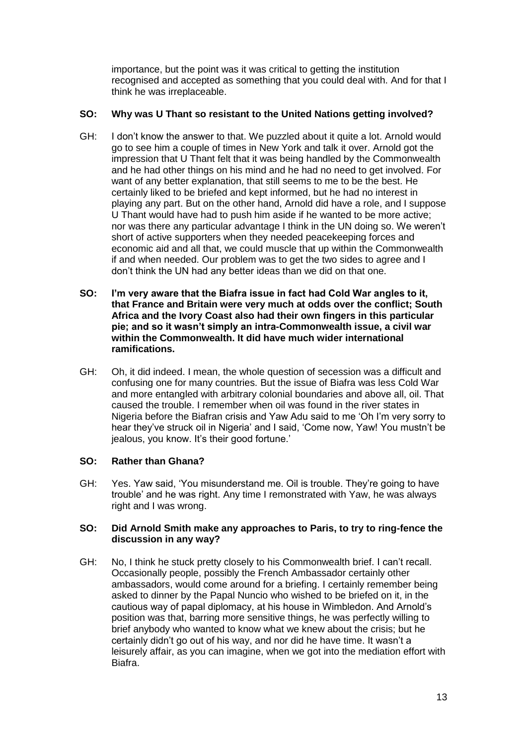importance, but the point was it was critical to getting the institution recognised and accepted as something that you could deal with. And for that I think he was irreplaceable.

**SO: Why was U Thant so resistant to the United Nations getting involved?**

GH: I don't know the answer to that. We puzzled about it quite a lot. Arnold would go to see him a couple of times in New York and talk it over. Arnold got the impression that U Thant felt that it was being handled by the Commonwealth and he had other things on his mind and he had no need to get involved. For want of any better explanation, that still seems to me to be the best. He certainly liked to be briefed and kept informed, but he had no interest in playing any part. But on the other hand, Arnold did have a role, and I suppose U Thant would have had to push him aside if he wanted to be more active; nor was there any particular advantage I think in the UN doing so. We weren't short of active supporters when they needed peacekeeping forces and economic aid and all that, we could muscle that up within the Commonwealth if and when needed. Our problem was to get the two sides to agree and I don't think the UN had any better ideas than we did on that one.

**SO: I'm very aware that the Biafra issue in fact had Cold War angles to it, that France and Britain were very much at odds over the conflict; South Africa and the Ivory Coast also had their own fingers in this particular pie; and so it wasn't simply an intra-Commonwealth issue, a civil war within the Commonwealth. It did have much wider international ramifications.**

GH: Oh, it did indeed. I mean, the whole question of secession was a difficult and confusing one for many countries. But the issue of Biafra was less Cold War and more entangled with arbitrary colonial boundaries and above all, oil. That caused the trouble. I remember when oil was found in the river states in Nigeria before the Biafran crisis and Yaw Adu said to me 'Oh I'm very sorry to hear they've struck oil in Nigeria' and I said, 'Come now, Yaw! You mustn't be jealous, you know. It's their good fortune.'

**SO: Rather than Ghana?**

GH: Yes. Yaw said, 'You misunderstand me. Oil is trouble. They're going to have trouble' and he was right. Any time I remonstrated with Yaw, he was always right and I was wrong.

**SO: Did Arnold Smith make any approaches to Paris, to try to ring-fence the discussion in any way?**

GH: No, I think he stuck pretty closely to his Commonwealth brief. I can't recall. Occasionally people, possibly the French Ambassador certainly other ambassadors, would come around for a briefing. I certainly remember being asked to dinner by the Papal Nuncio who wished to be briefed on it, in the cautious way of papal diplomacy, at his house in Wimbledon. And Arnold's position was that, barring more sensitive things, he was perfectly willing to brief anybody who wanted to know what we knew about the crisis; but he certainly didn't go out of his way, and nor did he have time. It wasn't a leisurely affair, as you can imagine, when we got into the mediation effort with Biafra.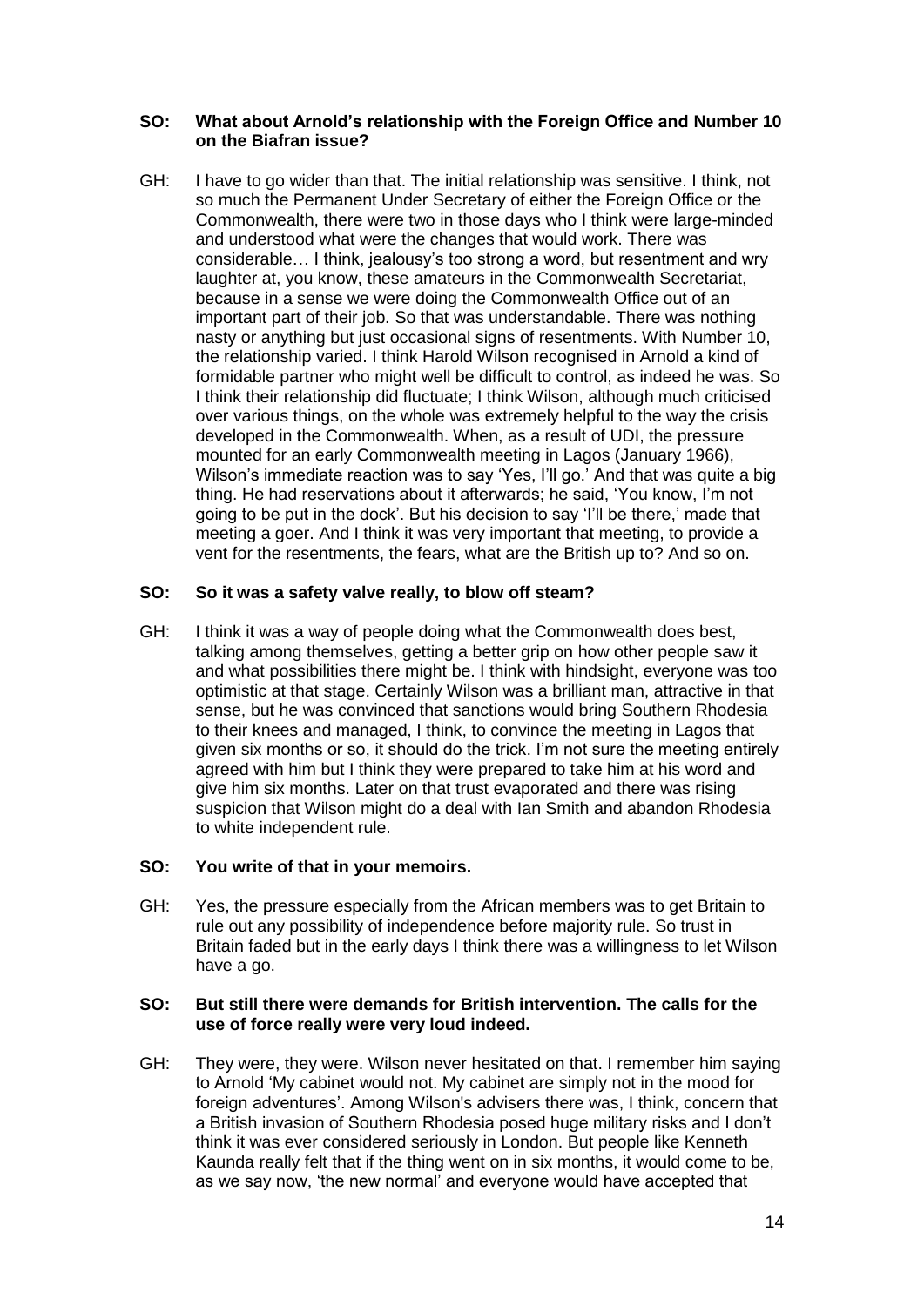**SO: What about Arnold's relationship with the Foreign Office and Number 10 on the Biafran issue?**

GH: I have to go wider than that. The initial relationship was sensitive. I think, not so much the Permanent Under Secretary of either the Foreign Office or the Commonwealth, there were two in those days who I think were large-minded and understood what were the changes that would work. There was considerable… I think, jealousy's too strong a word, but resentment and wry laughter at, you know, these amateurs in the Commonwealth Secretariat, because in a sense we were doing the Commonwealth Office out of an important part of their job. So that was understandable. There was nothing nasty or anything but just occasional signs of resentments. With Number 10, the relationship varied. I think Harold Wilson recognised in Arnold a kind of formidable partner who might well be difficult to control, as indeed he was. So I think their relationship did fluctuate; I think Wilson, although much criticised over various things, on the whole was extremely helpful to the way the crisis developed in the Commonwealth. When, as a result of UDI, the pressure mounted for an early Commonwealth meeting in Lagos (January 1966), Wilson's immediate reaction was to say 'Yes, I'll go.' And that was quite a big thing. He had reservations about it afterwards; he said, 'You know, I'm not going to be put in the dock'. But his decision to say 'I'll be there,' made that meeting a goer. And I think it was very important that meeting, to provide a vent for the resentments, the fears, what are the British up to? And so on.

**SO: So it was a safety valve really, to blow off steam?**

GH: I think it was a way of people doing what the Commonwealth does best, talking among themselves, getting a better grip on how other people saw it and what possibilities there might be. I think with hindsight, everyone was too optimistic at that stage. Certainly Wilson was a brilliant man, attractive in that sense, but he was convinced that sanctions would bring Southern Rhodesia to their knees and managed, I think, to convince the meeting in Lagos that given six months or so, it should do the trick. I'm not sure the meeting entirely agreed with him but I think they were prepared to take him at his word and give him six months. Later on that trust evaporated and there was rising suspicion that Wilson might do a deal with Ian Smith and abandon Rhodesia to white independent rule.

**SO: You write of that in your memoirs.**

GH: Yes, the pressure especially from the African members was to get Britain to rule out any possibility of independence before majority rule. So trust in Britain faded but in the early days I think there was a willingness to let Wilson have a go.

**SO: But still there were demands for British intervention. The calls for the use of force really were very loud indeed.**

GH: They were, they were. Wilson never hesitated on that. I remember him saying to Arnold 'My cabinet would not. My cabinet are simply not in the mood for foreign adventures'. Among Wilson's advisers there was, I think, concern that a British invasion of Southern Rhodesia posed huge military risks and I don't think it was ever considered seriously in London. But people like Kenneth Kaunda really felt that if the thing went on in six months, it would come to be, as we say now, 'the new normal' and everyone would have accepted that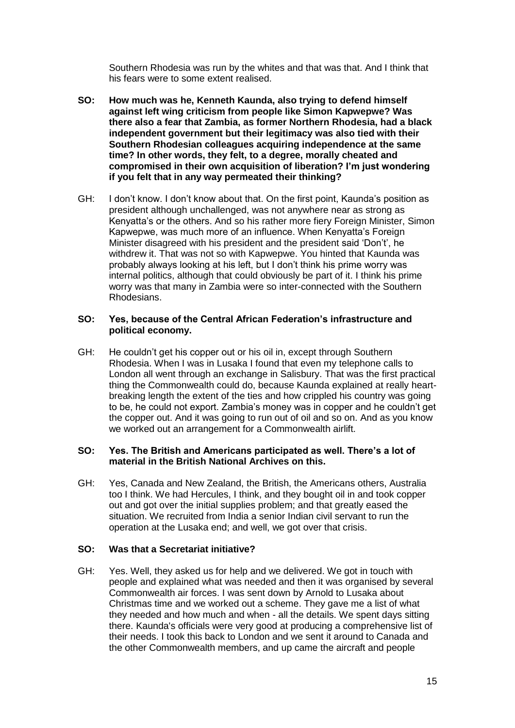Southern Rhodesia was run by the whites and that was that. And I think that his fears were to some extent realised.

**SO: How much was he, Kenneth Kaunda, also trying to defend himself against left wing criticism from people like Simon Kapwepwe? Was there also a fear that Zambia, as former Northern Rhodesia, had a black independent government but their legitimacy was also tied with their Southern Rhodesian colleagues acquiring independence at the same time? In other words, they felt, to a degree, morally cheated and compromised in their own acquisition of liberation? I'm just wondering if you felt that in any way permeated their thinking?**

GH: I don't know. I don't know about that. On the first point, Kaunda's position as president although unchallenged, was not anywhere near as strong as Kenyatta's or the others. And so his rather more fiery Foreign Minister, Simon Kapwepwe, was much more of an influence. When Kenyatta's Foreign Minister disagreed with his president and the president said 'Don't', he withdrew it. That was not so with Kapwepwe. You hinted that Kaunda was probably always looking at his left, but I don't think his prime worry was internal politics, although that could obviously be part of it. I think his prime worry was that many in Zambia were so inter-connected with the Southern Rhodesians.

**SO: Yes, because of the Central African Federation's infrastructure and political economy.**

GH: He couldn't get his copper out or his oil in, except through Southern Rhodesia. When I was in Lusaka I found that even my telephone calls to London all went through an exchange in Salisbury. That was the first practical thing the Commonwealth could do, because Kaunda explained at really heart-breaking length the extent of the ties and how crippled his country was going to be, he could not export. Zambia's money was in copper and he couldn't get the copper out. And it was going to run out of oil and so on. And as you know we worked out an arrangement for a Commonwealth airlift.

**SO: Yes. The British and Americans participated as well. There's a lot of material in the British National Archives on this.**

GH: Yes, Canada and New Zealand, the British, the Americans others, Australia too I think. We had Hercules, I think, and they bought oil in and took copper out and got over the initial supplies problem; and that greatly eased the situation. We recruited from India a senior Indian civil servant to run the operation at the Lusaka end; and well, we got over that crisis.

**SO: Was that a Secretariat initiative?**

GH: Yes. Well, they asked us for help and we delivered. We got in touch with people and explained what was needed and then it was organised by several Commonwealth air forces. I was sent down by Arnold to Lusaka about Christmas time and we worked out a scheme. They gave me a list of what they needed and how much and when - all the details. We spent days sitting there. Kaunda's officials were very good at producing a comprehensive list of their needs. I took this back to London and we sent it around to Canada and the other Commonwealth members, and up came the aircraft and people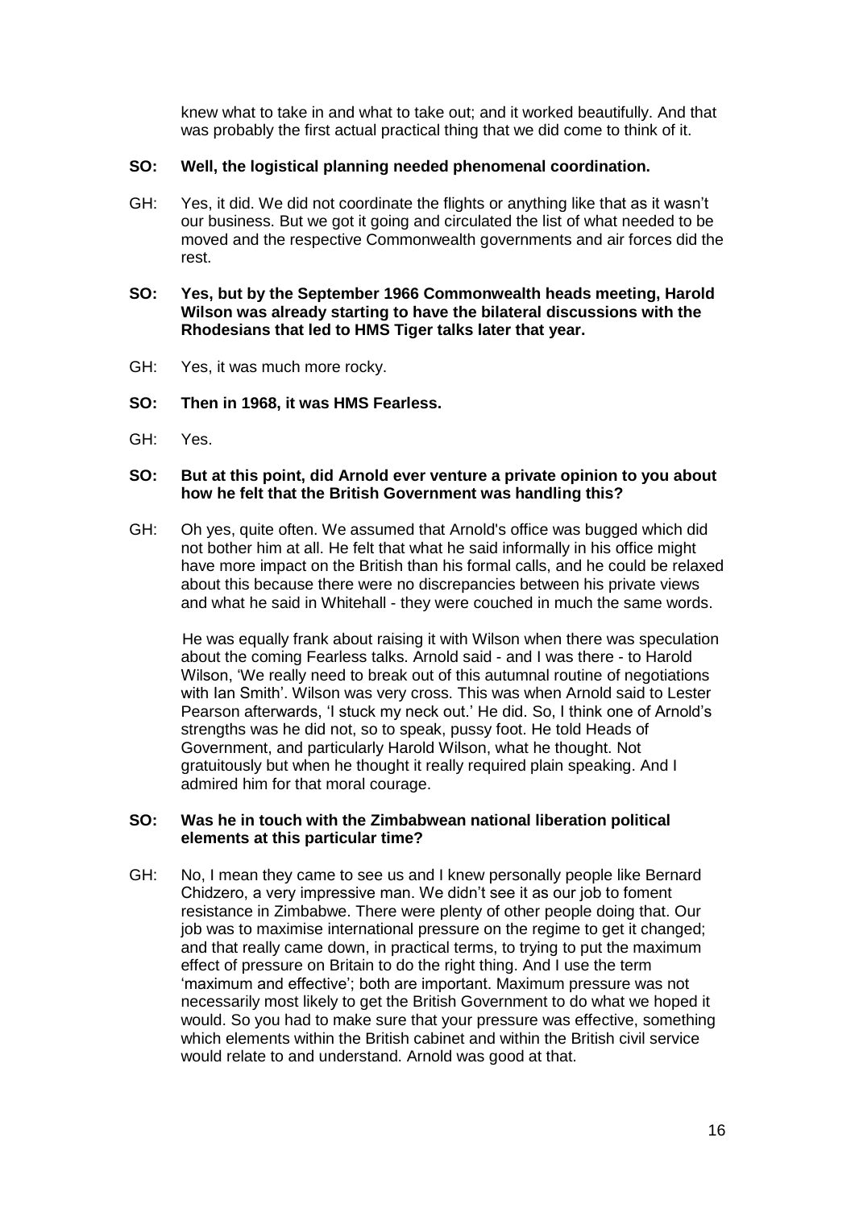knew what to take in and what to take out; and it worked beautifully. And that was probably the first actual practical thing that we did come to think of it.

**SO: Well, the logistical planning needed phenomenal coordination.**

GH: Yes, it did. We did not coordinate the flights or anything like that as it wasn't our business. But we got it going and circulated the list of what needed to be moved and the respective Commonwealth governments and air forces did the rest.

**SO: Yes, but by the September 1966 Commonwealth heads meeting, Harold Wilson was already starting to have the bilateral discussions with the Rhodesians that led to HMS Tiger talks later that year.**

GH: Yes, it was much more rocky.

**SO: Then in 1968, it was HMS Fearless.**

GH: Yes.

**SO: But at this point, did Arnold ever venture a private opinion to you about how he felt that the British Government was handling this?**

GH: Oh yes, quite often. We assumed that Arnold's office was bugged which did not bother him at all. He felt that what he said informally in his office might have more impact on the British than his formal calls, and he could be relaxed about this because there were no discrepancies between his private views and what he said in Whitehall - they were couched in much the same words.

He was equally frank about raising it with Wilson when there was speculation about the coming Fearless talks. Arnold said - and I was there - to Harold Wilson, 'We really need to break out of this autumnal routine of negotiations with Ian Smith'. Wilson was very cross. This was when Arnold said to Lester Pearson afterwards, 'I stuck my neck out.' He did. So, I think one of Arnold's strengths was he did not, so to speak, pussy foot. He told Heads of Government, and particularly Harold Wilson, what he thought. Not gratuitously but when he thought it really required plain speaking. And I admired him for that moral courage.

**SO: Was he in touch with the Zimbabwean national liberation political elements at this particular time?**

GH: No, I mean they came to see us and I knew personally people like Bernard Chidzero, a very impressive man. We didn't see it as our job to foment resistance in Zimbabwe. There were plenty of other people doing that. Our job was to maximise international pressure on the regime to get it changed; and that really came down, in practical terms, to trying to put the maximum effect of pressure on Britain to do the right thing. And I use the term 'maximum and effective'; both are important. Maximum pressure was not necessarily most likely to get the British Government to do what we hoped it would. So you had to make sure that your pressure was effective, something which elements within the British cabinet and within the British civil service would relate to and understand. Arnold was good at that.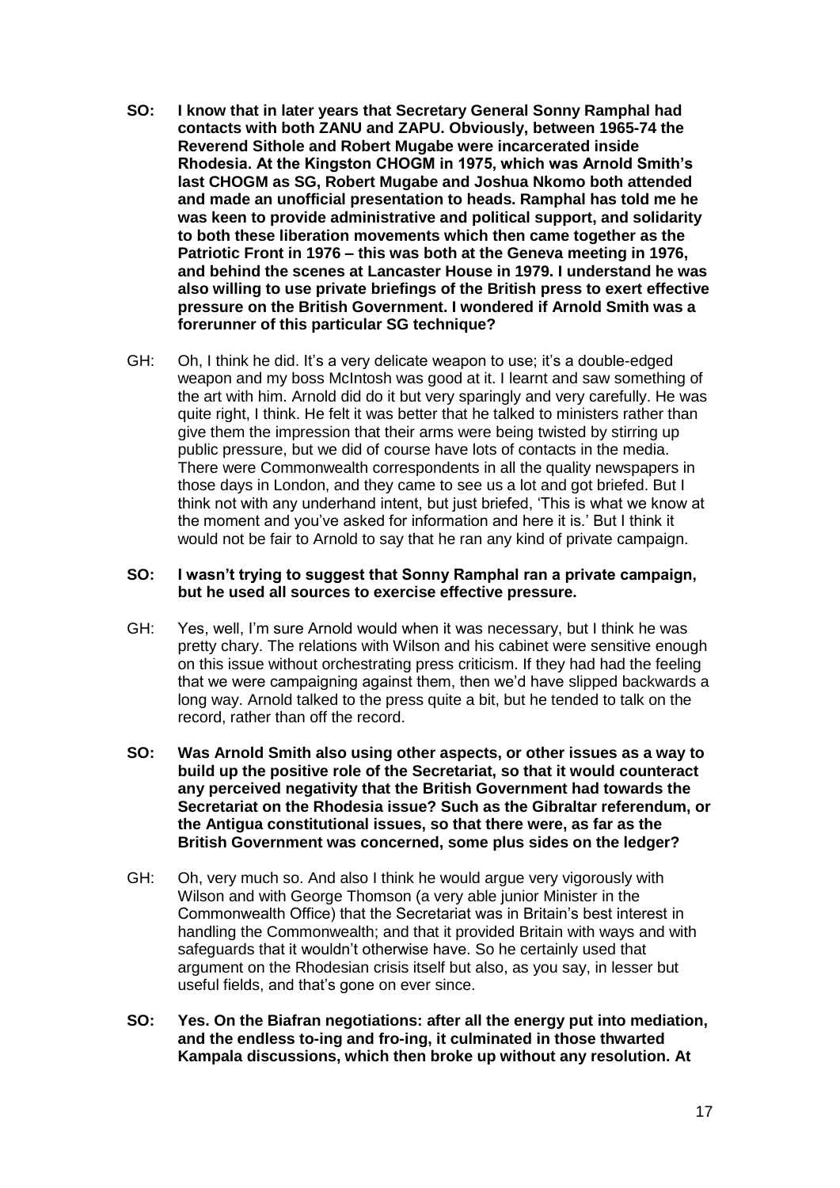**SO: I know that in later years that Secretary General Sonny Ramphal had contacts with both ZANU and ZAPU. Obviously, between 1965-74 the Reverend Sithole and Robert Mugabe were incarcerated inside Rhodesia. At the Kingston CHOGM in 1975, which was Arnold Smith's last CHOGM as SG, Robert Mugabe and Joshua Nkomo both attended and made an unofficial presentation to heads. Ramphal has told me he was keen to provide administrative and political support, and solidarity to both these liberation movements which then came together as the Patriotic Front in 1976 – this was both at the Geneva meeting in 1976, and behind the scenes at Lancaster House in 1979. I understand he was also willing to use private briefings of the British press to exert effective pressure on the British Government. I wondered if Arnold Smith was a forerunner of this particular SG technique?**

GH: Oh, I think he did. It's a very delicate weapon to use; it's a double-edged weapon and my boss McIntosh was good at it. I learnt and saw something of the art with him. Arnold did do it but very sparingly and very carefully. He was quite right, I think. He felt it was better that he talked to ministers rather than give them the impression that their arms were being twisted by stirring up public pressure, but we did of course have lots of contacts in the media. There were Commonwealth correspondents in all the quality newspapers in those days in London, and they came to see us a lot and got briefed. But I think not with any underhand intent, but just briefed, 'This is what we know at the moment and you've asked for information and here it is.' But I think it would not be fair to Arnold to say that he ran any kind of private campaign.

**SO: I wasn't trying to suggest that Sonny Ramphal ran a private campaign, but he used all sources to exercise effective pressure.**

GH: Yes, well, I'm sure Arnold would when it was necessary, but I think he was pretty chary. The relations with Wilson and his cabinet were sensitive enough on this issue without orchestrating press criticism. If they had had the feeling that we were campaigning against them, then we'd have slipped backwards a long way. Arnold talked to the press quite a bit, but he tended to talk on the record, rather than off the record.

**SO: Was Arnold Smith also using other aspects, or other issues as a way to build up the positive role of the Secretariat, so that it would counteract any perceived negativity that the British Government had towards the Secretariat on the Rhodesia issue? Such as the Gibraltar referendum, or the Antigua constitutional issues, so that there were, as far as the British Government was concerned, some plus sides on the ledger?**

GH: Oh, very much so. And also I think he would argue very vigorously with Wilson and with George Thomson (a very able junior Minister in the Commonwealth Office) that the Secretariat was in Britain's best interest in handling the Commonwealth; and that it provided Britain with ways and with safeguards that it wouldn't otherwise have. So he certainly used that argument on the Rhodesian crisis itself but also, as you say, in lesser but useful fields, and that's gone on ever since.

**SO: Yes. On the Biafran negotiations: after all the energy put into mediation, and the endless to-ing and fro-ing, it culminated in those thwarted Kampala discussions, which then broke up without any resolution. At**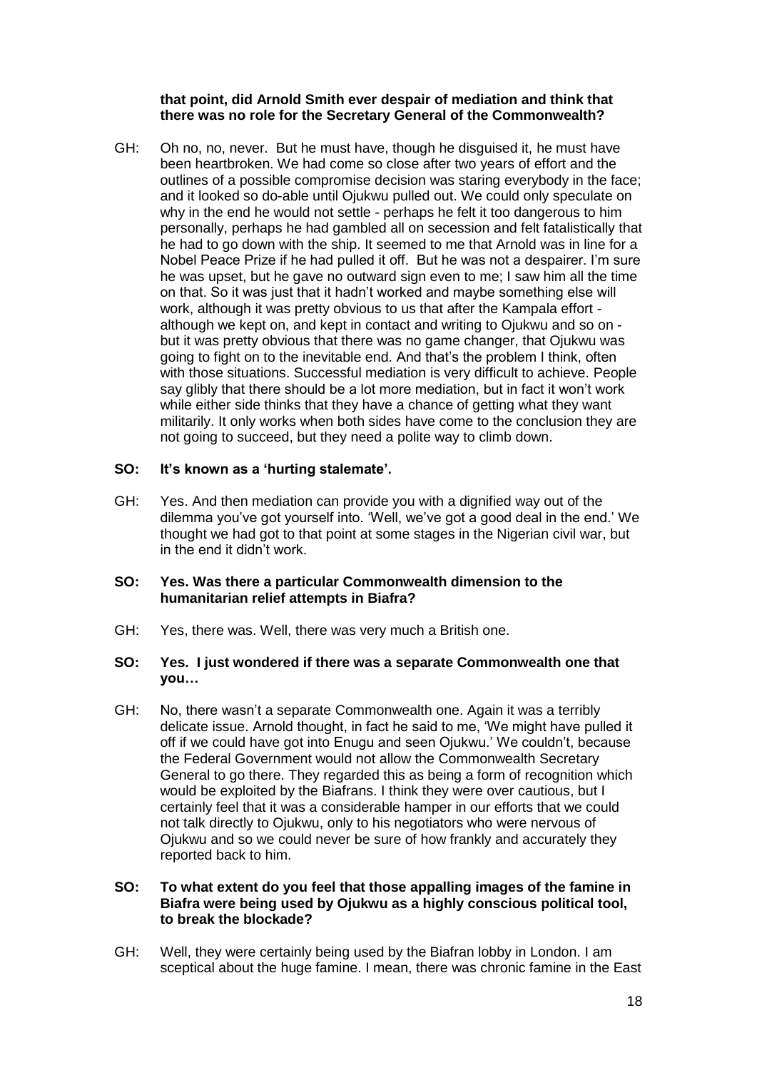**that point, did Arnold Smith ever despair of mediation and think that there was no role for the Secretary General of the Commonwealth?**

GH: Oh no, no, never. But he must have, though he disguised it, he must have been heartbroken. We had come so close after two years of effort and the outlines of a possible compromise decision was staring everybody in the face; and it looked so do-able until Ojukwu pulled out. We could only speculate on why in the end he would not settle - perhaps he felt it too dangerous to him personally, perhaps he had gambled all on secession and felt fatalistically that he had to go down with the ship. It seemed to me that Arnold was in line for a Nobel Peace Prize if he had pulled it off. But he was not a despairer. I'm sure he was upset, but he gave no outward sign even to me; I saw him all the time on that. So it was just that it hadn't worked and maybe something else will work, although it was pretty obvious to us that after the Kampala effort - although we kept on, and kept in contact and writing to Ojukwu and so on - but it was pretty obvious that there was no game changer, that Ojukwu was going to fight on to the inevitable end. And that's the problem I think, often with those situations. Successful mediation is very difficult to achieve. People say glibly that there should be a lot more mediation, but in fact it won't work while either side thinks that they have a chance of getting what they want militarily. It only works when both sides have come to the conclusion they are not going to succeed, but they need a polite way to climb down.

**SO: It's known as a 'hurting stalemate'.**

GH: Yes. And then mediation can provide you with a dignified way out of the dilemma you've got yourself into. 'Well, we've got a good deal in the end.' We thought we had got to that point at some stages in the Nigerian civil war, but in the end it didn't work.

**SO: Yes. Was there a particular Commonwealth dimension to the humanitarian relief attempts in Biafra?**

GH: Yes, there was. Well, there was very much a British one.

**SO: Yes. I just wondered if there was a separate Commonwealth one that you…**

GH: No, there wasn't a separate Commonwealth one. Again it was a terribly delicate issue. Arnold thought, in fact he said to me, 'We might have pulled it off if we could have got into Enugu and seen Ojukwu.' We couldn't, because the Federal Government would not allow the Commonwealth Secretary General to go there. They regarded this as being a form of recognition which would be exploited by the Biafrans. I think they were over cautious, but I certainly feel that it was a considerable hamper in our efforts that we could not talk directly to Ojukwu, only to his negotiators who were nervous of Ojukwu and so we could never be sure of how frankly and accurately they reported back to him.

**SO: To what extent do you feel that those appalling images of the famine in Biafra were being used by Ojukwu as a highly conscious political tool, to break the blockade?**

GH: Well, they were certainly being used by the Biafran lobby in London. I am sceptical about the huge famine. I mean, there was chronic famine in the East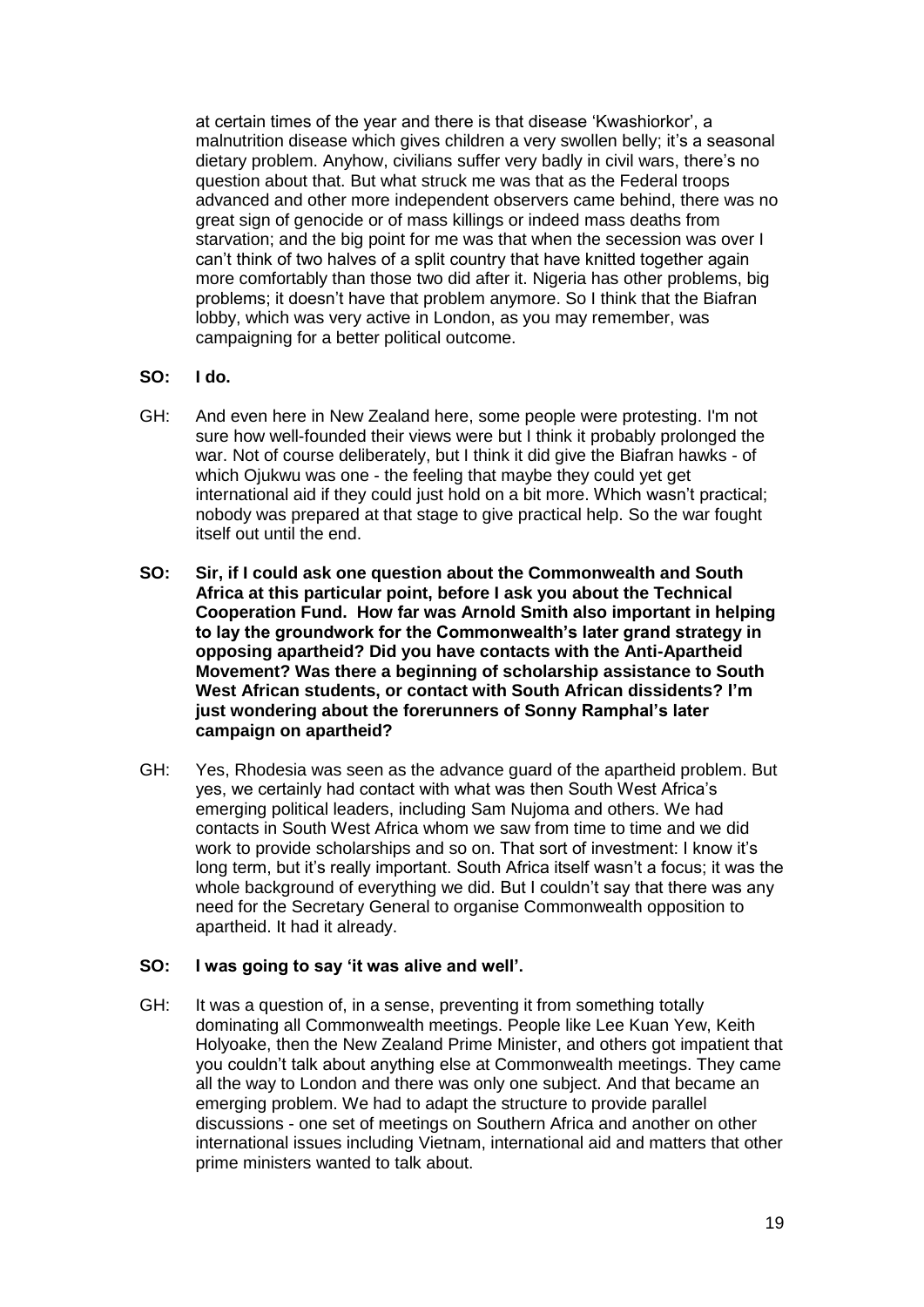at certain times of the year and there is that disease 'Kwashiorkor', a malnutrition disease which gives children a very swollen belly; it's a seasonal dietary problem. Anyhow, civilians suffer very badly in civil wars, there's no question about that. But what struck me was that as the Federal troops advanced and other more independent observers came behind, there was no great sign of genocide or of mass killings or indeed mass deaths from starvation; and the big point for me was that when the secession was over I can't think of two halves of a split country that have knitted together again more comfortably than those two did after it. Nigeria has other problems, big problems; it doesn't have that problem anymore. So I think that the Biafran lobby, which was very active in London, as you may remember, was campaigning for a better political outcome.

**SO: I do.**

GH: And even here in New Zealand here, some people were protesting. I'm not sure how well-founded their views were but I think it probably prolonged the war. Not of course deliberately, but I think it did give the Biafran hawks - of which Ojukwu was one - the feeling that maybe they could yet get international aid if they could just hold on a bit more. Which wasn't practical; nobody was prepared at that stage to give practical help. So the war fought itself out until the end.

**SO: Sir, if I could ask one question about the Commonwealth and South Africa at this particular point, before I ask you about the Technical Cooperation Fund. How far was Arnold Smith also important in helping to lay the groundwork for the Commonwealth's later grand strategy in opposing apartheid? Did you have contacts with the Anti-Apartheid Movement? Was there a beginning of scholarship assistance to South West African students, or contact with South African dissidents? I'm just wondering about the forerunners of Sonny Ramphal's later campaign on apartheid?**

GH: Yes, Rhodesia was seen as the advance guard of the apartheid problem. But yes, we certainly had contact with what was then South West Africa's emerging political leaders, including Sam Nujoma and others. We had contacts in South West Africa whom we saw from time to time and we did work to provide scholarships and so on. That sort of investment: I know it's long term, but it's really important. South Africa itself wasn't a focus; it was the whole background of everything we did. But I couldn't say that there was any need for the Secretary General to organise Commonwealth opposition to apartheid. It had it already.

**SO: I was going to say 'it was alive and well'.**

GH: It was a question of, in a sense, preventing it from something totally dominating all Commonwealth meetings. People like Lee Kuan Yew, Keith Holyoake, then the New Zealand Prime Minister, and others got impatient that you couldn't talk about anything else at Commonwealth meetings. They came all the way to London and there was only one subject. And that became an emerging problem. We had to adapt the structure to provide parallel discussions - one set of meetings on Southern Africa and another on other international issues including Vietnam, international aid and matters that other prime ministers wanted to talk about.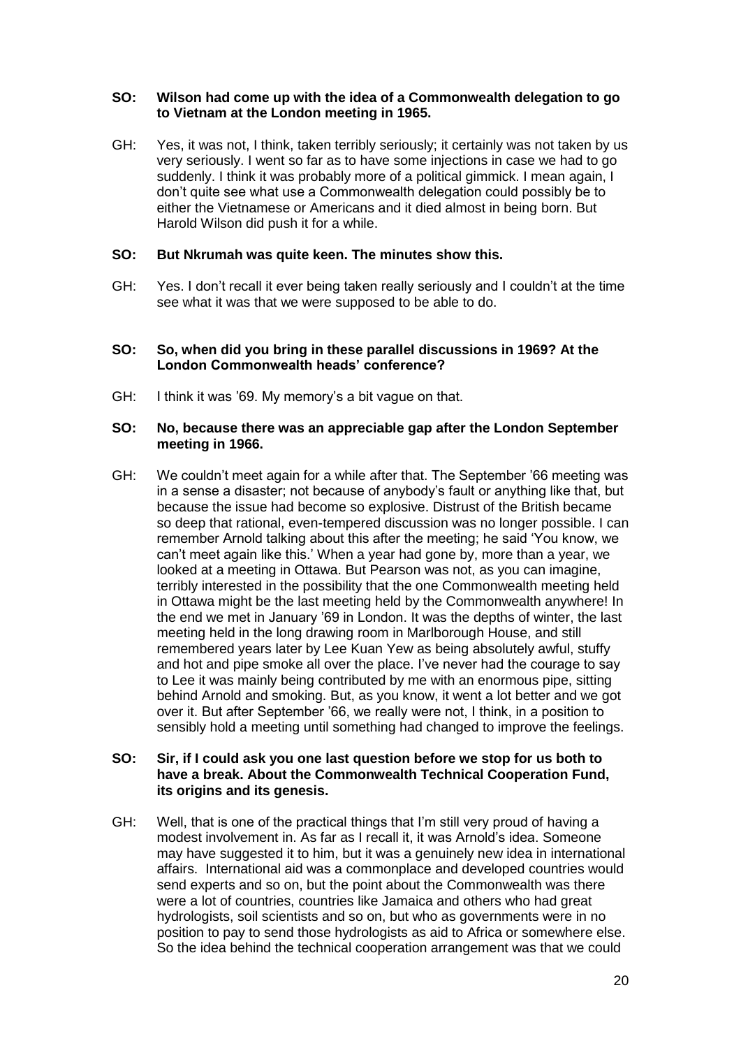**SO: Wilson had come up with the idea of a Commonwealth delegation to go to Vietnam at the London meeting in 1965.**

GH: Yes, it was not, I think, taken terribly seriously; it certainly was not taken by us very seriously. I went so far as to have some injections in case we had to go suddenly. I think it was probably more of a political gimmick. I mean again, I don't quite see what use a Commonwealth delegation could possibly be to either the Vietnamese or Americans and it died almost in being born. But Harold Wilson did push it for a while.

**SO: But Nkrumah was quite keen. The minutes show this.**

GH: Yes. I don't recall it ever being taken really seriously and I couldn't at the time see what it was that we were supposed to be able to do.

**SO: So, when did you bring in these parallel discussions in 1969? At the London Commonwealth heads' conference?**

GH: I think it was '69. My memory's a bit vague on that.

**SO: No, because there was an appreciable gap after the London September meeting in 1966.**

GH: We couldn't meet again for a while after that. The September '66 meeting was in a sense a disaster; not because of anybody's fault or anything like that, but because the issue had become so explosive. Distrust of the British became so deep that rational, even-tempered discussion was no longer possible. I can remember Arnold talking about this after the meeting; he said 'You know, we can't meet again like this.' When a year had gone by, more than a year, we looked at a meeting in Ottawa. But Pearson was not, as you can imagine, terribly interested in the possibility that the one Commonwealth meeting held in Ottawa might be the last meeting held by the Commonwealth anywhere! In the end we met in January '69 in London. It was the depths of winter, the last meeting held in the long drawing room in Marlborough House, and still remembered years later by Lee Kuan Yew as being absolutely awful, stuffy and hot and pipe smoke all over the place. I've never had the courage to say to Lee it was mainly being contributed by me with an enormous pipe, sitting behind Arnold and smoking. But, as you know, it went a lot better and we got over it. But after September '66, we really were not, I think, in a position to sensibly hold a meeting until something had changed to improve the feelings.

**SO: Sir, if I could ask you one last question before we stop for us both to have a break. About the Commonwealth Technical Cooperation Fund, its origins and its genesis.**

GH: Well, that is one of the practical things that I'm still very proud of having a modest involvement in. As far as I recall it, it was Arnold's idea. Someone may have suggested it to him, but it was a genuinely new idea in international affairs. International aid was a commonplace and developed countries would send experts and so on, but the point about the Commonwealth was there were a lot of countries, countries like Jamaica and others who had great hydrologists, soil scientists and so on, but who as governments were in no position to pay to send those hydrologists as aid to Africa or somewhere else. So the idea behind the technical cooperation arrangement was that we could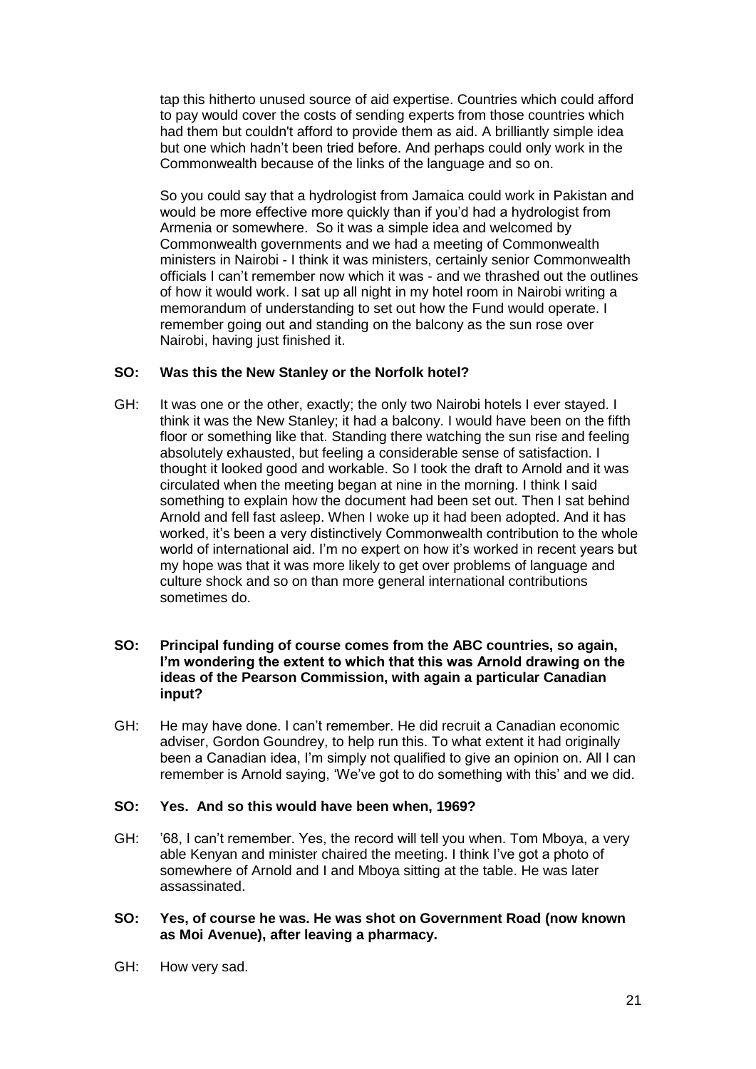tap this hitherto unused source of aid expertise. Countries which could afford to pay would cover the costs of sending experts from those countries which had them but couldn't afford to provide them as aid. A brilliantly simple idea but one which hadn't been tried before. And perhaps could only work in the Commonwealth because of the links of the language and so on.

So you could say that a hydrologist from Jamaica could work in Pakistan and would be more effective more quickly than if you'd had a hydrologist from Armenia or somewhere. So it was a simple idea and welcomed by Commonwealth governments and we had a meeting of Commonwealth ministers in Nairobi - I think it was ministers, certainly senior Commonwealth officials I can't remember now which it was - and we thrashed out the outlines of how it would work. I sat up all night in my hotel room in Nairobi writing a memorandum of understanding to set out how the Fund would operate. I remember going out and standing on the balcony as the sun rose over Nairobi, having just finished it.

**SO: Was this the New Stanley or the Norfolk hotel?**

GH: It was one or the other, exactly; the only two Nairobi hotels I ever stayed. I think it was the New Stanley; it had a balcony. I would have been on the fifth floor or something like that. Standing there watching the sun rise and feeling absolutely exhausted, but feeling a considerable sense of satisfaction. I thought it looked good and workable. So I took the draft to Arnold and it was circulated when the meeting began at nine in the morning. I think I said something to explain how the document had been set out. Then I sat behind Arnold and fell fast asleep. When I woke up it had been adopted. And it has worked, it's been a very distinctively Commonwealth contribution to the whole world of international aid. I'm no expert on how it's worked in recent years but my hope was that it was more likely to get over problems of language and culture shock and so on than more general international contributions sometimes do.

**SO: Principal funding of course comes from the ABC countries, so again, I'm wondering the extent to which that this was Arnold drawing on the ideas of the Pearson Commission, with again a particular Canadian input?**

GH: He may have done. I can't remember. He did recruit a Canadian economic adviser, Gordon Goundrey, to help run this. To what extent it had originally been a Canadian idea, I'm simply not qualified to give an opinion on. All I can remember is Arnold saying, 'We've got to do something with this' and we did.

**SO: Yes. And so this would have been when, 1969?**

GH: '68, I can't remember. Yes, the record will tell you when. Tom Mboya, a very able Kenyan and minister chaired the meeting. I think I've got a photo of somewhere of Arnold and I and Mboya sitting at the table. He was later assassinated.

**SO: Yes, of course he was. He was shot on Government Road (now known as Moi Avenue), after leaving a pharmacy.**

GH: How very sad.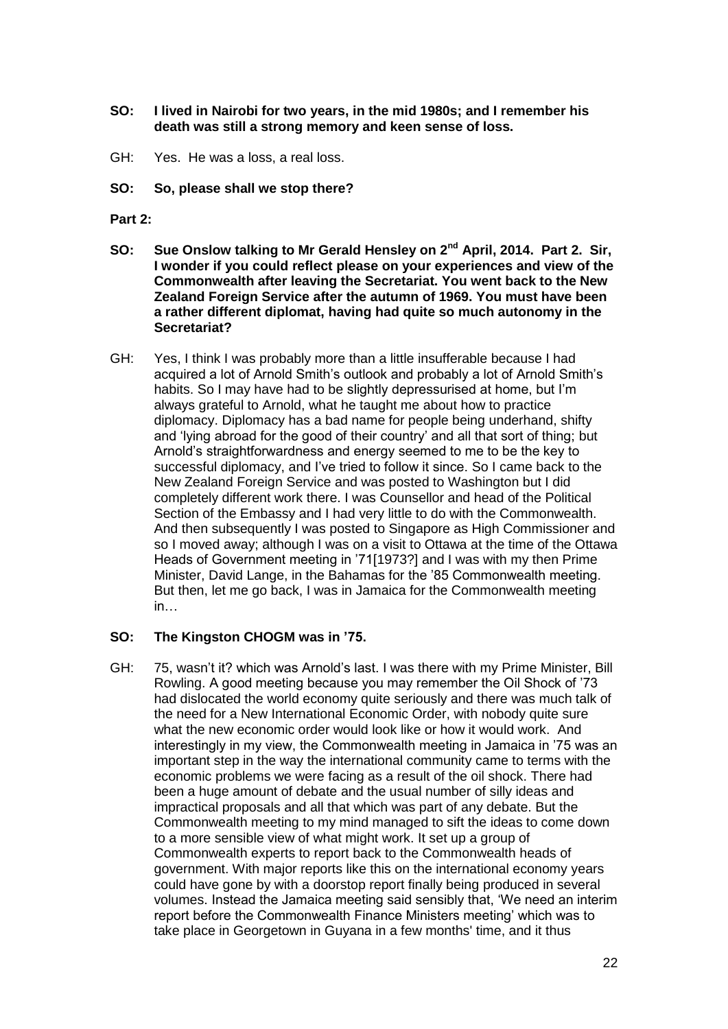**SO: I lived in Nairobi for two years, in the mid 1980s; and I remember his death was still a strong memory and keen sense of loss.**

GH: Yes. He was a loss, a real loss.

**SO: So, please shall we stop there?**

**Part 2:**

**SO: Sue Onslow talking to Mr Gerald Hensley on 2nd April, 2014. Part 2. Sir, I wonder if you could reflect please on your experiences and view of the Commonwealth after leaving the Secretariat. You went back to the New Zealand Foreign Service after the autumn of 1969. You must have been a rather different diplomat, having had quite so much autonomy in the Secretariat?**

GH: Yes, I think I was probably more than a little insufferable because I had acquired a lot of Arnold Smith's outlook and probably a lot of Arnold Smith's habits. So I may have had to be slightly depressurised at home, but I'm always grateful to Arnold, what he taught me about how to practice diplomacy. Diplomacy has a bad name for people being underhand, shifty and 'lying abroad for the good of their country' and all that sort of thing; but Arnold's straightforwardness and energy seemed to me to be the key to successful diplomacy, and I've tried to follow it since. So I came back to the New Zealand Foreign Service and was posted to Washington but I did completely different work there. I was Counsellor and head of the Political Section of the Embassy and I had very little to do with the Commonwealth. And then subsequently I was posted to Singapore as High Commissioner and so I moved away; although I was on a visit to Ottawa at the time of the Ottawa Heads of Government meeting in '71[1973?] and I was with my then Prime Minister, David Lange, in the Bahamas for the '85 Commonwealth meeting. But then, let me go back, I was in Jamaica for the Commonwealth meeting in…

**SO: The Kingston CHOGM was in '75.**

GH: 75, wasn't it? which was Arnold's last. I was there with my Prime Minister, Bill Rowling. A good meeting because you may remember the Oil Shock of '73 had dislocated the world economy quite seriously and there was much talk of the need for a New International Economic Order, with nobody quite sure what the new economic order would look like or how it would work. And interestingly in my view, the Commonwealth meeting in Jamaica in '75 was an important step in the way the international community came to terms with the economic problems we were facing as a result of the oil shock. There had been a huge amount of debate and the usual number of silly ideas and impractical proposals and all that which was part of any debate. But the Commonwealth meeting to my mind managed to sift the ideas to come down to a more sensible view of what might work. It set up a group of Commonwealth experts to report back to the Commonwealth heads of government. With major reports like this on the international economy years could have gone by with a doorstop report finally being produced in several volumes. Instead the Jamaica meeting said sensibly that, 'We need an interim report before the Commonwealth Finance Ministers meeting' which was to take place in Georgetown in Guyana in a few months' time, and it thus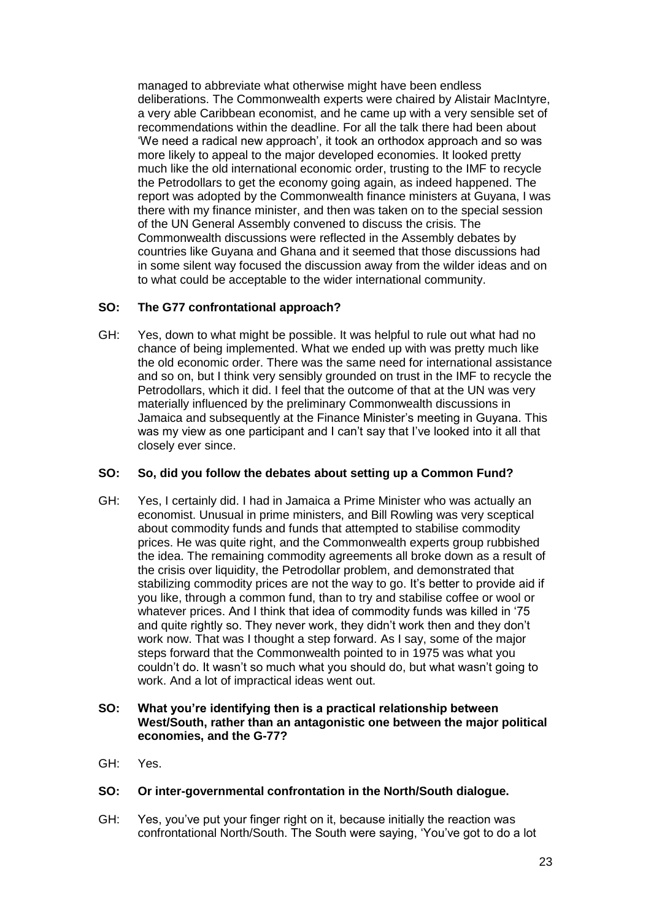managed to abbreviate what otherwise might have been endless deliberations. The Commonwealth experts were chaired by Alistair MacIntyre, a very able Caribbean economist, and he came up with a very sensible set of recommendations within the deadline. For all the talk there had been about 'We need a radical new approach', it took an orthodox approach and so was more likely to appeal to the major developed economies. It looked pretty much like the old international economic order, trusting to the IMF to recycle the Petrodollars to get the economy going again, as indeed happened. The report was adopted by the Commonwealth finance ministers at Guyana, I was there with my finance minister, and then was taken on to the special session of the UN General Assembly convened to discuss the crisis. The Commonwealth discussions were reflected in the Assembly debates by countries like Guyana and Ghana and it seemed that those discussions had in some silent way focused the discussion away from the wilder ideas and on to what could be acceptable to the wider international community.

**SO: The G77 confrontational approach?**

GH: Yes, down to what might be possible. It was helpful to rule out what had no chance of being implemented. What we ended up with was pretty much like the old economic order. There was the same need for international assistance and so on, but I think very sensibly grounded on trust in the IMF to recycle the Petrodollars, which it did. I feel that the outcome of that at the UN was very materially influenced by the preliminary Commonwealth discussions in Jamaica and subsequently at the Finance Minister's meeting in Guyana. This was my view as one participant and I can't say that I've looked into it all that closely ever since.

**SO: So, did you follow the debates about setting up a Common Fund?**

GH: Yes, I certainly did. I had in Jamaica a Prime Minister who was actually an economist. Unusual in prime ministers, and Bill Rowling was very sceptical about commodity funds and funds that attempted to stabilise commodity prices. He was quite right, and the Commonwealth experts group rubbished the idea. The remaining commodity agreements all broke down as a result of the crisis over liquidity, the Petrodollar problem, and demonstrated that stabilizing commodity prices are not the way to go. It's better to provide aid if you like, through a common fund, than to try and stabilise coffee or wool or whatever prices. And I think that idea of commodity funds was killed in '75 and quite rightly so. They never work, they didn't work then and they don't work now. That was I thought a step forward. As I say, some of the major steps forward that the Commonwealth pointed to in 1975 was what you couldn't do. It wasn't so much what you should do, but what wasn't going to work. And a lot of impractical ideas went out.

**SO: What you're identifying then is a practical relationship between West/South, rather than an antagonistic one between the major political economies, and the G-77?**

GH: Yes.

**SO: Or inter-governmental confrontation in the North/South dialogue.**

GH: Yes, you've put your finger right on it, because initially the reaction was confrontational North/South. The South were saying, 'You've got to do a lot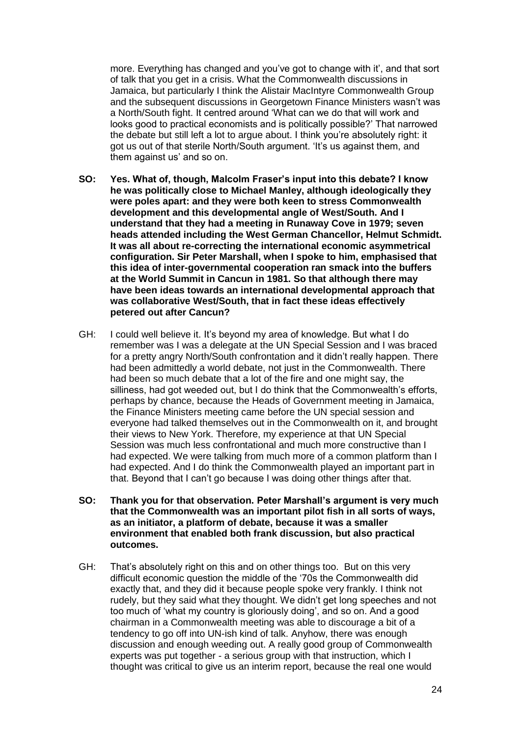more. Everything has changed and you've got to change with it', and that sort of talk that you get in a crisis. What the Commonwealth discussions in Jamaica, but particularly I think the Alistair MacIntyre Commonwealth Group and the subsequent discussions in Georgetown Finance Ministers wasn't was a North/South fight. It centred around 'What can we do that will work and looks good to practical economists and is politically possible?' That narrowed the debate but still left a lot to argue about. I think you're absolutely right: it got us out of that sterile North/South argument. 'It's us against them, and them against us' and so on.

**SO: Yes. What of, though, Malcolm Fraser's input into this debate? I know he was politically close to Michael Manley, although ideologically they were poles apart: and they were both keen to stress Commonwealth development and this developmental angle of West/South. And I understand that they had a meeting in Runaway Cove in 1979; seven heads attended including the West German Chancellor, Helmut Schmidt. It was all about re-correcting the international economic asymmetrical configuration. Sir Peter Marshall, when I spoke to him, emphasised that this idea of inter-governmental cooperation ran smack into the buffers at the World Summit in Cancun in 1981. So that although there may have been ideas towards an international developmental approach that was collaborative West/South, that in fact these ideas effectively petered out after Cancun?**

GH: I could well believe it. It's beyond my area of knowledge. But what I do remember was I was a delegate at the UN Special Session and I was braced for a pretty angry North/South confrontation and it didn't really happen. There had been admittedly a world debate, not just in the Commonwealth. There had been so much debate that a lot of the fire and one might say, the silliness, had got weeded out, but I do think that the Commonwealth's efforts, perhaps by chance, because the Heads of Government meeting in Jamaica, the Finance Ministers meeting came before the UN special session and everyone had talked themselves out in the Commonwealth on it, and brought their views to New York. Therefore, my experience at that UN Special Session was much less confrontational and much more constructive than I had expected. We were talking from much more of a common platform than I had expected. And I do think the Commonwealth played an important part in that. Beyond that I can't go because I was doing other things after that.

**SO: Thank you for that observation. Peter Marshall's argument is very much that the Commonwealth was an important pilot fish in all sorts of ways, as an initiator, a platform of debate, because it was a smaller environment that enabled both frank discussion, but also practical outcomes.**

GH: That's absolutely right on this and on other things too. But on this very difficult economic question the middle of the '70s the Commonwealth did exactly that, and they did it because people spoke very frankly. I think not rudely, but they said what they thought. We didn't get long speeches and not too much of 'what my country is gloriously doing', and so on. And a good chairman in a Commonwealth meeting was able to discourage a bit of a tendency to go off into UN-ish kind of talk. Anyhow, there was enough discussion and enough weeding out. A really good group of Commonwealth experts was put together - a serious group with that instruction, which I thought was critical to give us an interim report, because the real one would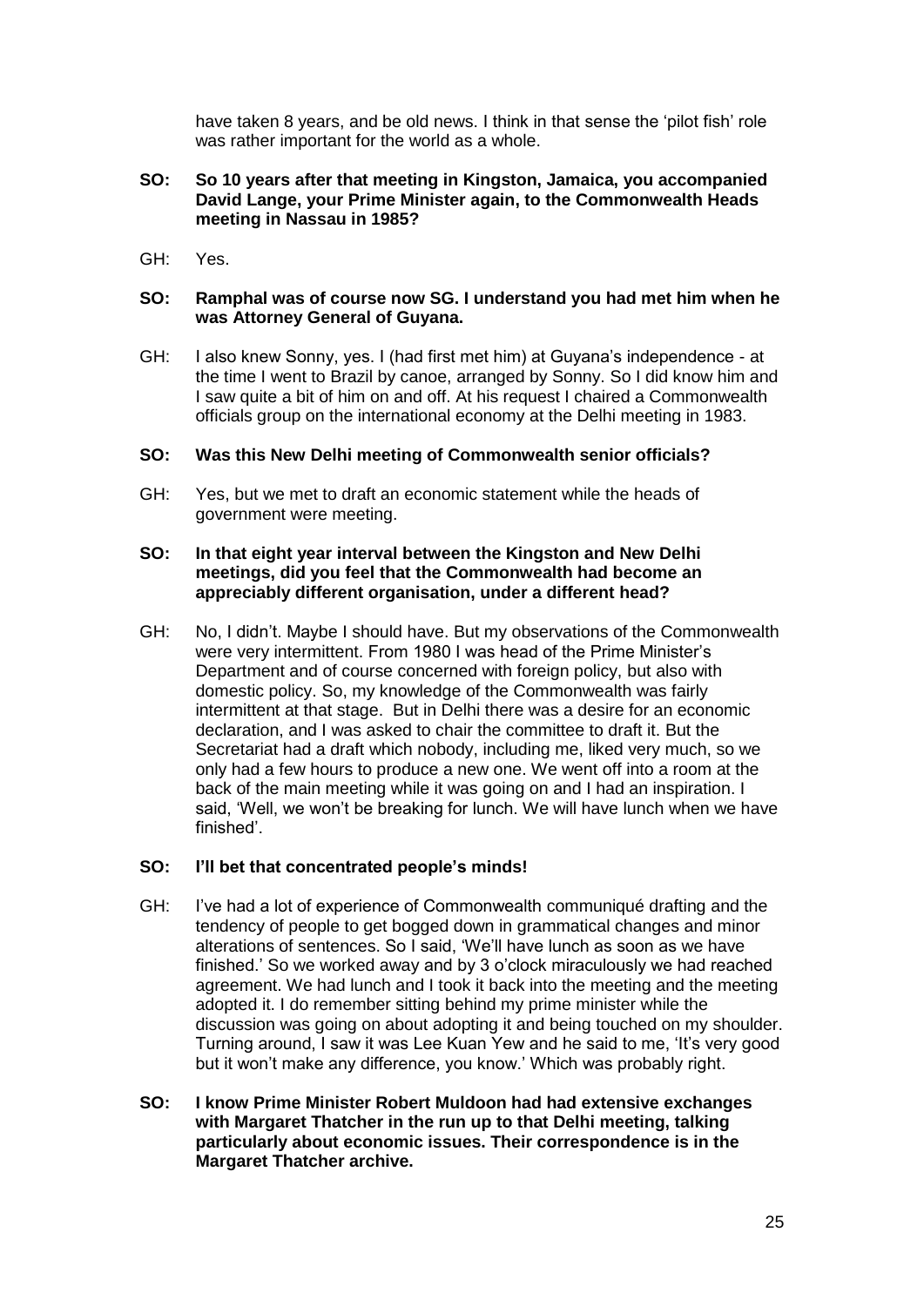have taken 8 years, and be old news. I think in that sense the 'pilot fish' role was rather important for the world as a whole.

**SO: So 10 years after that meeting in Kingston, Jamaica, you accompanied David Lange, your Prime Minister again, to the Commonwealth Heads meeting in Nassau in 1985?**

GH: Yes.

**SO: Ramphal was of course now SG. I understand you had met him when he was Attorney General of Guyana.**

GH: I also knew Sonny, yes. I (had first met him) at Guyana's independence - at the time I went to Brazil by canoe, arranged by Sonny. So I did know him and I saw quite a bit of him on and off. At his request I chaired a Commonwealth officials group on the international economy at the Delhi meeting in 1983.

**SO: Was this New Delhi meeting of Commonwealth senior officials?**

GH: Yes, but we met to draft an economic statement while the heads of government were meeting.

**SO: In that eight year interval between the Kingston and New Delhi meetings, did you feel that the Commonwealth had become an appreciably different organisation, under a different head?**

GH: No, I didn't. Maybe I should have. But my observations of the Commonwealth were very intermittent. From 1980 I was head of the Prime Minister's Department and of course concerned with foreign policy, but also with domestic policy. So, my knowledge of the Commonwealth was fairly intermittent at that stage. But in Delhi there was a desire for an economic declaration, and I was asked to chair the committee to draft it. But the Secretariat had a draft which nobody, including me, liked very much, so we only had a few hours to produce a new one. We went off into a room at the back of the main meeting while it was going on and I had an inspiration. I said, 'Well, we won't be breaking for lunch. We will have lunch when we have finished'.

**SO: I'll bet that concentrated people's minds!**

GH: I've had a lot of experience of Commonwealth communiqué drafting and the tendency of people to get bogged down in grammatical changes and minor alterations of sentences. So I said, 'We'll have lunch as soon as we have finished.' So we worked away and by 3 o'clock miraculously we had reached agreement. We had lunch and I took it back into the meeting and the meeting adopted it. I do remember sitting behind my prime minister while the discussion was going on about adopting it and being touched on my shoulder. Turning around, I saw it was Lee Kuan Yew and he said to me, 'It's very good but it won't make any difference, you know.' Which was probably right.

**SO: I know Prime Minister Robert Muldoon had had extensive exchanges with Margaret Thatcher in the run up to that Delhi meeting, talking particularly about economic issues. Their correspondence is in the Margaret Thatcher archive.**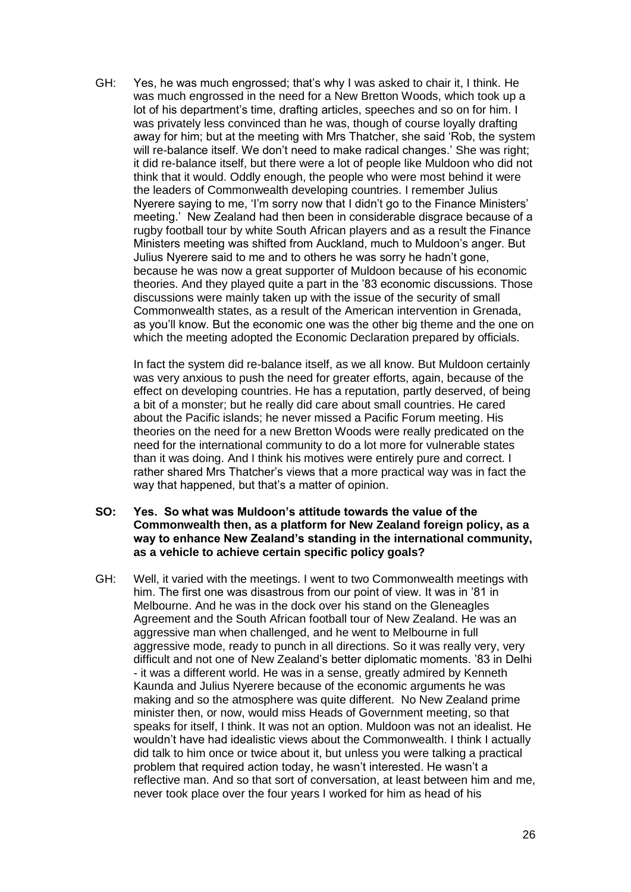GH: Yes, he was much engrossed; that's why I was asked to chair it, I think. He was much engrossed in the need for a New Bretton Woods, which took up a lot of his department's time, drafting articles, speeches and so on for him. I was privately less convinced than he was, though of course loyally drafting away for him; but at the meeting with Mrs Thatcher, she said 'Rob, the system will re-balance itself. We don't need to make radical changes.' She was right; it did re-balance itself, but there were a lot of people like Muldoon who did not think that it would. Oddly enough, the people who were most behind it were the leaders of Commonwealth developing countries. I remember Julius Nyerere saying to me, 'I'm sorry now that I didn't go to the Finance Ministers' meeting.' New Zealand had then been in considerable disgrace because of a rugby football tour by white South African players and as a result the Finance Ministers meeting was shifted from Auckland, much to Muldoon's anger. But Julius Nyerere said to me and to others he was sorry he hadn't gone, because he was now a great supporter of Muldoon because of his economic theories. And they played quite a part in the '83 economic discussions. Those discussions were mainly taken up with the issue of the security of small Commonwealth states, as a result of the American intervention in Grenada, as you'll know. But the economic one was the other big theme and the one on which the meeting adopted the Economic Declaration prepared by officials.

In fact the system did re-balance itself, as we all know. But Muldoon certainly was very anxious to push the need for greater efforts, again, because of the effect on developing countries. He has a reputation, partly deserved, of being a bit of a monster; but he really did care about small countries. He cared about the Pacific islands; he never missed a Pacific Forum meeting. His theories on the need for a new Bretton Woods were really predicated on the need for the international community to do a lot more for vulnerable states than it was doing. And I think his motives were entirely pure and correct. I rather shared Mrs Thatcher's views that a more practical way was in fact the way that happened, but that's a matter of opinion.

**SO: Yes. So what was Muldoon's attitude towards the value of the Commonwealth then, as a platform for New Zealand foreign policy, as a way to enhance New Zealand's standing in the international community, as a vehicle to achieve certain specific policy goals?**

GH: Well, it varied with the meetings. I went to two Commonwealth meetings with him. The first one was disastrous from our point of view. It was in '81 in Melbourne. And he was in the dock over his stand on the Gleneagles Agreement and the South African football tour of New Zealand. He was an aggressive man when challenged, and he went to Melbourne in full aggressive mode, ready to punch in all directions. So it was really very, very difficult and not one of New Zealand's better diplomatic moments. '83 in Delhi - it was a different world. He was in a sense, greatly admired by Kenneth Kaunda and Julius Nyerere because of the economic arguments he was making and so the atmosphere was quite different. No New Zealand prime minister then, or now, would miss Heads of Government meeting, so that speaks for itself, I think. It was not an option. Muldoon was not an idealist. He wouldn't have had idealistic views about the Commonwealth. I think I actually did talk to him once or twice about it, but unless you were talking a practical problem that required action today, he wasn't interested. He wasn't a reflective man. And so that sort of conversation, at least between him and me, never took place over the four years I worked for him as head of his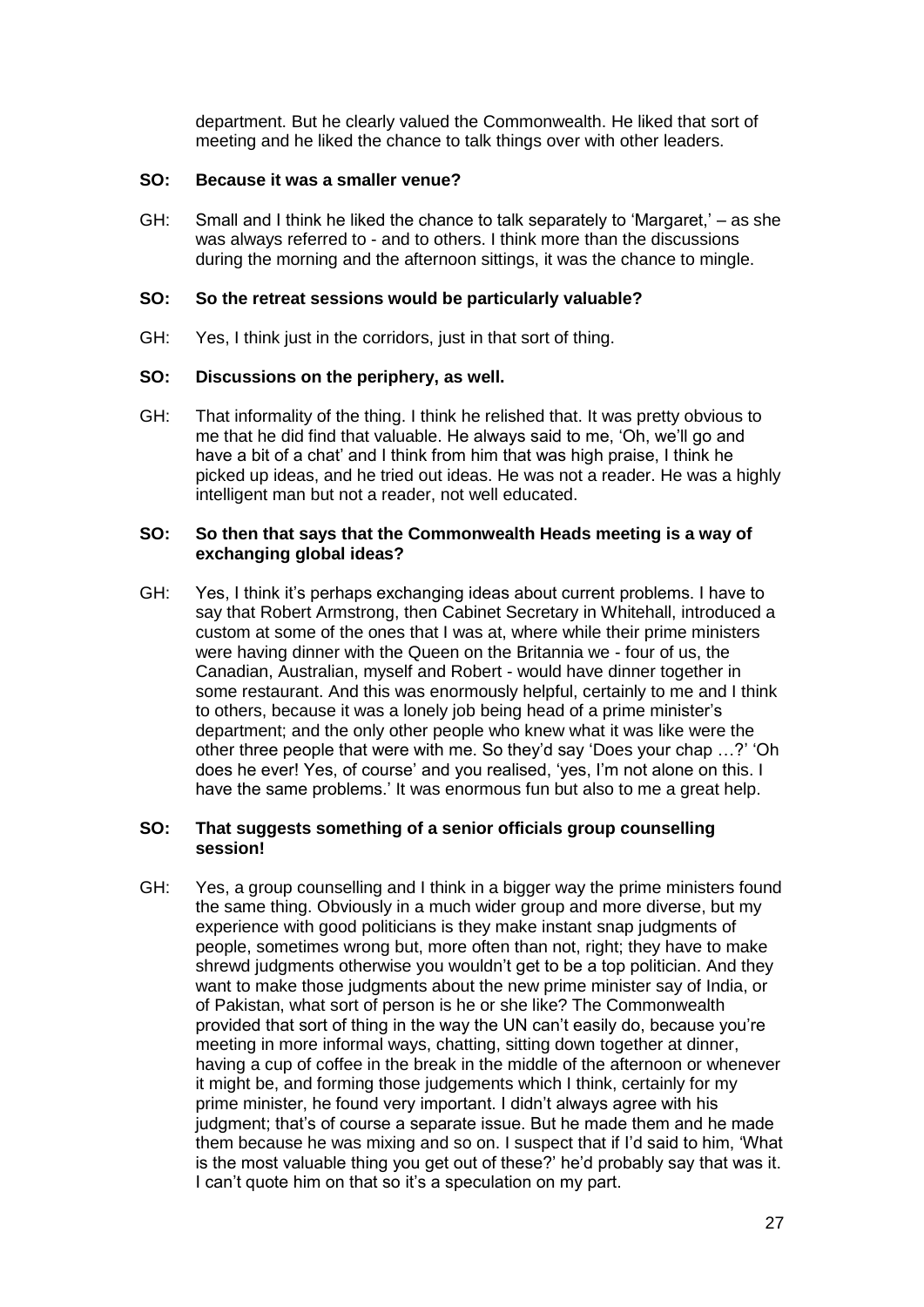department. But he clearly valued the Commonwealth. He liked that sort of meeting and he liked the chance to talk things over with other leaders.

**SO: Because it was a smaller venue?**

GH: Small and I think he liked the chance to talk separately to 'Margaret,' – as she was always referred to - and to others. I think more than the discussions during the morning and the afternoon sittings, it was the chance to mingle.

**SO: So the retreat sessions would be particularly valuable?**

GH: Yes, I think just in the corridors, just in that sort of thing.

**SO: Discussions on the periphery, as well.**

GH: That informality of the thing. I think he relished that. It was pretty obvious to me that he did find that valuable. He always said to me, 'Oh, we'll go and have a bit of a chat' and I think from him that was high praise, I think he picked up ideas, and he tried out ideas. He was not a reader. He was a highly intelligent man but not a reader, not well educated.

**SO: So then that says that the Commonwealth Heads meeting is a way of exchanging global ideas?**

GH: Yes, I think it's perhaps exchanging ideas about current problems. I have to say that Robert Armstrong, then Cabinet Secretary in Whitehall, introduced a custom at some of the ones that I was at, where while their prime ministers were having dinner with the Queen on the Britannia we - four of us, the Canadian, Australian, myself and Robert - would have dinner together in some restaurant. And this was enormously helpful, certainly to me and I think to others, because it was a lonely job being head of a prime minister's department; and the only other people who knew what it was like were the other three people that were with me. So they'd say 'Does your chap …?' 'Oh does he ever! Yes, of course' and you realised, 'yes, I'm not alone on this. I have the same problems.' It was enormous fun but also to me a great help.

**SO: That suggests something of a senior officials group counselling session!**

GH: Yes, a group counselling and I think in a bigger way the prime ministers found the same thing. Obviously in a much wider group and more diverse, but my experience with good politicians is they make instant snap judgments of people, sometimes wrong but, more often than not, right; they have to make shrewd judgments otherwise you wouldn't get to be a top politician. And they want to make those judgments about the new prime minister say of India, or of Pakistan, what sort of person is he or she like? The Commonwealth provided that sort of thing in the way the UN can't easily do, because you're meeting in more informal ways, chatting, sitting down together at dinner, having a cup of coffee in the break in the middle of the afternoon or whenever it might be, and forming those judgements which I think, certainly for my prime minister, he found very important. I didn't always agree with his judgment; that's of course a separate issue. But he made them and he made them because he was mixing and so on. I suspect that if I'd said to him, 'What is the most valuable thing you get out of these?' he'd probably say that was it. I can't quote him on that so it's a speculation on my part.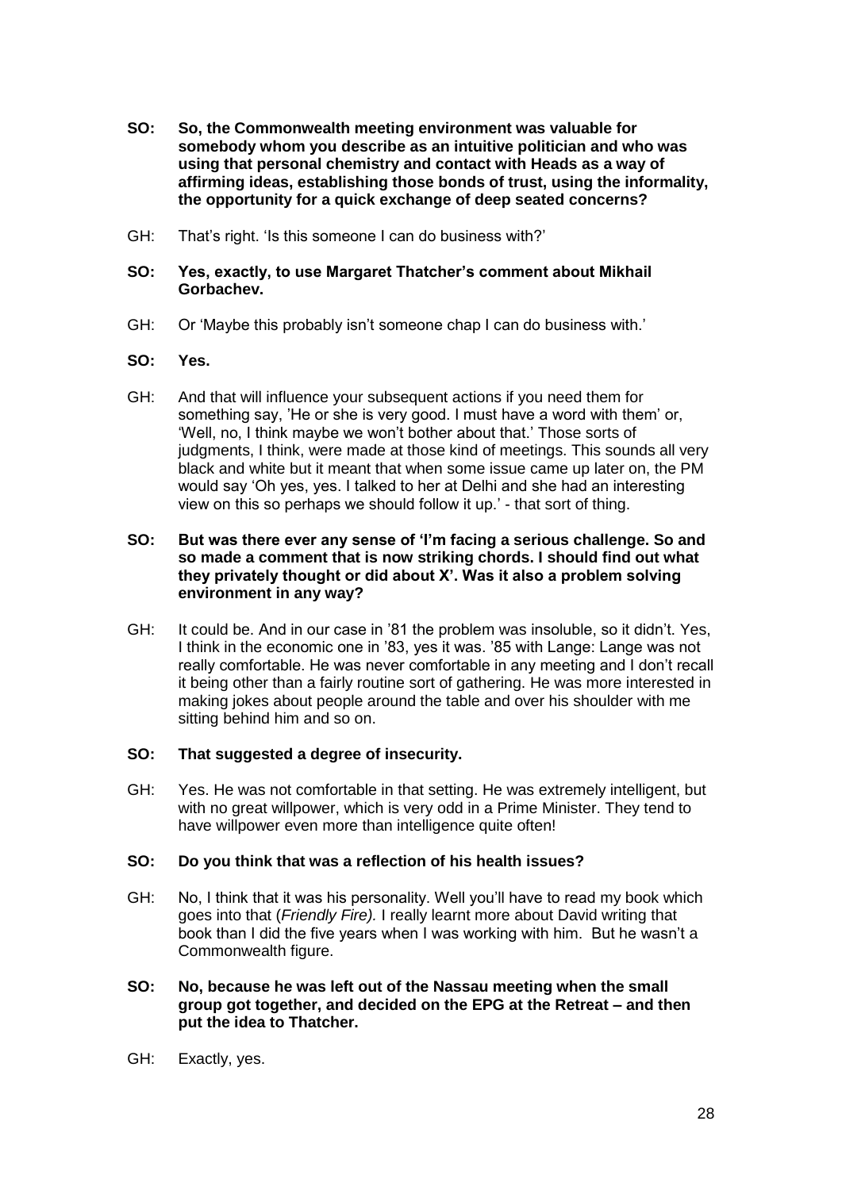**SO: So, the Commonwealth meeting environment was valuable for somebody whom you describe as an intuitive politician and who was using that personal chemistry and contact with Heads as a way of affirming ideas, establishing those bonds of trust, using the informality, the opportunity for a quick exchange of deep seated concerns?**

GH: That's right. 'Is this someone I can do business with?'

**SO: Yes, exactly, to use Margaret Thatcher's comment about Mikhail Gorbachev.**

GH: Or 'Maybe this probably isn't someone chap I can do business with.'

**SO: Yes.**

GH: And that will influence your subsequent actions if you need them for something say, 'He or she is very good. I must have a word with them' or, 'Well, no, I think maybe we won't bother about that.' Those sorts of judgments, I think, were made at those kind of meetings. This sounds all very black and white but it meant that when some issue came up later on, the PM would say 'Oh yes, yes. I talked to her at Delhi and she had an interesting view on this so perhaps we should follow it up.' - that sort of thing.

**SO: But was there ever any sense of 'I'm facing a serious challenge. So and so made a comment that is now striking chords. I should find out what they privately thought or did about X'. Was it also a problem solving environment in any way?**

GH: It could be. And in our case in '81 the problem was insoluble, so it didn't. Yes, I think in the economic one in '83, yes it was. '85 with Lange: Lange was not really comfortable. He was never comfortable in any meeting and I don't recall it being other than a fairly routine sort of gathering. He was more interested in making jokes about people around the table and over his shoulder with me sitting behind him and so on.

**SO: That suggested a degree of insecurity.**

GH: Yes. He was not comfortable in that setting. He was extremely intelligent, but with no great willpower, which is very odd in a Prime Minister. They tend to have willpower even more than intelligence quite often!

**SO: Do you think that was a reflection of his health issues?**

GH: No, I think that it was his personality. Well you'll have to read my book which goes into that (*Friendly Fire).* I really learnt more about David writing that book than I did the five years when I was working with him. But he wasn't a Commonwealth figure.

**SO: No, because he was left out of the Nassau meeting when the small group got together, and decided on the EPG at the Retreat – and then put the idea to Thatcher.**

GH: Exactly, yes.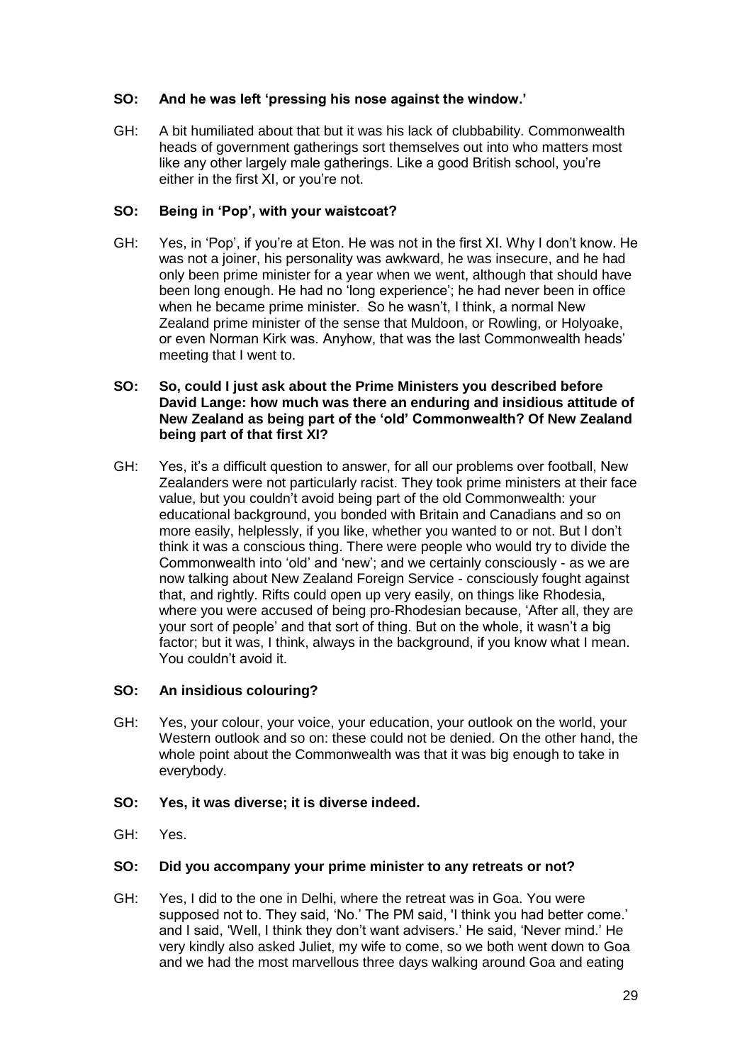**SO: And he was left 'pressing his nose against the window.'**

GH: A bit humiliated about that but it was his lack of clubbability. Commonwealth heads of government gatherings sort themselves out into who matters most like any other largely male gatherings. Like a good British school, you're either in the first XI, or you're not.

**SO: Being in 'Pop', with your waistcoat?**

GH: Yes, in 'Pop', if you're at Eton. He was not in the first XI. Why I don't know. He was not a joiner, his personality was awkward, he was insecure, and he had only been prime minister for a year when we went, although that should have been long enough. He had no 'long experience'; he had never been in office when he became prime minister. So he wasn't, I think, a normal New Zealand prime minister of the sense that Muldoon, or Rowling, or Holyoake, or even Norman Kirk was. Anyhow, that was the last Commonwealth heads' meeting that I went to.

**SO: So, could I just ask about the Prime Ministers you described before David Lange: how much was there an enduring and insidious attitude of New Zealand as being part of the 'old' Commonwealth? Of New Zealand being part of that first XI?**

GH: Yes, it's a difficult question to answer, for all our problems over football, New Zealanders were not particularly racist. They took prime ministers at their face value, but you couldn't avoid being part of the old Commonwealth: your educational background, you bonded with Britain and Canadians and so on more easily, helplessly, if you like, whether you wanted to or not. But I don't think it was a conscious thing. There were people who would try to divide the Commonwealth into 'old' and 'new'; and we certainly consciously - as we are now talking about New Zealand Foreign Service - consciously fought against that, and rightly. Rifts could open up very easily, on things like Rhodesia, where you were accused of being pro-Rhodesian because, 'After all, they are your sort of people' and that sort of thing. But on the whole, it wasn't a big factor; but it was, I think, always in the background, if you know what I mean. You couldn't avoid it.

**SO: An insidious colouring?**

GH: Yes, your colour, your voice, your education, your outlook on the world, your Western outlook and so on: these could not be denied. On the other hand, the whole point about the Commonwealth was that it was big enough to take in everybody.

**SO: Yes, it was diverse; it is diverse indeed.**

GH: Yes.

**SO: Did you accompany your prime minister to any retreats or not?**

GH: Yes, I did to the one in Delhi, where the retreat was in Goa. You were supposed not to. They said, 'No.' The PM said, 'I think you had better come.' and I said, 'Well, I think they don't want advisers.' He said, 'Never mind.' He very kindly also asked Juliet, my wife to come, so we both went down to Goa and we had the most marvellous three days walking around Goa and eating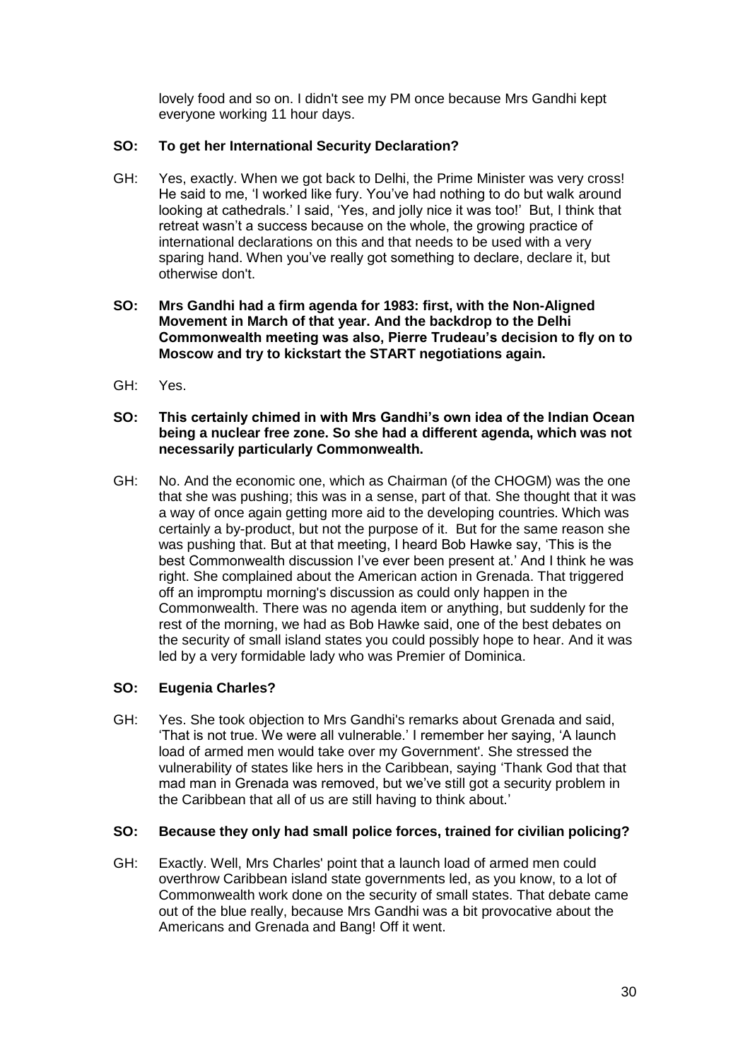lovely food and so on. I didn't see my PM once because Mrs Gandhi kept everyone working 11 hour days.

**SO: To get her International Security Declaration?**

GH: Yes, exactly. When we got back to Delhi, the Prime Minister was very cross! He said to me, 'I worked like fury. You've had nothing to do but walk around looking at cathedrals.' I said, 'Yes, and jolly nice it was too!' But, I think that retreat wasn't a success because on the whole, the growing practice of international declarations on this and that needs to be used with a very sparing hand. When you've really got something to declare, declare it, but otherwise don't.

**SO: Mrs Gandhi had a firm agenda for 1983: first, with the Non-Aligned Movement in March of that year. And the backdrop to the Delhi Commonwealth meeting was also, Pierre Trudeau's decision to fly on to Moscow and try to kickstart the START negotiations again.**

GH: Yes.

**SO: This certainly chimed in with Mrs Gandhi's own idea of the Indian Ocean being a nuclear free zone. So she had a different agenda, which was not necessarily particularly Commonwealth.**

GH: No. And the economic one, which as Chairman (of the CHOGM) was the one that she was pushing; this was in a sense, part of that. She thought that it was a way of once again getting more aid to the developing countries. Which was certainly a by-product, but not the purpose of it. But for the same reason she was pushing that. But at that meeting, I heard Bob Hawke say, 'This is the best Commonwealth discussion I've ever been present at.' And I think he was right. She complained about the American action in Grenada. That triggered off an impromptu morning's discussion as could only happen in the Commonwealth. There was no agenda item or anything, but suddenly for the rest of the morning, we had as Bob Hawke said, one of the best debates on the security of small island states you could possibly hope to hear. And it was led by a very formidable lady who was Premier of Dominica.

**SO: Eugenia Charles?**

GH: Yes. She took objection to Mrs Gandhi's remarks about Grenada and said, 'That is not true. We were all vulnerable.' I remember her saying, 'A launch load of armed men would take over my Government'. She stressed the vulnerability of states like hers in the Caribbean, saying 'Thank God that that mad man in Grenada was removed, but we've still got a security problem in the Caribbean that all of us are still having to think about.'

**SO: Because they only had small police forces, trained for civilian policing?**

GH: Exactly. Well, Mrs Charles' point that a launch load of armed men could overthrow Caribbean island state governments led, as you know, to a lot of Commonwealth work done on the security of small states. That debate came out of the blue really, because Mrs Gandhi was a bit provocative about the Americans and Grenada and Bang! Off it went.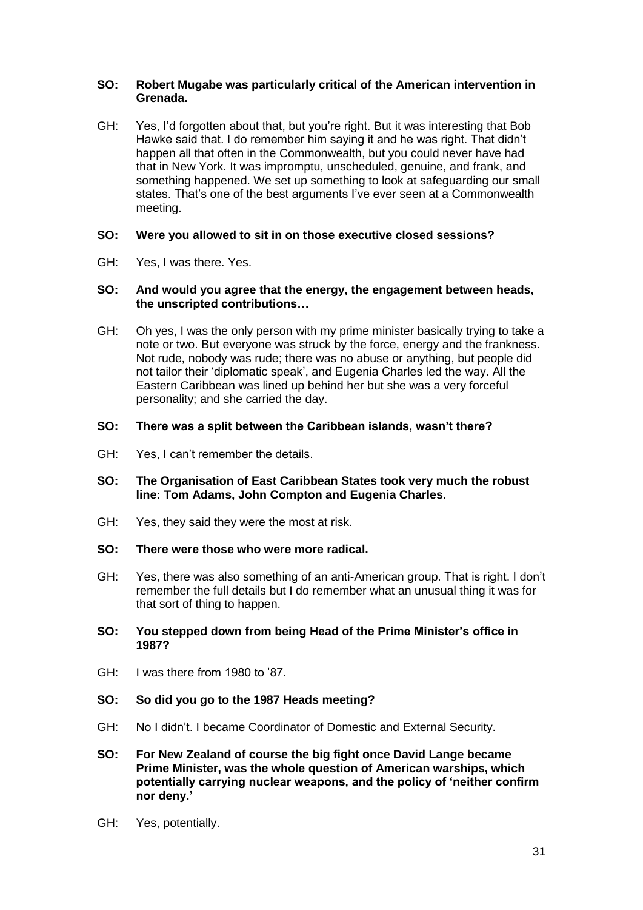**SO: Robert Mugabe was particularly critical of the American intervention in Grenada.**

GH: Yes, I'd forgotten about that, but you're right. But it was interesting that Bob Hawke said that. I do remember him saying it and he was right. That didn't happen all that often in the Commonwealth, but you could never have had that in New York. It was impromptu, unscheduled, genuine, and frank, and something happened. We set up something to look at safeguarding our small states. That's one of the best arguments I've ever seen at a Commonwealth meeting.

**SO: Were you allowed to sit in on those executive closed sessions?**

GH: Yes, I was there. Yes.

**SO: And would you agree that the energy, the engagement between heads, the unscripted contributions…**

GH: Oh yes, I was the only person with my prime minister basically trying to take a note or two. But everyone was struck by the force, energy and the frankness. Not rude, nobody was rude; there was no abuse or anything, but people did not tailor their 'diplomatic speak', and Eugenia Charles led the way. All the Eastern Caribbean was lined up behind her but she was a very forceful personality; and she carried the day.

**SO: There was a split between the Caribbean islands, wasn't there?**

GH: Yes, I can't remember the details.

**SO: The Organisation of East Caribbean States took very much the robust line: Tom Adams, John Compton and Eugenia Charles.**

GH: Yes, they said they were the most at risk.

**SO: There were those who were more radical.**

GH: Yes, there was also something of an anti-American group. That is right. I don't remember the full details but I do remember what an unusual thing it was for that sort of thing to happen.

**SO: You stepped down from being Head of the Prime Minister's office in 1987?**

GH: I was there from 1980 to '87.

**SO: So did you go to the 1987 Heads meeting?**

GH: No I didn't. I became Coordinator of Domestic and External Security.

**SO: For New Zealand of course the big fight once David Lange became Prime Minister, was the whole question of American warships, which potentially carrying nuclear weapons, and the policy of 'neither confirm nor deny.'**

GH: Yes, potentially.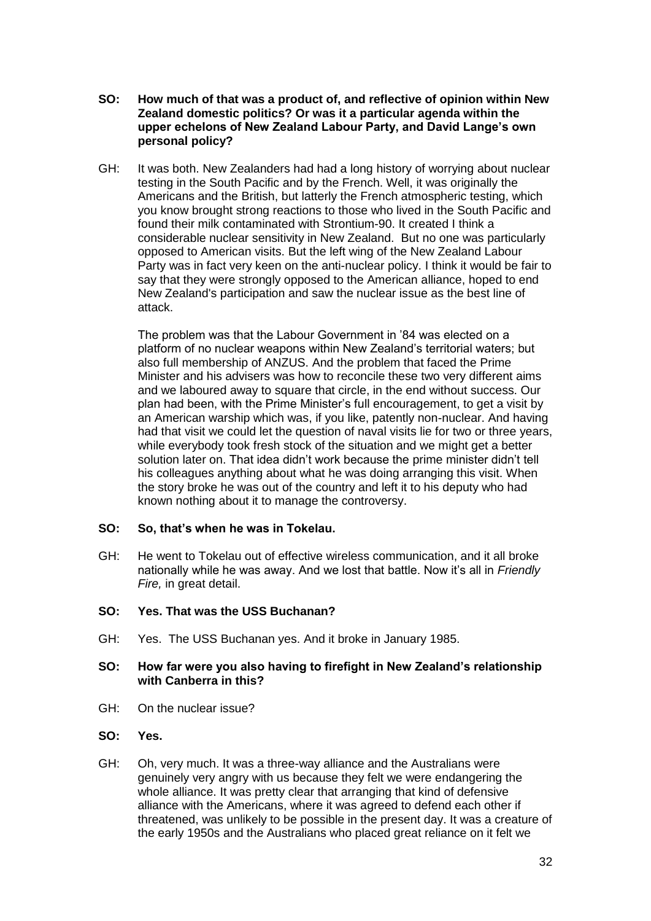**SO: How much of that was a product of, and reflective of opinion within New Zealand domestic politics? Or was it a particular agenda within the upper echelons of New Zealand Labour Party, and David Lange's own personal policy?**

GH: It was both. New Zealanders had had a long history of worrying about nuclear testing in the South Pacific and by the French. Well, it was originally the Americans and the British, but latterly the French atmospheric testing, which you know brought strong reactions to those who lived in the South Pacific and found their milk contaminated with Strontium-90. It created I think a considerable nuclear sensitivity in New Zealand. But no one was particularly opposed to American visits. But the left wing of the New Zealand Labour Party was in fact very keen on the anti-nuclear policy. I think it would be fair to say that they were strongly opposed to the American alliance, hoped to end New Zealand's participation and saw the nuclear issue as the best line of attack.

The problem was that the Labour Government in '84 was elected on a platform of no nuclear weapons within New Zealand's territorial waters; but also full membership of ANZUS. And the problem that faced the Prime Minister and his advisers was how to reconcile these two very different aims and we laboured away to square that circle, in the end without success. Our plan had been, with the Prime Minister's full encouragement, to get a visit by an American warship which was, if you like, patently non-nuclear. And having had that visit we could let the question of naval visits lie for two or three years, while everybody took fresh stock of the situation and we might get a better solution later on. That idea didn't work because the prime minister didn't tell his colleagues anything about what he was doing arranging this visit. When the story broke he was out of the country and left it to his deputy who had known nothing about it to manage the controversy.

**SO: So, that's when he was in Tokelau.**

GH: He went to Tokelau out of effective wireless communication, and it all broke nationally while he was away. And we lost that battle. Now it's all in *Friendly Fire,* in great detail.

**SO: Yes. That was the USS Buchanan?**

GH: Yes. The USS Buchanan yes. And it broke in January 1985.

**SO: How far were you also having to firefight in New Zealand's relationship with Canberra in this?**

GH: On the nuclear issue?

**SO: Yes.**

GH: Oh, very much. It was a three-way alliance and the Australians were genuinely very angry with us because they felt we were endangering the whole alliance. It was pretty clear that arranging that kind of defensive alliance with the Americans, where it was agreed to defend each other if threatened, was unlikely to be possible in the present day. It was a creature of the early 1950s and the Australians who placed great reliance on it felt we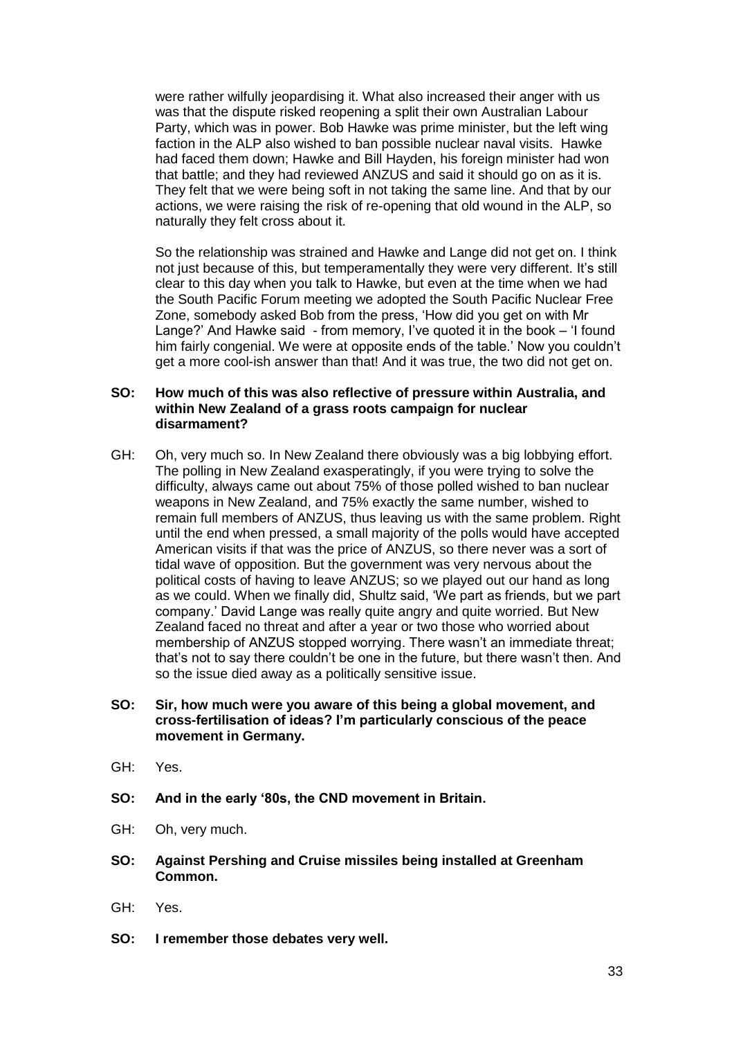were rather wilfully jeopardising it. What also increased their anger with us was that the dispute risked reopening a split their own Australian Labour Party, which was in power. Bob Hawke was prime minister, but the left wing faction in the ALP also wished to ban possible nuclear naval visits. Hawke had faced them down; Hawke and Bill Hayden, his foreign minister had won that battle; and they had reviewed ANZUS and said it should go on as it is. They felt that we were being soft in not taking the same line. And that by our actions, we were raising the risk of re-opening that old wound in the ALP, so naturally they felt cross about it.

So the relationship was strained and Hawke and Lange did not get on. I think not just because of this, but temperamentally they were very different. It's still clear to this day when you talk to Hawke, but even at the time when we had the South Pacific Forum meeting we adopted the South Pacific Nuclear Free Zone, somebody asked Bob from the press, 'How did you get on with Mr Lange?' And Hawke said - from memory, I've quoted it in the book – 'I found him fairly congenial. We were at opposite ends of the table.' Now you couldn't get a more cool-ish answer than that! And it was true, the two did not get on.

**SO: How much of this was also reflective of pressure within Australia, and within New Zealand of a grass roots campaign for nuclear disarmament?**

GH: Oh, very much so. In New Zealand there obviously was a big lobbying effort. The polling in New Zealand exasperatingly, if you were trying to solve the difficulty, always came out about 75% of those polled wished to ban nuclear weapons in New Zealand, and 75% exactly the same number, wished to remain full members of ANZUS, thus leaving us with the same problem. Right until the end when pressed, a small majority of the polls would have accepted American visits if that was the price of ANZUS, so there never was a sort of tidal wave of opposition. But the government was very nervous about the political costs of having to leave ANZUS; so we played out our hand as long as we could. When we finally did, Shultz said, 'We part as friends, but we part company.' David Lange was really quite angry and quite worried. But New Zealand faced no threat and after a year or two those who worried about membership of ANZUS stopped worrying. There wasn't an immediate threat; that's not to say there couldn't be one in the future, but there wasn't then. And so the issue died away as a politically sensitive issue.

**SO: Sir, how much were you aware of this being a global movement, and cross-fertilisation of ideas? I'm particularly conscious of the peace movement in Germany.**

GH: Yes.

**SO: And in the early '80s, the CND movement in Britain.**

GH: Oh, very much.

**SO: Against Pershing and Cruise missiles being installed at Greenham Common.**

GH: Yes.

**SO: I remember those debates very well.**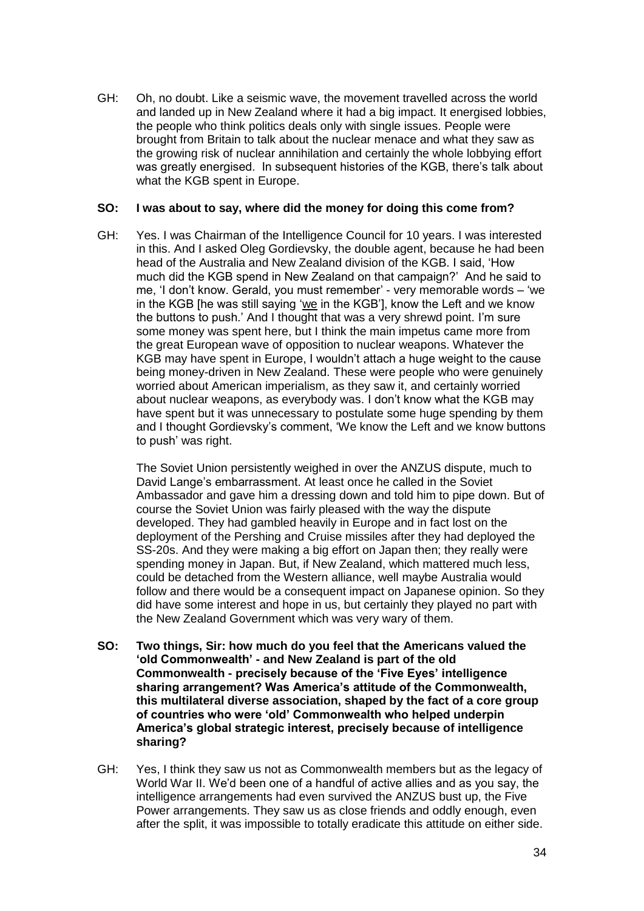GH: Oh, no doubt. Like a seismic wave, the movement travelled across the world and landed up in New Zealand where it had a big impact. It energised lobbies, the people who think politics deals only with single issues. People were brought from Britain to talk about the nuclear menace and what they saw as the growing risk of nuclear annihilation and certainly the whole lobbying effort was greatly energised. In subsequent histories of the KGB, there's talk about what the KGB spent in Europe.

**SO: I was about to say, where did the money for doing this come from?**

GH: Yes. I was Chairman of the Intelligence Council for 10 years. I was interested in this. And I asked Oleg Gordievsky, the double agent, because he had been head of the Australia and New Zealand division of the KGB. I said, 'How much did the KGB spend in New Zealand on that campaign?' And he said to me, 'I don't know. Gerald, you must remember' - very memorable words – 'we in the KGB [he was still saying 'we in the KGB'], know the Left and we know the buttons to push.' And I thought that was a very shrewd point. I'm sure some money was spent here, but I think the main impetus came more from the great European wave of opposition to nuclear weapons. Whatever the KGB may have spent in Europe, I wouldn't attach a huge weight to the cause being money-driven in New Zealand. These were people who were genuinely worried about American imperialism, as they saw it, and certainly worried about nuclear weapons, as everybody was. I don't know what the KGB may have spent but it was unnecessary to postulate some huge spending by them and I thought Gordievsky's comment, 'We know the Left and we know buttons to push' was right.

The Soviet Union persistently weighed in over the ANZUS dispute, much to David Lange's embarrassment. At least once he called in the Soviet Ambassador and gave him a dressing down and told him to pipe down. But of course the Soviet Union was fairly pleased with the way the dispute developed. They had gambled heavily in Europe and in fact lost on the deployment of the Pershing and Cruise missiles after they had deployed the SS-20s. And they were making a big effort on Japan then; they really were spending money in Japan. But, if New Zealand, which mattered much less, could be detached from the Western alliance, well maybe Australia would follow and there would be a consequent impact on Japanese opinion. So they did have some interest and hope in us, but certainly they played no part with the New Zealand Government which was very wary of them.

**SO: Two things, Sir: how much do you feel that the Americans valued the 'old Commonwealth' - and New Zealand is part of the old Commonwealth - precisely because of the 'Five Eyes' intelligence sharing arrangement? Was America's attitude of the Commonwealth, this multilateral diverse association, shaped by the fact of a core group of countries who were 'old' Commonwealth who helped underpin America's global strategic interest, precisely because of intelligence sharing?**

GH: Yes, I think they saw us not as Commonwealth members but as the legacy of World War II. We'd been one of a handful of active allies and as you say, the intelligence arrangements had even survived the ANZUS bust up, the Five Power arrangements. They saw us as close friends and oddly enough, even after the split, it was impossible to totally eradicate this attitude on either side.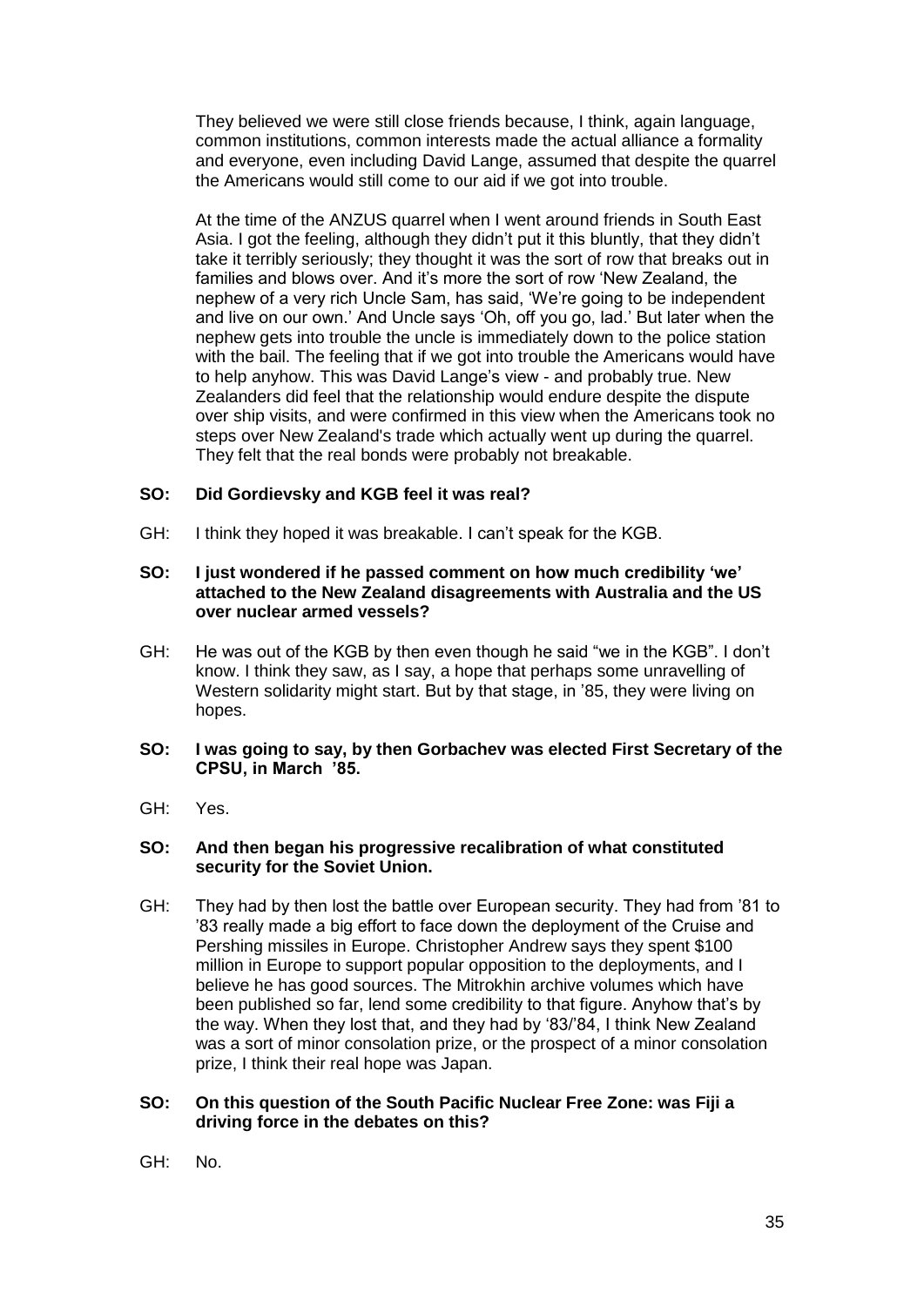They believed we were still close friends because, I think, again language, common institutions, common interests made the actual alliance a formality and everyone, even including David Lange, assumed that despite the quarrel the Americans would still come to our aid if we got into trouble.

At the time of the ANZUS quarrel when I went around friends in South East Asia. I got the feeling, although they didn't put it this bluntly, that they didn't take it terribly seriously; they thought it was the sort of row that breaks out in families and blows over. And it's more the sort of row 'New Zealand, the nephew of a very rich Uncle Sam, has said, 'We're going to be independent and live on our own.' And Uncle says 'Oh, off you go, lad.' But later when the nephew gets into trouble the uncle is immediately down to the police station with the bail. The feeling that if we got into trouble the Americans would have to help anyhow. This was David Lange's view - and probably true. New Zealanders did feel that the relationship would endure despite the dispute over ship visits, and were confirmed in this view when the Americans took no steps over New Zealand's trade which actually went up during the quarrel. They felt that the real bonds were probably not breakable.

**SO: Did Gordievsky and KGB feel it was real?**

GH: I think they hoped it was breakable. I can't speak for the KGB.

**SO: I just wondered if he passed comment on how much credibility 'we' attached to the New Zealand disagreements with Australia and the US over nuclear armed vessels?**

GH: He was out of the KGB by then even though he said "we in the KGB". I don't know. I think they saw, as I say, a hope that perhaps some unravelling of Western solidarity might start. But by that stage, in '85, they were living on hopes.

**SO: I was going to say, by then Gorbachev was elected First Secretary of the CPSU, in March '85.**

GH: Yes.

**SO: And then began his progressive recalibration of what constituted security for the Soviet Union.**

GH: They had by then lost the battle over European security. They had from '81 to '83 really made a big effort to face down the deployment of the Cruise and Pershing missiles in Europe. Christopher Andrew says they spent $100 million in Europe to support popular opposition to the deployments, and I believe he has good sources. The Mitrokhin archive volumes which have been published so far, lend some credibility to that figure. Anyhow that's by the way. When they lost that, and they had by '83/'84, I think New Zealand was a sort of minor consolation prize, or the prospect of a minor consolation prize, I think their real hope was Japan.

**SO: On this question of the South Pacific Nuclear Free Zone: was Fiji a driving force in the debates on this?**

GH: No.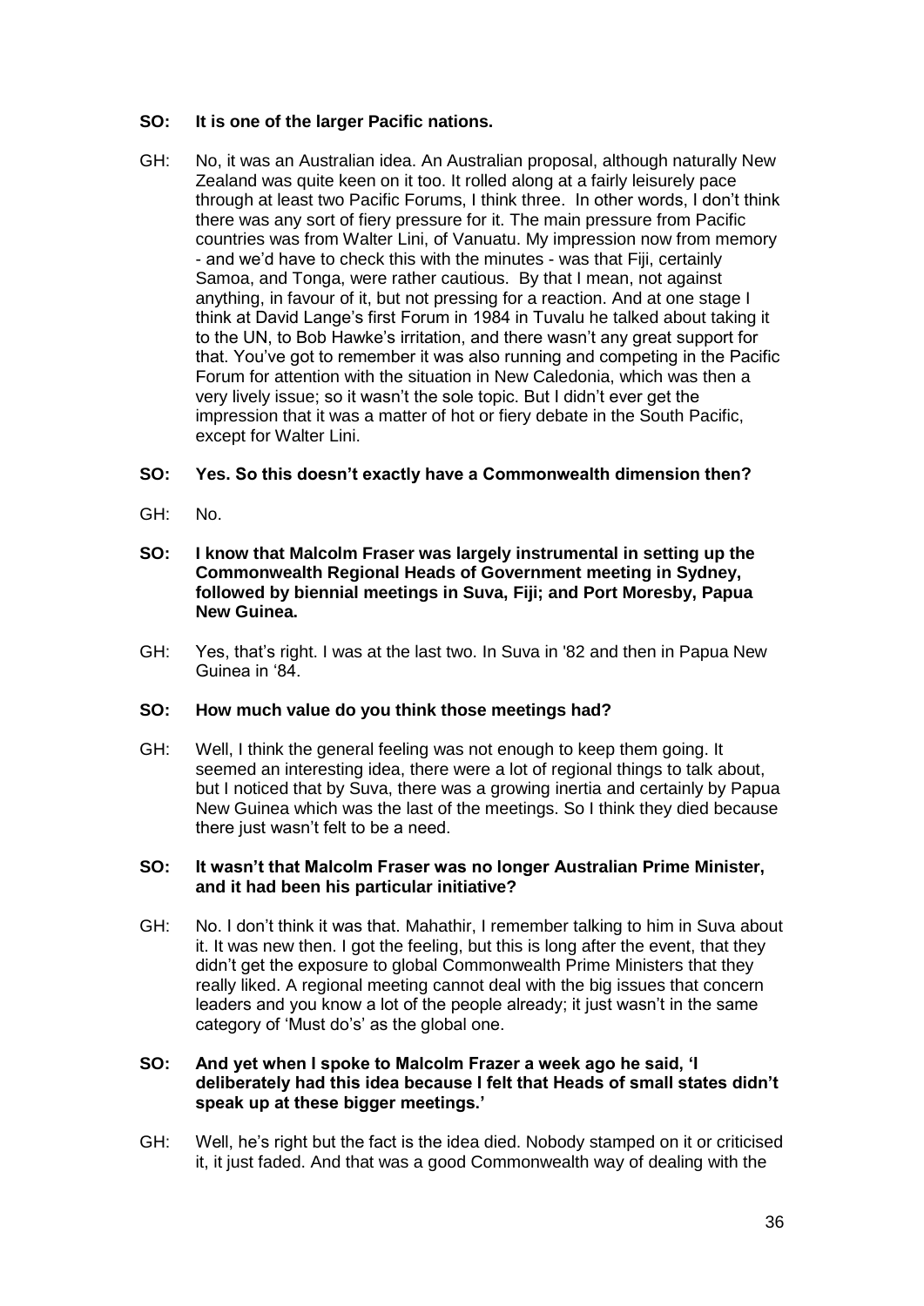**SO: It is one of the larger Pacific nations.**

GH: No, it was an Australian idea. An Australian proposal, although naturally New Zealand was quite keen on it too. It rolled along at a fairly leisurely pace through at least two Pacific Forums, I think three. In other words, I don't think there was any sort of fiery pressure for it. The main pressure from Pacific countries was from Walter Lini, of Vanuatu. My impression now from memory - and we'd have to check this with the minutes - was that Fiji, certainly Samoa, and Tonga, were rather cautious. By that I mean, not against anything, in favour of it, but not pressing for a reaction. And at one stage I think at David Lange's first Forum in 1984 in Tuvalu he talked about taking it to the UN, to Bob Hawke's irritation, and there wasn't any great support for that. You've got to remember it was also running and competing in the Pacific Forum for attention with the situation in New Caledonia, which was then a very lively issue; so it wasn't the sole topic. But I didn't ever get the impression that it was a matter of hot or fiery debate in the South Pacific, except for Walter Lini.

**SO: Yes. So this doesn't exactly have a Commonwealth dimension then?**

GH: No.

**SO: I know that Malcolm Fraser was largely instrumental in setting up the Commonwealth Regional Heads of Government meeting in Sydney, followed by biennial meetings in Suva, Fiji; and Port Moresby, Papua New Guinea.**

GH: Yes, that's right. I was at the last two. In Suva in '82 and then in Papua New Guinea in '84.

**SO: How much value do you think those meetings had?**

GH: Well, I think the general feeling was not enough to keep them going. It seemed an interesting idea, there were a lot of regional things to talk about, but I noticed that by Suva, there was a growing inertia and certainly by Papua New Guinea which was the last of the meetings. So I think they died because there just wasn't felt to be a need.

**SO: It wasn't that Malcolm Fraser was no longer Australian Prime Minister, and it had been his particular initiative?**

GH: No. I don't think it was that. Mahathir, I remember talking to him in Suva about it. It was new then. I got the feeling, but this is long after the event, that they didn't get the exposure to global Commonwealth Prime Ministers that they really liked. A regional meeting cannot deal with the big issues that concern leaders and you know a lot of the people already; it just wasn't in the same category of 'Must do's' as the global one.

**SO: And yet when I spoke to Malcolm Frazer a week ago he said, 'I deliberately had this idea because I felt that Heads of small states didn't speak up at these bigger meetings.'**

GH: Well, he's right but the fact is the idea died. Nobody stamped on it or criticised it, it just faded. And that was a good Commonwealth way of dealing with the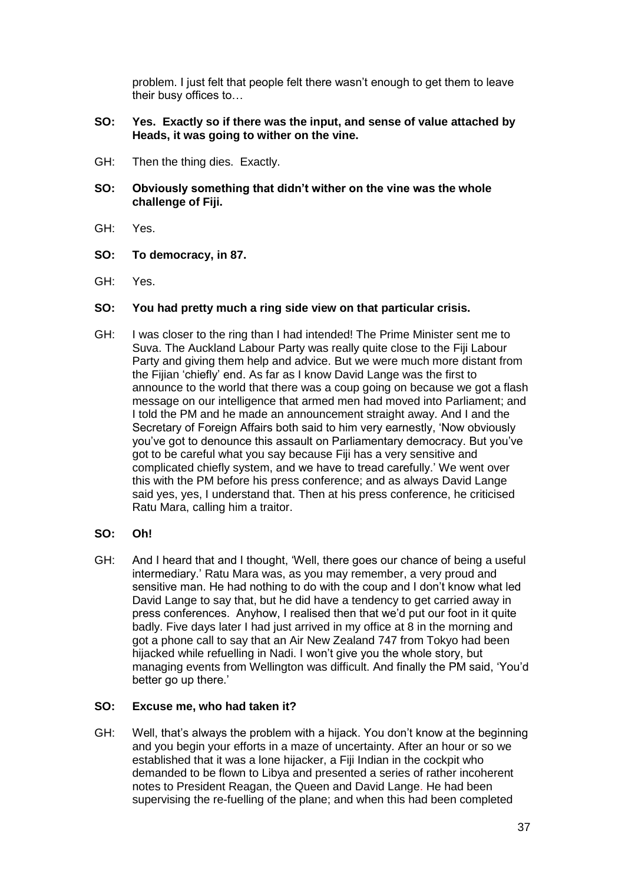problem. I just felt that people felt there wasn't enough to get them to leave their busy offices to…

**SO: Yes. Exactly so if there was the input, and sense of value attached by Heads, it was going to wither on the vine.**

GH: Then the thing dies. Exactly.

**SO: Obviously something that didn't wither on the vine was the whole challenge of Fiji.**

GH: Yes.

**SO: To democracy, in 87.**

GH: Yes.

**SO: You had pretty much a ring side view on that particular crisis.**

GH: I was closer to the ring than I had intended! The Prime Minister sent me to Suva. The Auckland Labour Party was really quite close to the Fiji Labour Party and giving them help and advice. But we were much more distant from the Fijian 'chiefly' end. As far as I know David Lange was the first to announce to the world that there was a coup going on because we got a flash message on our intelligence that armed men had moved into Parliament; and I told the PM and he made an announcement straight away. And I and the Secretary of Foreign Affairs both said to him very earnestly, 'Now obviously you've got to denounce this assault on Parliamentary democracy. But you've got to be careful what you say because Fiji has a very sensitive and complicated chiefly system, and we have to tread carefully.' We went over this with the PM before his press conference; and as always David Lange said yes, yes, I understand that. Then at his press conference, he criticised Ratu Mara, calling him a traitor.

**SO: Oh!**

GH: And I heard that and I thought, 'Well, there goes our chance of being a useful intermediary.' Ratu Mara was, as you may remember, a very proud and sensitive man. He had nothing to do with the coup and I don't know what led David Lange to say that, but he did have a tendency to get carried away in press conferences. Anyhow, I realised then that we'd put our foot in it quite badly. Five days later I had just arrived in my office at 8 in the morning and got a phone call to say that an Air New Zealand 747 from Tokyo had been hijacked while refuelling in Nadi. I won't give you the whole story, but managing events from Wellington was difficult. And finally the PM said, 'You'd better go up there.'

**SO: Excuse me, who had taken it?**

GH: Well, that's always the problem with a hijack. You don't know at the beginning and you begin your efforts in a maze of uncertainty. After an hour or so we established that it was a lone hijacker, a Fiji Indian in the cockpit who demanded to be flown to Libya and presented a series of rather incoherent notes to President Reagan, the Queen and David Lange. He had been supervising the re-fuelling of the plane; and when this had been completed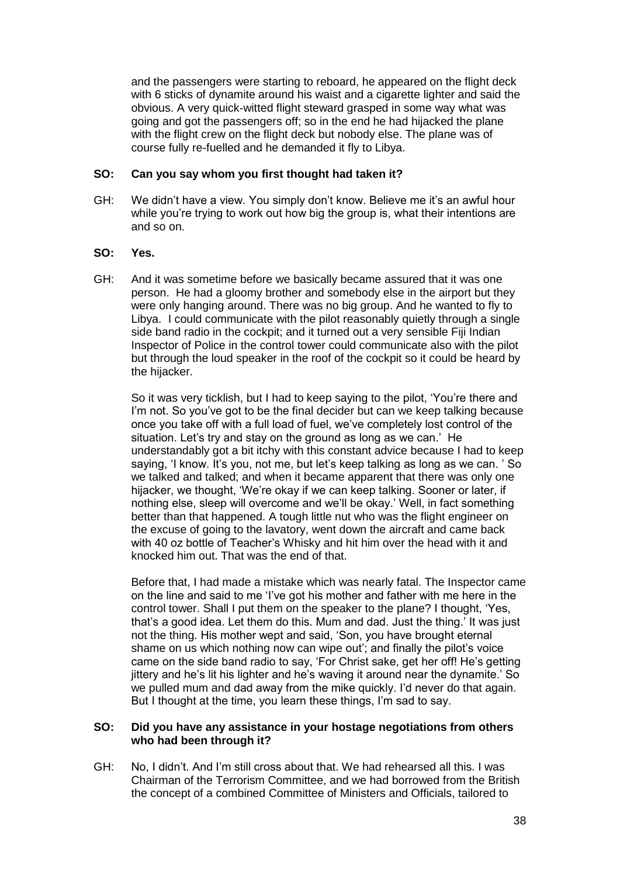and the passengers were starting to reboard, he appeared on the flight deck with 6 sticks of dynamite around his waist and a cigarette lighter and said the obvious. A very quick-witted flight steward grasped in some way what was going and got the passengers off; so in the end he had hijacked the plane with the flight crew on the flight deck but nobody else. The plane was of course fully re-fuelled and he demanded it fly to Libya.

**SO: Can you say whom you first thought had taken it?**

GH: We didn't have a view. You simply don't know. Believe me it's an awful hour while you're trying to work out how big the group is, what their intentions are and so on.

**SO: Yes.**

GH: And it was sometime before we basically became assured that it was one person. He had a gloomy brother and somebody else in the airport but they were only hanging around. There was no big group. And he wanted to fly to Libya. I could communicate with the pilot reasonably quietly through a single side band radio in the cockpit; and it turned out a very sensible Fiji Indian Inspector of Police in the control tower could communicate also with the pilot but through the loud speaker in the roof of the cockpit so it could be heard by the hijacker.

So it was very ticklish, but I had to keep saying to the pilot, 'You're there and I'm not. So you've got to be the final decider but can we keep talking because once you take off with a full load of fuel, we've completely lost control of the situation. Let's try and stay on the ground as long as we can.' He understandably got a bit itchy with this constant advice because I had to keep saying, 'I know. It's you, not me, but let's keep talking as long as we can. ' So we talked and talked; and when it became apparent that there was only one hijacker, we thought, 'We're okay if we can keep talking. Sooner or later, if nothing else, sleep will overcome and we'll be okay.' Well, in fact something better than that happened. A tough little nut who was the flight engineer on the excuse of going to the lavatory, went down the aircraft and came back with 40 oz bottle of Teacher's Whisky and hit him over the head with it and knocked him out. That was the end of that.

Before that, I had made a mistake which was nearly fatal. The Inspector came on the line and said to me 'I've got his mother and father with me here in the control tower. Shall I put them on the speaker to the plane? I thought, 'Yes, that's a good idea. Let them do this. Mum and dad. Just the thing.' It was just not the thing. His mother wept and said, 'Son, you have brought eternal shame on us which nothing now can wipe out'; and finally the pilot's voice came on the side band radio to say, 'For Christ sake, get her off! He's getting jittery and he's lit his lighter and he's waving it around near the dynamite.' So we pulled mum and dad away from the mike quickly. I'd never do that again. But I thought at the time, you learn these things, I'm sad to say.

**SO: Did you have any assistance in your hostage negotiations from others who had been through it?**

GH: No, I didn't. And I'm still cross about that. We had rehearsed all this. I was Chairman of the Terrorism Committee, and we had borrowed from the British the concept of a combined Committee of Ministers and Officials, tailored to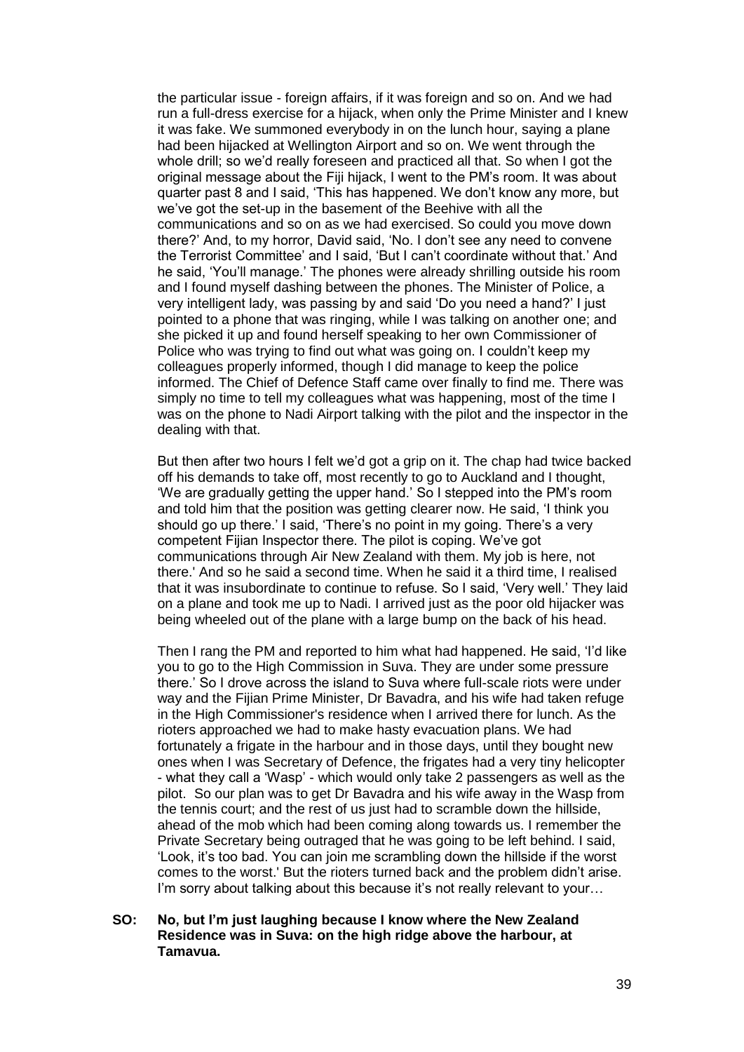the particular issue - foreign affairs, if it was foreign and so on. And we had run a full-dress exercise for a hijack, when only the Prime Minister and I knew it was fake. We summoned everybody in on the lunch hour, saying a plane had been hijacked at Wellington Airport and so on. We went through the whole drill; so we'd really foreseen and practiced all that. So when I got the original message about the Fiji hijack, I went to the PM's room. It was about quarter past 8 and I said, 'This has happened. We don't know any more, but we've got the set-up in the basement of the Beehive with all the communications and so on as we had exercised. So could you move down there?' And, to my horror, David said, 'No. I don't see any need to convene the Terrorist Committee' and I said, 'But I can't coordinate without that.' And he said, 'You'll manage.' The phones were already shrilling outside his room and I found myself dashing between the phones. The Minister of Police, a very intelligent lady, was passing by and said 'Do you need a hand?' I just pointed to a phone that was ringing, while I was talking on another one; and she picked it up and found herself speaking to her own Commissioner of Police who was trying to find out what was going on. I couldn't keep my colleagues properly informed, though I did manage to keep the police informed. The Chief of Defence Staff came over finally to find me. There was simply no time to tell my colleagues what was happening, most of the time I was on the phone to Nadi Airport talking with the pilot and the inspector in the dealing with that.

But then after two hours I felt we'd got a grip on it. The chap had twice backed off his demands to take off, most recently to go to Auckland and I thought, 'We are gradually getting the upper hand.' So I stepped into the PM's room and told him that the position was getting clearer now. He said, 'I think you should go up there.' I said, 'There's no point in my going. There's a very competent Fijian Inspector there. The pilot is coping. We've got communications through Air New Zealand with them. My job is here, not there.' And so he said a second time. When he said it a third time, I realised that it was insubordinate to continue to refuse. So I said, 'Very well.' They laid on a plane and took me up to Nadi. I arrived just as the poor old hijacker was being wheeled out of the plane with a large bump on the back of his head.

Then I rang the PM and reported to him what had happened. He said, 'I'd like you to go to the High Commission in Suva. They are under some pressure there.' So I drove across the island to Suva where full-scale riots were under way and the Fijian Prime Minister, Dr Bavadra, and his wife had taken refuge in the High Commissioner's residence when I arrived there for lunch. As the rioters approached we had to make hasty evacuation plans. We had fortunately a frigate in the harbour and in those days, until they bought new ones when I was Secretary of Defence, the frigates had a very tiny helicopter - what they call a 'Wasp' - which would only take 2 passengers as well as the pilot. So our plan was to get Dr Bavadra and his wife away in the Wasp from the tennis court; and the rest of us just had to scramble down the hillside, ahead of the mob which had been coming along towards us. I remember the Private Secretary being outraged that he was going to be left behind. I said, 'Look, it's too bad. You can join me scrambling down the hillside if the worst comes to the worst.' But the rioters turned back and the problem didn't arise. I'm sorry about talking about this because it's not really relevant to your…

**SO: No, but I'm just laughing because I know where the New Zealand Residence was in Suva: on the high ridge above the harbour, at Tamavua.**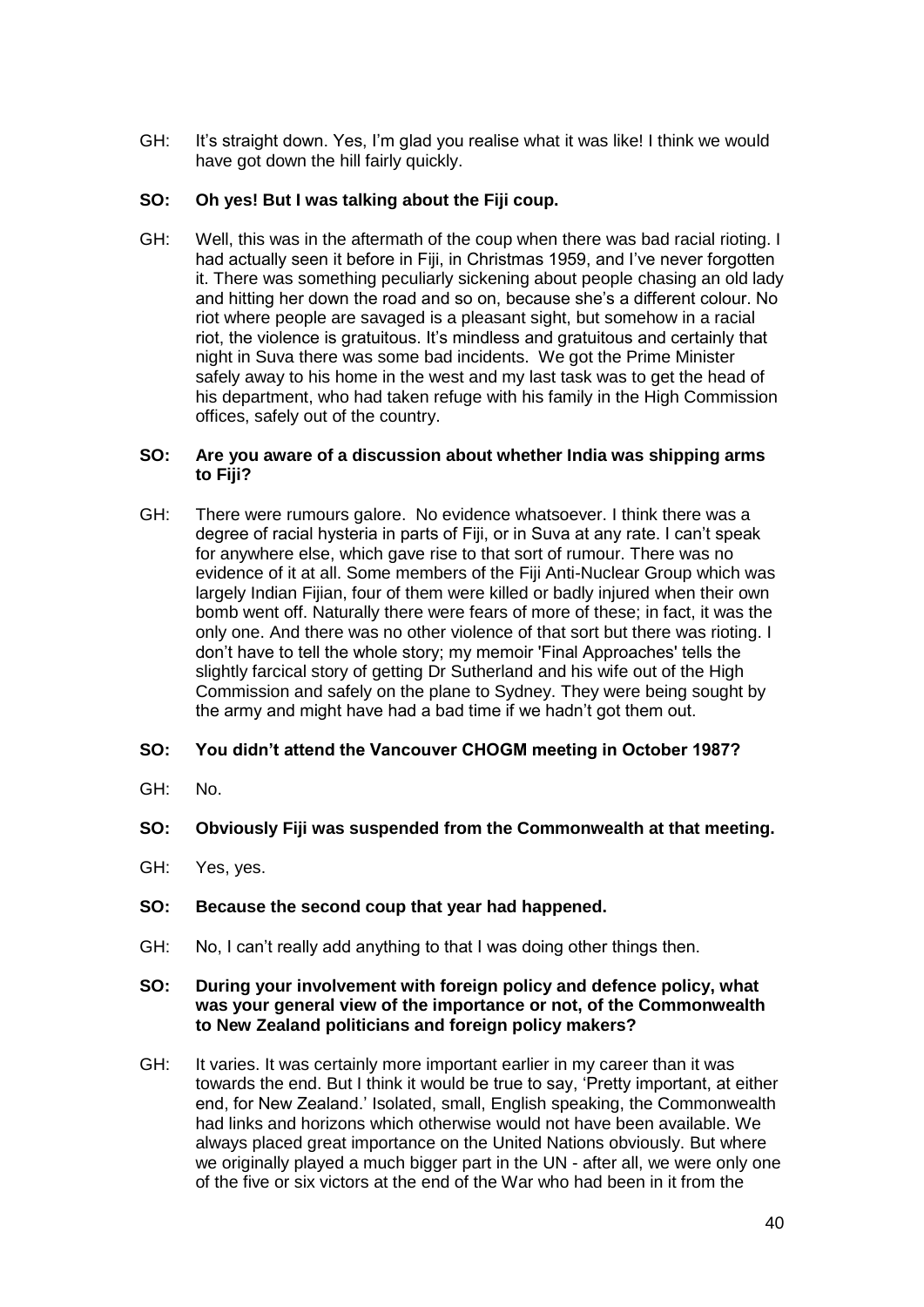GH: It's straight down. Yes, I'm glad you realise what it was like! I think we would have got down the hill fairly quickly.

**SO: Oh yes! But I was talking about the Fiji coup.**

GH: Well, this was in the aftermath of the coup when there was bad racial rioting. I had actually seen it before in Fiji, in Christmas 1959, and I've never forgotten it. There was something peculiarly sickening about people chasing an old lady and hitting her down the road and so on, because she's a different colour. No riot where people are savaged is a pleasant sight, but somehow in a racial riot, the violence is gratuitous. It's mindless and gratuitous and certainly that night in Suva there was some bad incidents. We got the Prime Minister safely away to his home in the west and my last task was to get the head of his department, who had taken refuge with his family in the High Commission offices, safely out of the country.

**SO: Are you aware of a discussion about whether India was shipping arms to Fiji?**

GH: There were rumours galore. No evidence whatsoever. I think there was a degree of racial hysteria in parts of Fiji, or in Suva at any rate. I can't speak for anywhere else, which gave rise to that sort of rumour. There was no evidence of it at all. Some members of the Fiji Anti-Nuclear Group which was largely Indian Fijian, four of them were killed or badly injured when their own bomb went off. Naturally there were fears of more of these; in fact, it was the only one. And there was no other violence of that sort but there was rioting. I don't have to tell the whole story; my memoir 'Final Approaches' tells the slightly farcical story of getting Dr Sutherland and his wife out of the High Commission and safely on the plane to Sydney. They were being sought by the army and might have had a bad time if we hadn't got them out.

**SO: You didn't attend the Vancouver CHOGM meeting in October 1987?**

GH: No.

**SO: Obviously Fiji was suspended from the Commonwealth at that meeting.**

GH: Yes, yes.

**SO: Because the second coup that year had happened.**

GH: No, I can't really add anything to that I was doing other things then.

**SO: During your involvement with foreign policy and defence policy, what was your general view of the importance or not, of the Commonwealth to New Zealand politicians and foreign policy makers?**

GH: It varies. It was certainly more important earlier in my career than it was towards the end. But I think it would be true to say, 'Pretty important, at either end, for New Zealand.' Isolated, small, English speaking, the Commonwealth had links and horizons which otherwise would not have been available. We always placed great importance on the United Nations obviously. But where we originally played a much bigger part in the UN - after all, we were only one of the five or six victors at the end of the War who had been in it from the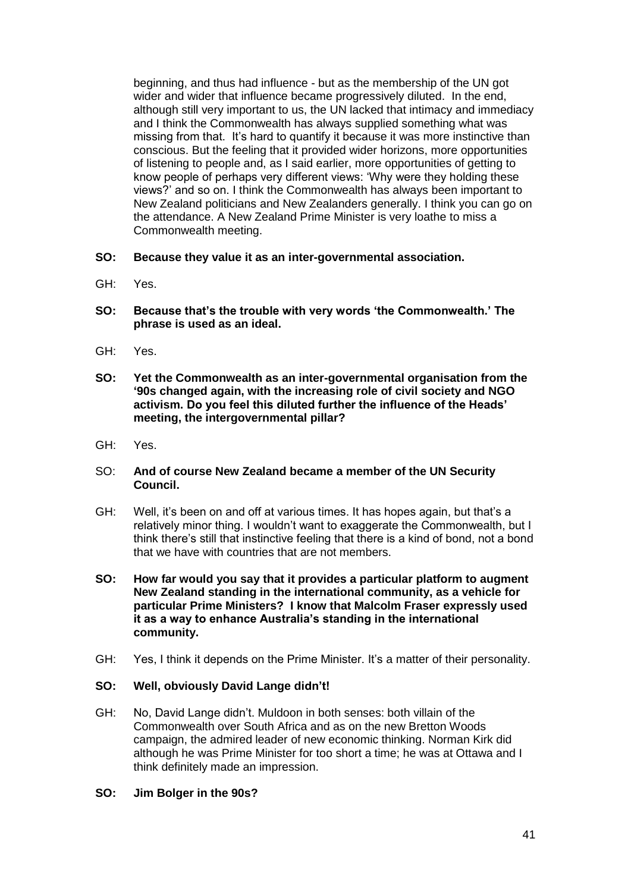beginning, and thus had influence - but as the membership of the UN got wider and wider that influence became progressively diluted. In the end, although still very important to us, the UN lacked that intimacy and immediacy and I think the Commonwealth has always supplied something what was missing from that. It's hard to quantify it because it was more instinctive than conscious. But the feeling that it provided wider horizons, more opportunities of listening to people and, as I said earlier, more opportunities of getting to know people of perhaps very different views: 'Why were they holding these views?' and so on. I think the Commonwealth has always been important to New Zealand politicians and New Zealanders generally. I think you can go on the attendance. A New Zealand Prime Minister is very loathe to miss a Commonwealth meeting.

**SO: Because they value it as an inter-governmental association.**

GH: Yes.

**SO: Because that's the trouble with very words 'the Commonwealth.' The phrase is used as an ideal.**

GH: Yes.

**SO: Yet the Commonwealth as an inter-governmental organisation from the '90s changed again, with the increasing role of civil society and NGO activism. Do you feel this diluted further the influence of the Heads' meeting, the intergovernmental pillar?**

GH: Yes.

SO: **And of course New Zealand became a member of the UN Security Council.**

GH: Well, it's been on and off at various times. It has hopes again, but that's a relatively minor thing. I wouldn't want to exaggerate the Commonwealth, but I think there's still that instinctive feeling that there is a kind of bond, not a bond that we have with countries that are not members.

**SO: How far would you say that it provides a particular platform to augment New Zealand standing in the international community, as a vehicle for particular Prime Ministers? I know that Malcolm Fraser expressly used it as a way to enhance Australia's standing in the international community.**

GH: Yes, I think it depends on the Prime Minister. It's a matter of their personality.

**SO: Well, obviously David Lange didn't!**

GH: No, David Lange didn't. Muldoon in both senses: both villain of the Commonwealth over South Africa and as on the new Bretton Woods campaign, the admired leader of new economic thinking. Norman Kirk did although he was Prime Minister for too short a time; he was at Ottawa and I think definitely made an impression.

**SO: Jim Bolger in the 90s?**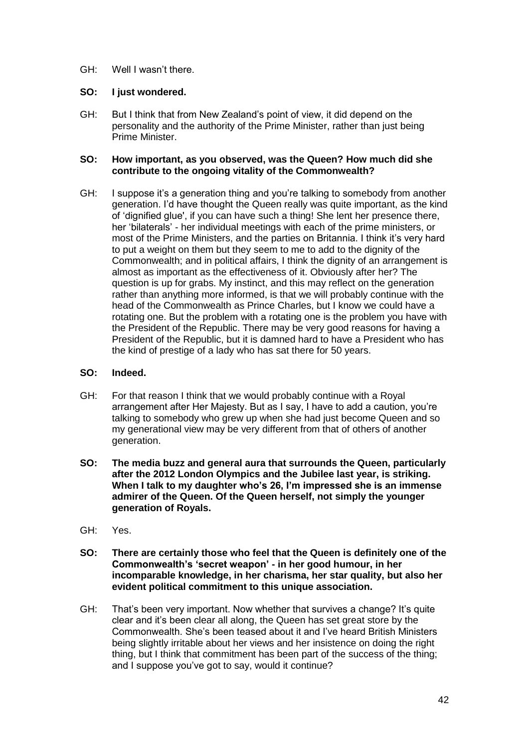GH: Well I wasn't there.

**SO: I just wondered.**

GH: But I think that from New Zealand's point of view, it did depend on the personality and the authority of the Prime Minister, rather than just being Prime Minister.

**SO: How important, as you observed, was the Queen? How much did she contribute to the ongoing vitality of the Commonwealth?**

GH: I suppose it's a generation thing and you're talking to somebody from another generation. I'd have thought the Queen really was quite important, as the kind of 'dignified glue', if you can have such a thing! She lent her presence there, her 'bilaterals' - her individual meetings with each of the prime ministers, or most of the Prime Ministers, and the parties on Britannia. I think it's very hard to put a weight on them but they seem to me to add to the dignity of the Commonwealth; and in political affairs, I think the dignity of an arrangement is almost as important as the effectiveness of it. Obviously after her? The question is up for grabs. My instinct, and this may reflect on the generation rather than anything more informed, is that we will probably continue with the head of the Commonwealth as Prince Charles, but I know we could have a rotating one. But the problem with a rotating one is the problem you have with the President of the Republic. There may be very good reasons for having a President of the Republic, but it is damned hard to have a President who has the kind of prestige of a lady who has sat there for 50 years.

**SO: Indeed.**

GH: For that reason I think that we would probably continue with a Royal arrangement after Her Majesty. But as I say, I have to add a caution, you're talking to somebody who grew up when she had just become Queen and so my generational view may be very different from that of others of another generation.

**SO: The media buzz and general aura that surrounds the Queen, particularly after the 2012 London Olympics and the Jubilee last year, is striking. When I talk to my daughter who's 26, I'm impressed she is an immense admirer of the Queen. Of the Queen herself, not simply the younger generation of Royals.**

GH: Yes.

**SO: There are certainly those who feel that the Queen is definitely one of the Commonwealth's 'secret weapon' - in her good humour, in her incomparable knowledge, in her charisma, her star quality, but also her evident political commitment to this unique association.**

GH: That's been very important. Now whether that survives a change? It's quite clear and it's been clear all along, the Queen has set great store by the Commonwealth. She's been teased about it and I've heard British Ministers being slightly irritable about her views and her insistence on doing the right thing, but I think that commitment has been part of the success of the thing; and I suppose you've got to say, would it continue?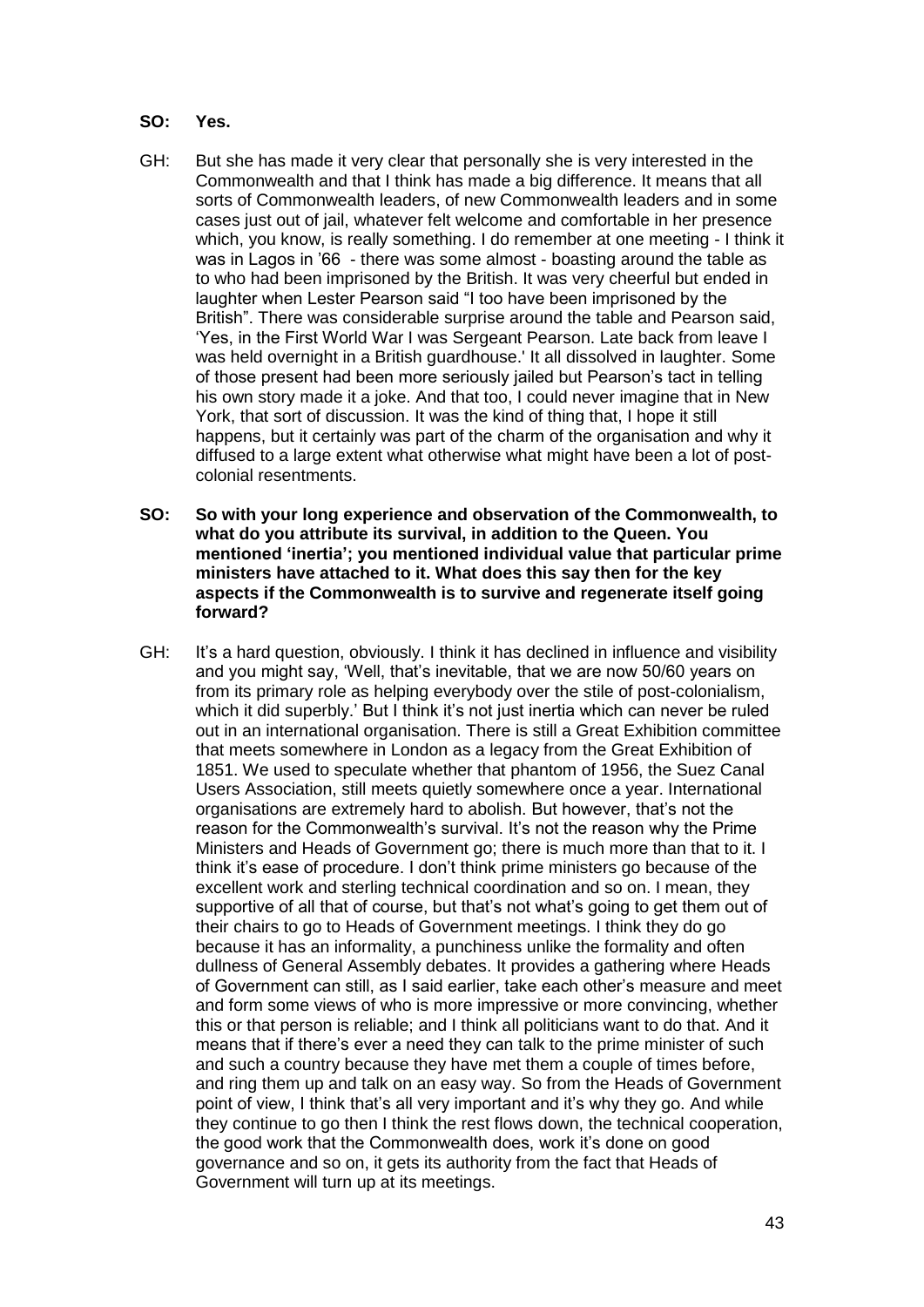**SO: Yes.**

GH: But she has made it very clear that personally she is very interested in the Commonwealth and that I think has made a big difference. It means that all sorts of Commonwealth leaders, of new Commonwealth leaders and in some cases just out of jail, whatever felt welcome and comfortable in her presence which, you know, is really something. I do remember at one meeting - I think it was in Lagos in '66 - there was some almost - boasting around the table as to who had been imprisoned by the British. It was very cheerful but ended in laughter when Lester Pearson said "I too have been imprisoned by the British". There was considerable surprise around the table and Pearson said, 'Yes, in the First World War I was Sergeant Pearson. Late back from leave I was held overnight in a British guardhouse.' It all dissolved in laughter. Some of those present had been more seriously jailed but Pearson's tact in telling his own story made it a joke. And that too, I could never imagine that in New York, that sort of discussion. It was the kind of thing that, I hope it still happens, but it certainly was part of the charm of the organisation and why it diffused to a large extent what otherwise what might have been a lot of post-colonial resentments.

**SO: So with your long experience and observation of the Commonwealth, to what do you attribute its survival, in addition to the Queen. You mentioned 'inertia'; you mentioned individual value that particular prime ministers have attached to it. What does this say then for the key aspects if the Commonwealth is to survive and regenerate itself going forward?**

GH: It's a hard question, obviously. I think it has declined in influence and visibility and you might say, 'Well, that's inevitable, that we are now 50/60 years on from its primary role as helping everybody over the stile of post-colonialism, which it did superbly.' But I think it's not just inertia which can never be ruled out in an international organisation. There is still a Great Exhibition committee that meets somewhere in London as a legacy from the Great Exhibition of 1851. We used to speculate whether that phantom of 1956, the Suez Canal Users Association, still meets quietly somewhere once a year. International organisations are extremely hard to abolish. But however, that's not the reason for the Commonwealth's survival. It's not the reason why the Prime Ministers and Heads of Government go; there is much more than that to it. I think it's ease of procedure. I don't think prime ministers go because of the excellent work and sterling technical coordination and so on. I mean, they supportive of all that of course, but that's not what's going to get them out of their chairs to go to Heads of Government meetings. I think they do go because it has an informality, a punchiness unlike the formality and often dullness of General Assembly debates. It provides a gathering where Heads of Government can still, as I said earlier, take each other's measure and meet and form some views of who is more impressive or more convincing, whether this or that person is reliable; and I think all politicians want to do that. And it means that if there's ever a need they can talk to the prime minister of such and such a country because they have met them a couple of times before, and ring them up and talk on an easy way. So from the Heads of Government point of view, I think that's all very important and it's why they go. And while they continue to go then I think the rest flows down, the technical cooperation, the good work that the Commonwealth does, work it's done on good governance and so on, it gets its authority from the fact that Heads of Government will turn up at its meetings.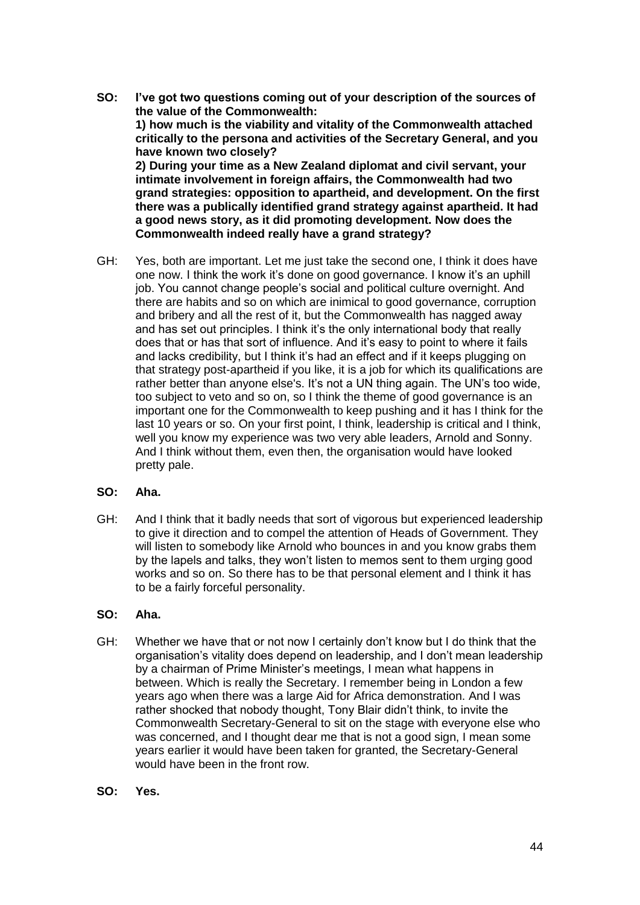**SO: I've got two questions coming out of your description of the sources of the value of the Commonwealth:**
**1) how much is the viability and vitality of the Commonwealth attached critically to the persona and activities of the Secretary General, and you have known two closely?**
**2) During your time as a New Zealand diplomat and civil servant, your intimate involvement in foreign affairs, the Commonwealth had two grand strategies: opposition to apartheid, and development. On the first there was a publically identified grand strategy against apartheid. It had a good news story, as it did promoting development. Now does the Commonwealth indeed really have a grand strategy?**

GH: Yes, both are important. Let me just take the second one, I think it does have one now. I think the work it's done on good governance. I know it's an uphill job. You cannot change people's social and political culture overnight. And there are habits and so on which are inimical to good governance, corruption and bribery and all the rest of it, but the Commonwealth has nagged away and has set out principles. I think it's the only international body that really does that or has that sort of influence. And it's easy to point to where it fails and lacks credibility, but I think it's had an effect and if it keeps plugging on that strategy post-apartheid if you like, it is a job for which its qualifications are rather better than anyone else's. It's not a UN thing again. The UN's too wide, too subject to veto and so on, so I think the theme of good governance is an important one for the Commonwealth to keep pushing and it has I think for the last 10 years or so. On your first point, I think, leadership is critical and I think, well you know my experience was two very able leaders, Arnold and Sonny. And I think without them, even then, the organisation would have looked pretty pale.

**SO: Aha.**

GH: And I think that it badly needs that sort of vigorous but experienced leadership to give it direction and to compel the attention of Heads of Government. They will listen to somebody like Arnold who bounces in and you know grabs them by the lapels and talks, they won't listen to memos sent to them urging good works and so on. So there has to be that personal element and I think it has to be a fairly forceful personality.

**SO: Aha.**

GH: Whether we have that or not now I certainly don't know but I do think that the organisation's vitality does depend on leadership, and I don't mean leadership by a chairman of Prime Minister's meetings, I mean what happens in between. Which is really the Secretary. I remember being in London a few years ago when there was a large Aid for Africa demonstration. And I was rather shocked that nobody thought, Tony Blair didn't think, to invite the Commonwealth Secretary-General to sit on the stage with everyone else who was concerned, and I thought dear me that is not a good sign, I mean some years earlier it would have been taken for granted, the Secretary-General would have been in the front row.

**SO: Yes.**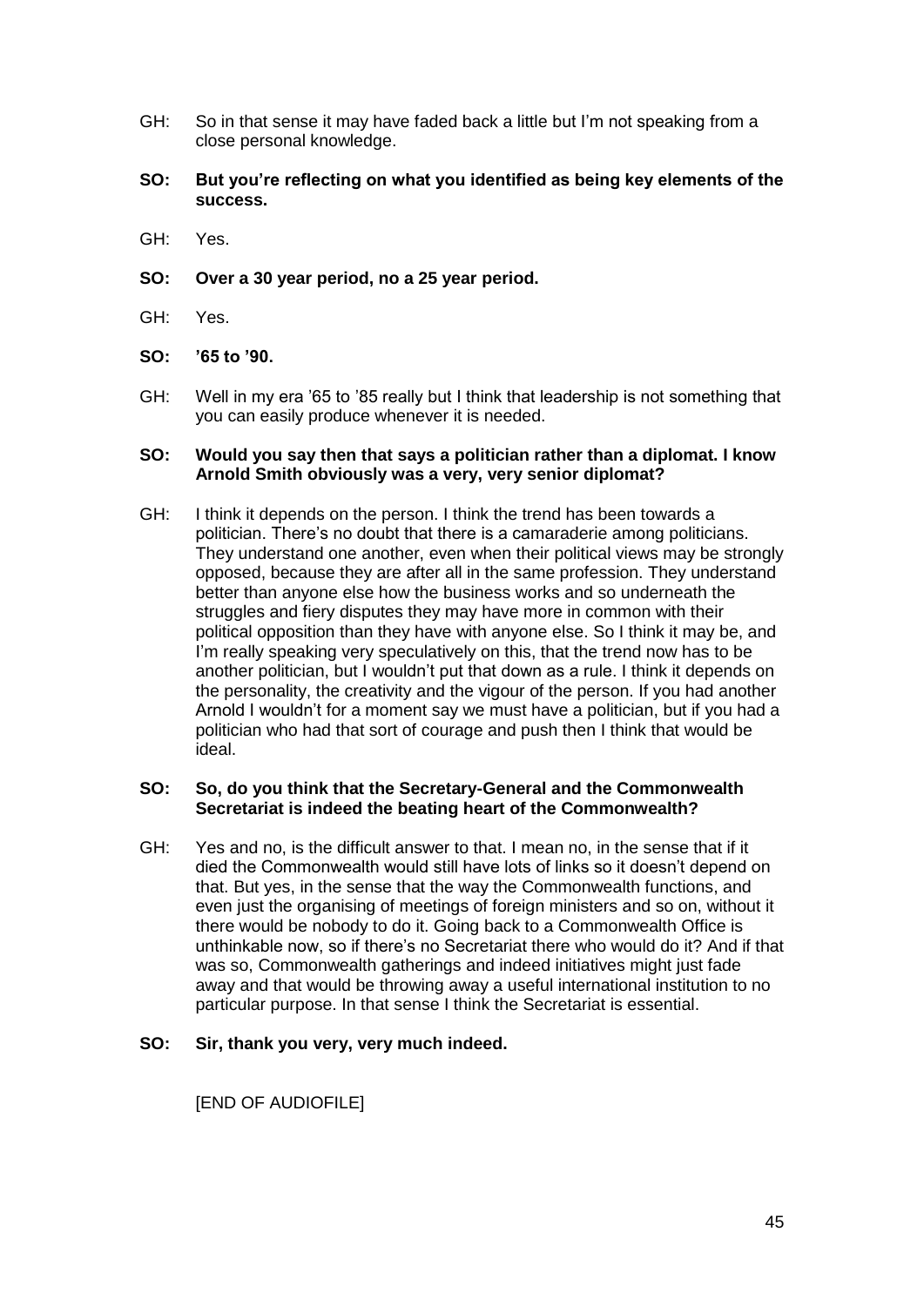GH: So in that sense it may have faded back a little but I'm not speaking from a close personal knowledge.

**SO: But you're reflecting on what you identified as being key elements of the success.**

GH: Yes.

**SO: Over a 30 year period, no a 25 year period.**

GH: Yes.

**SO: '65 to '90.**

GH: Well in my era '65 to '85 really but I think that leadership is not something that you can easily produce whenever it is needed.

**SO: Would you say then that says a politician rather than a diplomat. I know Arnold Smith obviously was a very, very senior diplomat?**

GH: I think it depends on the person. I think the trend has been towards a politician. There's no doubt that there is a camaraderie among politicians. They understand one another, even when their political views may be strongly opposed, because they are after all in the same profession. They understand better than anyone else how the business works and so underneath the struggles and fiery disputes they may have more in common with their political opposition than they have with anyone else. So I think it may be, and I'm really speaking very speculatively on this, that the trend now has to be another politician, but I wouldn't put that down as a rule. I think it depends on the personality, the creativity and the vigour of the person. If you had another Arnold I wouldn't for a moment say we must have a politician, but if you had a politician who had that sort of courage and push then I think that would be ideal.

**SO: So, do you think that the Secretary-General and the Commonwealth Secretariat is indeed the beating heart of the Commonwealth?**

GH: Yes and no, is the difficult answer to that. I mean no, in the sense that if it died the Commonwealth would still have lots of links so it doesn't depend on that. But yes, in the sense that the way the Commonwealth functions, and even just the organising of meetings of foreign ministers and so on, without it there would be nobody to do it. Going back to a Commonwealth Office is unthinkable now, so if there's no Secretariat there who would do it? And if that was so, Commonwealth gatherings and indeed initiatives might just fade away and that would be throwing away a useful international institution to no particular purpose. In that sense I think the Secretariat is essential.

**SO: Sir, thank you very, very much indeed.**

[END OF AUDIOFILE]